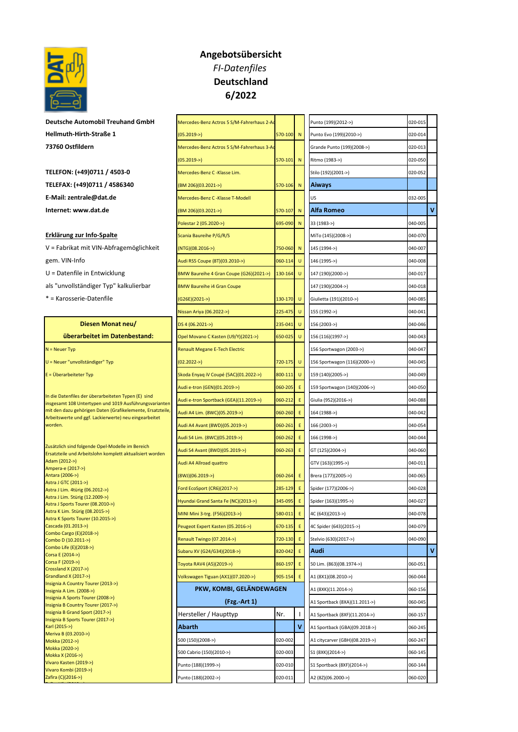# Angebotsübersicht

*FI-Datenfiles*

**Deutschland**

**6/2022**

**Deutsche Automobil Treuhand GmbH**

**Hellmuth-Hirth-Straße 1**

**73760 Ostfildern**

**TELEFON: (+49)0711 / 4503-0**

**TELEFAX: (+49)0711 / 4586340**

**E-Mail: zentrale@dat.de**

**Internet: www.dat.de**

**Erklärung zur Info-Spalte**

V = Fabrikat mit VIN-Abfragemöglichkeit gem. VIN-Info

U = Datenfile in Entwicklung als "unvollständiger Typ" kalkulierbar

* = Karosserie-Datenfile

**Diesen Monat neu/ überarbeitet im Datenbestand:**

N = Neuer Typ

U = Neuer "unvollständiger" Typ

E = Überarbeiteter Typ

In die Datenfiles der überarbeiteten Typen (E) sind insgesamt 108 Untertypen und 1019 Ausführungsvarianten mit den dazu gehörigen Daten (Grafikelemente, Ersatzteile, Arbeitswerte und ggf. Lackierwerte) neu eingearbeitet worden.

Zusätzlich sind folgende Opel-Modelle im Bereich Ersatzteile und Arbeitslohn komplett aktualisiert worden
Adam (2012->)
Ampera-e (2017->)
Antara (2006->)
Astra J GTC (2011->)
Astra J Lim. 4türig (06.2012->)
Astra J Lim. 5türig (12.2009->)
Astra J Sports Tourer (08.2010->)
Astra K Lim. 5türig (08.2015->)
Astra K Sports Tourer (10.2015->)
Cascada (01.2013->)
Combo Cargo (E)(2018->)
Combo D (10.2011->)
Combo Life (E)(2018->)
Corsa E (2014->)
Corsa F (2019->)
Crossland X (2017->)
Grandland X (2017->)
Insignia A Country Tourer (2013->)
Insignia A Lim. (2008->)
Insignia A Sports Tourer (2008->)
Insignia B Country Tourer (2017->)
Insignia B Grand Sport (2017->)
Insignia B Sports Tourer (2017->)
Karl (2015->)
Meriva B (03.2010->)
Mokka (2012->)
Mokka (2020->)
Mokka X (2016->)
Vivaro Kasten (2019->)
Vivaro Kombi (2019->)
Zafira (C)(2016->)

| Hersteller / Haupttyp | Nr. | I |
|---|---|---|
| Mercedes-Benz Actros 5 S/M-Fahrerhaus 2-Ac (05.2019->) | 570-100 | N |
| Mercedes-Benz Actros 5 S/M-Fahrerhaus 3-Ac (05.2019->) | 570-101 | N |
| Mercedes-Benz C-Klasse Lim. (BM 206)(03.2021->) | 570-106 | N |
| Mercedes-Benz C-Klasse T-Modell (BM 206)(03.2021->) | 570-107 | N |
| Polestar 2 (05.2020->) | 695-090 | N |
| Scania Baureihe P/G/R/S (NTG)(08.2016->) | 750-060 | N |
| Audi RS5 Coupe (8T)(03.2010->) | 060-114 | U |
| BMW Baureihe 4 Gran Coupe (G26)(2021->) | 130-164 | U |
| BMW Baureihe i4 Gran Coupe (G26E)(2021->) | 130-170 | U |
| Nissan Ariya (06.2022->) | 225-475 | U |
| DS 4 (06.2021->) | 235-041 | U |
| Opel Movano C Kasten (U9/Y)(2021->) | 650-025 | U |
| Renault Megane E-Tech Electric (02.2022->) | 720-175 | U |
| Skoda Enyaq iV Coupé (5AC)(01.2022->) | 800-111 | U |
| Audi e-tron (GEN)(01.2019->) | 060-205 | E |
| Audi e-tron Sportback (GEA)(11.2019->) | 060-212 | E |
| Audi A4 Lim. (8WC)(05.2019->) | 060-260 | E |
| Audi A4 Avant (8WD)(05.2019->) | 060-261 | E |
| Audi S4 Lim. (8WC)(05.2019->) | 060-262 | E |
| Audi S4 Avant (8WD)(05.2019->) | 060-263 | E |
| Audi A4 Allroad quattro (8WJ)(06.2019->) | 060-264 | E |
| Ford EcoSport (CR6)(2017->) | 285-129 | E |
| Hyundai Grand Santa Fe (NC)(2013->) | 345-095 | E |
| MINI Mini 3-trg. (F56)(2013->) | 580-011 | E |
| Peugeot Expert Kasten (05.2016->) | 670-135 | E |
| Renault Twingo (07.2014->) | 720-130 | E |
| Subaru XV (G24/G34)(2018->) | 820-042 | E |
| Toyota RAV4 (A5)(2019->) | 860-197 | E |
| Volkswagen Tiguan (AX1)(07.2020->) | 905-154 | E |

**PKW, KOMBI, GELÄNDEWAGEN**

**(Fzg.-Art 1)**

| Hersteller / Haupttyp | Nr. | I |
|---|---|---|
| **Abarth** | | **V** |
| 500 (150)(2008->) | 020-002 | |
| 500 Cabrio (150)(2010->) | 020-003 | |
| Punto (188)(1999->) | 020-010 | |
| Punto (188)(2002->) | 020-011 | |
| Punto (199)(2012->) | 020-015 | |
| Punto Evo (199)(2010->) | 020-014 | |
| Grande Punto (199)(2008->) | 020-013 | |
| Ritmo (1983->) | 020-050 | |
| Stilo (192)(2001->) | 020-052 | |
| **Aiways** | | |
| U5 | 032-005 | |
| **Alfa Romeo** | | **V** |
| 33 (1983->) | 040-005 | |
| MiTo (145)(2008->) | 040-070 | |
| 145 (1994->) | 040-007 | |
| 146 (1995->) | 040-008 | |
| 147 (190)(2000->) | 040-017 | |
| 147 (190)(2004->) | 040-018 | |
| Giulietta (191)(2010->) | 040-085 | |
| 155 (1992->) | 040-041 | |
| 156 (2003->) | 040-046 | |
| 156 (116)(1997->) | 040-043 | |
| 156 Sportwagon (2003->) | 040-047 | |
| 156 Sportwagon (116)(2000->) | 040-045 | |
| 159 (140)(2005->) | 040-049 | |
| 159 Sportwagon (140)(2006->) | 040-050 | |
| Giulia (952)(2016->) | 040-088 | |
| 164 (1988->) | 040-042 | |
| 166 (2003->) | 040-054 | |
| 166 (1998->) | 040-044 | |
| GT (125)(2004->) | 040-060 | |
| GTV (163)(1995->) | 040-011 | |
| Brera (177)(2005->) | 040-065 | |
| Spider (177)(2006->) | 040-028 | |
| Spider (163)(1995->) | 040-027 | |
| 4C (643)(2013->) | 040-078 | |
| 4C Spider (643)(2015->) | 040-079 | |
| Stelvio (630)(2017->) | 040-090 | |
| **Audi** | | **V** |
| 50 Lim. (863)(08.1974->) | 060-051 | |
| A1 (8X1)(08.2010->) | 060-044 | |
| A1 (8XK)(11.2014->) | 060-156 | |
| A1 Sportback (8XA)(11.2011->) | 060-045 | |
| A1 Sportback (8XF)(11.2014->) | 060-157 | |
| A1 Sportback (GBA)(09.2018->) | 060-245 | |
| A1 citycarver (GBH)(08.2019->) | 060-247 | |
| S1 (8XK)(2014->) | 060-145 | |
| S1 Sportback (8XF)(2014->) | 060-144 | |
| A2 (8Z)(06.2000->) | 060-020 | |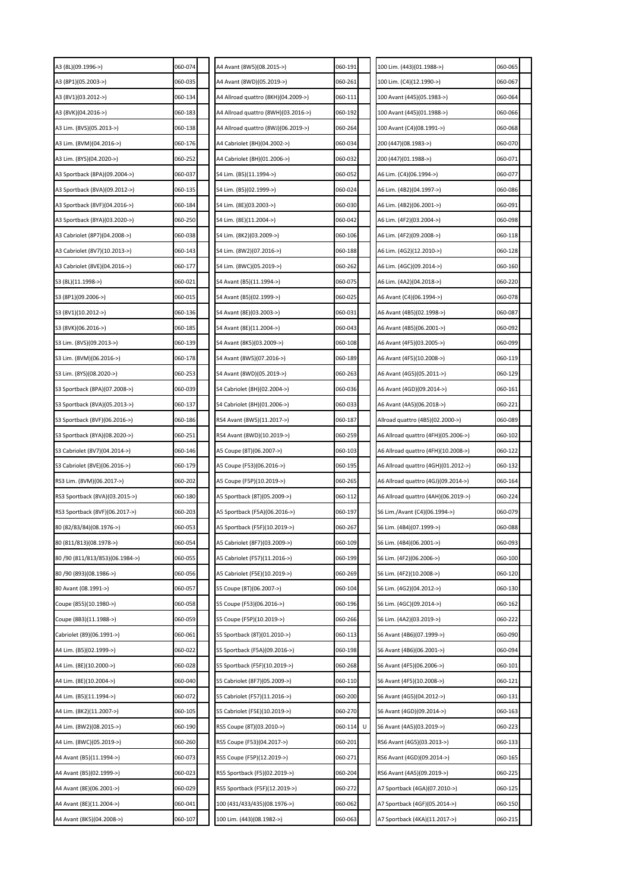| | | |
|---|---|---|
| A3 (8L)(09.1996->) | 060-074 | |
| A3 (8P1)(05.2003->) | 060-035 | |
| A3 (8V1)(03.2012->) | 060-134 | |
| A3 (8VK)(04.2016->) | 060-183 | |
| A3 Lim. (8VS)(05.2013->) | 060-138 | |
| A3 Lim. (8VM)(04.2016->) | 060-176 | |
| A3 Lim. (8YS)(04.2020->) | 060-252 | |
| A3 Sportback (8PA)(09.2004->) | 060-037 | |
| A3 Sportback (8VA)(09.2012->) | 060-135 | |
| A3 Sportback (8VF)(04.2016->) | 060-184 | |
| A3 Sportback (8YA)(03.2020->) | 060-250 | |
| A3 Cabriolet (8P7)(04.2008->) | 060-038 | |
| A3 Cabriolet (8V7)(10.2013->) | 060-143 | |
| A3 Cabriolet (8VE)(04.2016->) | 060-177 | |
| S3 (8L)(11.1998->) | 060-021 | |
| S3 (8P1)(09.2006->) | 060-015 | |
| S3 (8V1)(10.2012->) | 060-136 | |
| S3 (8VK)(06.2016->) | 060-185 | |
| S3 Lim. (8VS)(09.2013->) | 060-139 | |
| S3 Lim. (8VM)(06.2016->) | 060-178 | |
| S3 Lim. (8YS)(08.2020->) | 060-253 | |
| S3 Sportback (8PA)(07.2008->) | 060-039 | |
| S3 Sportback (8VA)(05.2013->) | 060-137 | |
| S3 Sportback (8VF)(06.2016->) | 060-186 | |
| S3 Sportback (8YA)(08.2020->) | 060-251 | |
| S3 Cabriolet (8V7)(04.2014->) | 060-146 | |
| S3 Cabriolet (8VE)(06.2016->) | 060-179 | |
| RS3 Lim. (8VM)(06.2017->) | 060-202 | |
| RS3 Sportback (8VA)(03.2015->) | 060-180 | |
| RS3 Sportback (8VF)(06.2017->) | 060-203 | |
| 80 (82/83/84)(08.1976->) | 060-053 | |
| 80 (811/813)(08.1978->) | 060-054 | |
| 80 /90 (811/813/853)(06.1984->) | 060-055 | |
| 80 /90 (893)(08.1986->) | 060-056 | |
| 80 Avant (08.1991->) | 060-057 | |
| Coupe (855)(10.1980->) | 060-058 | |
| Coupe (8B3)(11.1988->) | 060-059 | |
| Cabriolet (89)(06.1991->) | 060-061 | |
| A4 Lim. (B5)(02.1999->) | 060-022 | |
| A4 Lim. (8E)(10.2000->) | 060-028 | |
| A4 Lim. (8E)(10.2004->) | 060-040 | |
| A4 Lim. (B5)(11.1994->) | 060-072 | |
| A4 Lim. (8K2)(11.2007->) | 060-105 | |
| A4 Lim. (8W2)(08.2015->) | 060-190 | |
| A4 Lim. (8WC)(05.2019->) | 060-260 | |
| A4 Avant (B5)(11.1994->) | 060-073 | |
| A4 Avant (B5)(02.1999->) | 060-023 | |
| A4 Avant (8E)(06.2001->) | 060-029 | |
| A4 Avant (8E)(11.2004->) | 060-041 | |
| A4 Avant (8K5)(04.2008->) | 060-107 | |
| A4 Avant (8W5)(08.2015->) | 060-191 | |
| A4 Avant (8WD)(05.2019->) | 060-261 | |
| A4 Allroad quattro (8KH)(04.2009->) | 060-111 | |
| A4 Allroad quattro (8WH)(03.2016->) | 060-192 | |
| A4 Allroad quattro (8WJ)(06.2019->) | 060-264 | |
| A4 Cabriolet (8H)(04.2002->) | 060-034 | |
| A4 Cabriolet (8H)(01.2006->) | 060-032 | |
| S4 Lim. (B5)(11.1994->) | 060-052 | |
| S4 Lim. (B5)(02.1999->) | 060-024 | |
| S4 Lim. (8E)(03.2003->) | 060-030 | |
| S4 Lim. (8E)(11.2004->) | 060-042 | |
| S4 Lim. (8K2)(03.2009->) | 060-106 | |
| S4 Lim. (8W2)(07.2016->) | 060-188 | |
| S4 Lim. (8WC)(05.2019->) | 060-262 | |
| S4 Avant (B5)(11.1994->) | 060-075 | |
| S4 Avant (B5)(02.1999->) | 060-025 | |
| S4 Avant (8E)(03.2003->) | 060-031 | |
| S4 Avant (8E)(11.2004->) | 060-043 | |
| S4 Avant (8K5)(03.2009->) | 060-108 | |
| S4 Avant (8W5)(07.2016->) | 060-189 | |
| S4 Avant (8WD)(05.2019->) | 060-263 | |
| S4 Cabriolet (8H)(02.2004->) | 060-036 | |
| S4 Cabriolet (8H)(01.2006->) | 060-033 | |
| RS4 Avant (8W5)(11.2017->) | 060-187 | |
| RS4 Avant (8WD)(10.2019->) | 060-259 | |
| A5 Coupe (8T)(06.2007->) | 060-103 | |
| A5 Coupe (F53)(06.2016->) | 060-195 | |
| A5 Coupe (F5P)(10.2019->) | 060-265 | |
| A5 Sportback (8T)(05.2009->) | 060-112 | |
| A5 Sportback (F5A)(06.2016->) | 060-197 | |
| A5 Sportback (F5F)(10.2019->) | 060-267 | |
| A5 Cabriolet (8F7)(03.2009->) | 060-109 | |
| A5 Cabriolet (F57)(11.2016->) | 060-199 | |
| A5 Cabriolet (F5E)(10.2019->) | 060-269 | |
| S5 Coupe (8T)(06.2007->) | 060-104 | |
| S5 Coupe (F53)(06.2016->) | 060-196 | |
| S5 Coupe (F5P)(10.2019->) | 060-266 | |
| S5 Sportback (8T)(01.2010->) | 060-113 | |
| S5 Sportback (F5A)(09.2016->) | 060-198 | |
| S5 Sportback (F5F)(10.2019->) | 060-268 | |
| S5 Cabriolet (8F7)(05.2009->) | 060-110 | |
| S5 Cabriolet (F57)(11.2016->) | 060-200 | |
| S5 Cabriolet (F5E)(10.2019->) | 060-270 | |
| RS5 Coupe (8T)(03.2010->) | 060-114 | U |
| RS5 Coupe (F53)(04.2017->) | 060-201 | |
| RS5 Coupe (F5P)(12.2019->) | 060-271 | |
| RS5 Sportback (F5)(02.2019->) | 060-204 | |
| RS5 Sportback (F5F)(12.2019->) | 060-272 | |
| 100 (431/433/435)(08.1976->) | 060-062 | |
| 100 Lim. (443)(08.1982->) | 060-063 | |
| 100 Lim. (443)(01.1988->) | 060-065 | |
| 100 Lim. (C4)(12.1990->) | 060-067 | |
| 100 Avant (445)(05.1983->) | 060-064 | |
| 100 Avant (445)(01.1988->) | 060-066 | |
| 100 Avant (C4)(08.1991->) | 060-068 | |
| 200 (447)(08.1983->) | 060-070 | |
| 200 (447)(01.1988->) | 060-071 | |
| A6 Lim. (C4)(06.1994->) | 060-077 | |
| A6 Lim. (4B2)(04.1997->) | 060-086 | |
| A6 Lim. (4B2)(06.2001->) | 060-091 | |
| A6 Lim. (4F2)(03.2004->) | 060-098 | |
| A6 Lim. (4F2)(09.2008->) | 060-118 | |
| A6 Lim. (4G2)(12.2010->) | 060-128 | |
| A6 Lim. (4GC)(09.2014->) | 060-160 | |
| A6 Lim. (4A2)(04.2018->) | 060-220 | |
| A6 Avant (C4)(06.1994->) | 060-078 | |
| A6 Avant (4B5)(02.1998->) | 060-087 | |
| A6 Avant (4B5)(06.2001->) | 060-092 | |
| A6 Avant (4F5)(03.2005->) | 060-099 | |
| A6 Avant (4F5)(10.2008->) | 060-119 | |
| A6 Avant (4G5)(05.2011->) | 060-129 | |
| A6 Avant (4GD)(09.2014->) | 060-161 | |
| A6 Avant (4A5)(06.2018->) | 060-221 | |
| Allroad quattro (4B5)(02.2000->) | 060-089 | |
| A6 Allroad quattro (4FH)(05.2006->) | 060-102 | |
| A6 Allroad quattro (4FH)(10.2008->) | 060-122 | |
| A6 Allroad quattro (4GH)(01.2012->) | 060-132 | |
| A6 Allroad quattro (4GJ)(09.2014->) | 060-164 | |
| A6 Allroad quattro (4AH)(06.2019->) | 060-224 | |
| S6 Lim./Avant (C4)(06.1994->) | 060-079 | |
| S6 Lim. (4B4)(07.1999->) | 060-088 | |
| S6 Lim. (4B4)(06.2001->) | 060-093 | |
| S6 Lim. (4F2)(06.2006->) | 060-100 | |
| S6 Lim. (4F2)(10.2008->) | 060-120 | |
| S6 Lim. (4G2)(04.2012->) | 060-130 | |
| S6 Lim. (4GC)(09.2014->) | 060-162 | |
| S6 Lim. (4A2)(03.2019->) | 060-222 | |
| S6 Avant (4B6)(07.1999->) | 060-090 | |
| S6 Avant (4B6)(06.2001->) | 060-094 | |
| S6 Avant (4F5)(06.2006->) | 060-101 | |
| S6 Avant (4F5)(10.2008->) | 060-121 | |
| S6 Avant (4G5)(04.2012->) | 060-131 | |
| S6 Avant (4GD)(09.2014->) | 060-163 | |
| S6 Avant (4A5)(03.2019->) | 060-223 | |
| RS6 Avant (4G5)(03.2013->) | 060-133 | |
| RS6 Avant (4GD)(09.2014->) | 060-165 | |
| RS6 Avant (4A5)(09.2019->) | 060-225 | |
| A7 Sportback (4GA)(07.2010->) | 060-125 | |
| A7 Sportback (4GF)(05.2014->) | 060-150 | |
| A7 Sportback (4KA)(11.2017->) | 060-215 | |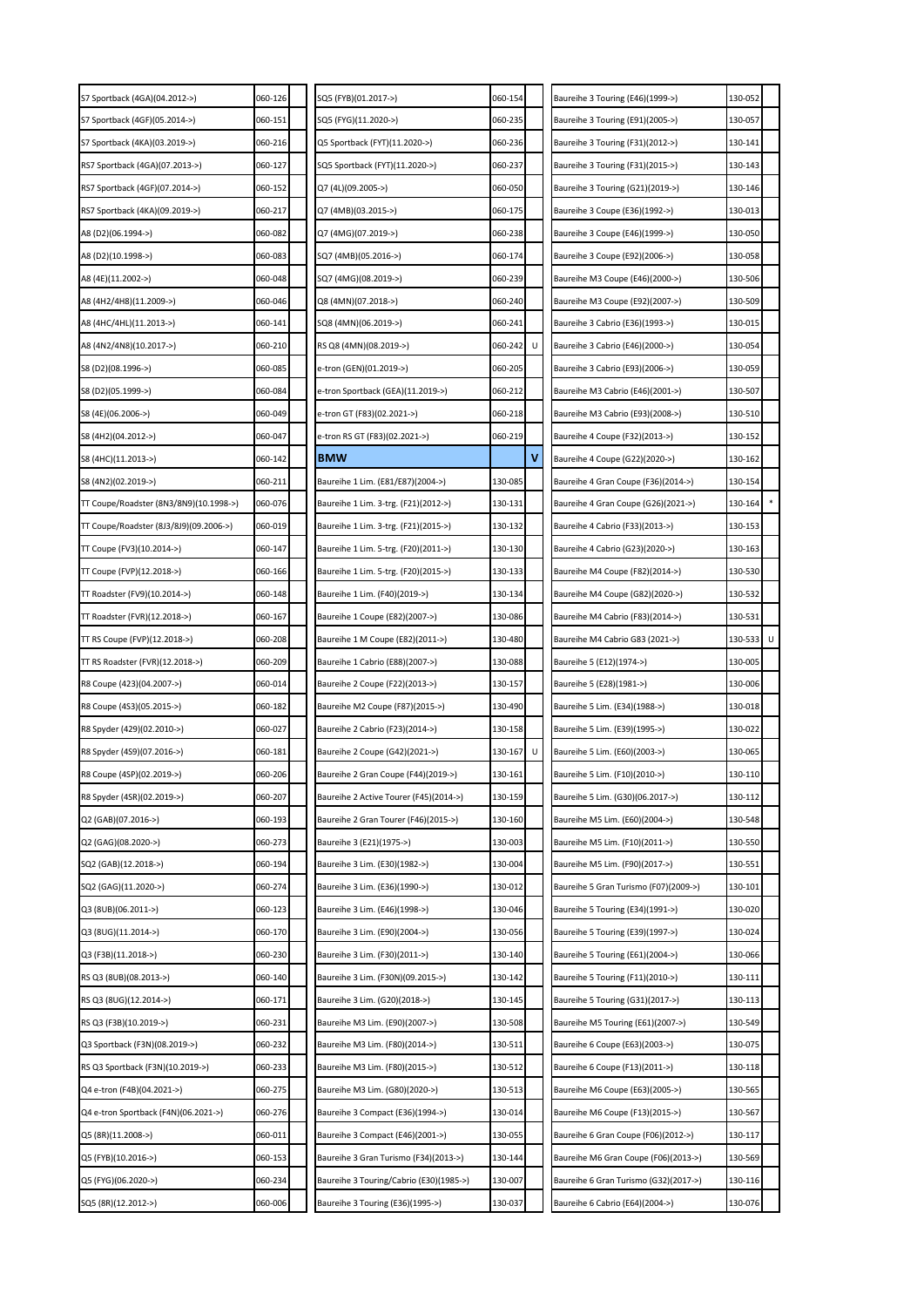| | | |
|---|---|---|
| S7 Sportback (4GA)(04.2012->) | 060-126 | |
| S7 Sportback (4GF)(05.2014->) | 060-151 | |
| S7 Sportback (4KA)(03.2019->) | 060-216 | |
| RS7 Sportback (4GA)(07.2013->) | 060-127 | |
| RS7 Sportback (4GF)(07.2014->) | 060-152 | |
| RS7 Sportback (4KA)(09.2019->) | 060-217 | |
| A8 (D2)(06.1994->) | 060-082 | |
| A8 (D2)(10.1998->) | 060-083 | |
| A8 (4E)(11.2002->) | 060-048 | |
| A8 (4H2/4H8)(11.2009->) | 060-046 | |
| A8 (4HC/4HL)(11.2013->) | 060-141 | |
| A8 (4N2/4N8)(10.2017->) | 060-210 | |
| S8 (D2)(08.1996->) | 060-085 | |
| S8 (D2)(05.1999->) | 060-084 | |
| S8 (4E)(06.2006->) | 060-049 | |
| S8 (4H2)(04.2012->) | 060-047 | |
| S8 (4HC)(11.2013->) | 060-142 | |
| S8 (4N2)(02.2019->) | 060-211 | |
| TT Coupe/Roadster (8N3/8N9)(10.1998->) | 060-076 | |
| TT Coupe/Roadster (8J3/8J9)(09.2006->) | 060-019 | |
| TT Coupe (FV3)(10.2014->) | 060-147 | |
| TT Coupe (FVP)(12.2018->) | 060-166 | |
| TT Roadster (FV9)(10.2014->) | 060-148 | |
| TT Roadster (FVR)(12.2018->) | 060-167 | |
| TT RS Coupe (FVP)(12.2018->) | 060-208 | |
| TT RS Roadster (FVR)(12.2018->) | 060-209 | |
| R8 Coupe (423)(04.2007->) | 060-014 | |
| R8 Coupe (4S3)(05.2015->) | 060-182 | |
| R8 Spyder (429)(02.2010->) | 060-027 | |
| R8 Spyder (4S9)(07.2016->) | 060-181 | |
| R8 Coupe (4SP)(02.2019->) | 060-206 | |
| R8 Spyder (4SR)(02.2019->) | 060-207 | |
| Q2 (GAB)(07.2016->) | 060-193 | |
| Q2 (GAG)(08.2020->) | 060-273 | |
| SQ2 (GAB)(12.2018->) | 060-194 | |
| SQ2 (GAG)(11.2020->) | 060-274 | |
| Q3 (8UB)(06.2011->) | 060-123 | |
| Q3 (8UG)(11.2014->) | 060-170 | |
| Q3 (F3B)(11.2018->) | 060-230 | |
| RS Q3 (8UB)(08.2013->) | 060-140 | |
| RS Q3 (8UG)(12.2014->) | 060-171 | |
| RS Q3 (F3B)(10.2019->) | 060-231 | |
| Q3 Sportback (F3N)(08.2019->) | 060-232 | |
| RS Q3 Sportback (F3N)(10.2019->) | 060-233 | |
| Q4 e-tron (F4B)(04.2021->) | 060-275 | |
| Q4 e-tron Sportback (F4N)(06.2021->) | 060-276 | |
| Q5 (8R)(11.2008->) | 060-011 | |
| Q5 (FYB)(10.2016->) | 060-153 | |
| Q5 (FYG)(06.2020->) | 060-234 | |
| SQ5 (8R)(12.2012->) | 060-006 | |
| SQ5 (FYB)(01.2017->) | 060-154 | |
| SQ5 (FYG)(11.2020->) | 060-235 | |
| Q5 Sportback (FYT)(11.2020->) | 060-236 | |
| SQ5 Sportback (FYT)(11.2020->) | 060-237 | |
| Q7 (4L)(09.2005->) | 060-050 | |
| Q7 (4MB)(03.2015->) | 060-175 | |
| Q7 (4MG)(07.2019->) | 060-238 | |
| SQ7 (4MB)(05.2016->) | 060-174 | |
| SQ7 (4MG)(08.2019->) | 060-239 | |
| Q8 (4MN)(07.2018->) | 060-240 | |
| SQ8 (4MN)(06.2019->) | 060-241 | |
| RS Q8 (4MN)(08.2019->) | 060-242 | U |
| e-tron (GEN)(01.2019->) | 060-205 | |
| e-tron Sportback (GEA)(11.2019->) | 060-212 | |
| e-tron GT (F83)(02.2021->) | 060-218 | |
| e-tron RS GT (F83)(02.2021->) | 060-219 | |
| **BMW** | | **V** |
| Baureihe 1 Lim. (E81/E87)(2004->) | 130-085 | |
| Baureihe 1 Lim. 3-trg. (F21)(2012->) | 130-131 | |
| Baureihe 1 Lim. 3-trg. (F21)(2015->) | 130-132 | |
| Baureihe 1 Lim. 5-trg. (F20)(2011->) | 130-130 | |
| Baureihe 1 Lim. 5-trg. (F20)(2015->) | 130-133 | |
| Baureihe 1 Lim. (F40)(2019->) | 130-134 | |
| Baureihe 1 Coupe (E82)(2007->) | 130-086 | |
| Baureihe 1 M Coupe (E82)(2011->) | 130-480 | |
| Baureihe 1 Cabrio (E88)(2007->) | 130-088 | |
| Baureihe 2 Coupe (F22)(2013->) | 130-157 | |
| Baureihe M2 Coupe (F87)(2015->) | 130-490 | |
| Baureihe 2 Cabrio (F23)(2014->) | 130-158 | |
| Baureihe 2 Coupe (G42)(2021->) | 130-167 | U |
| Baureihe 2 Gran Coupe (F44)(2019->) | 130-161 | |
| Baureihe 2 Active Tourer (F45)(2014->) | 130-159 | |
| Baureihe 2 Gran Tourer (F46)(2015->) | 130-160 | |
| Baureihe 3 (E21)(1975->) | 130-003 | |
| Baureihe 3 Lim. (E30)(1982->) | 130-004 | |
| Baureihe 3 Lim. (E36)(1990->) | 130-012 | |
| Baureihe 3 Lim. (E46)(1998->) | 130-046 | |
| Baureihe 3 Lim. (E90)(2004->) | 130-056 | |
| Baureihe 3 Lim. (F30)(2011->) | 130-140 | |
| Baureihe 3 Lim. (F30N)(09.2015->) | 130-142 | |
| Baureihe 3 Lim. (G20)(2018->) | 130-145 | |
| Baureihe M3 Lim. (E90)(2007->) | 130-508 | |
| Baureihe M3 Lim. (F80)(2014->) | 130-511 | |
| Baureihe M3 Lim. (F80)(2015->) | 130-512 | |
| Baureihe M3 Lim. (G80)(2020->) | 130-513 | |
| Baureihe 3 Compact (E36)(1994->) | 130-014 | |
| Baureihe 3 Compact (E46)(2001->) | 130-055 | |
| Baureihe 3 Gran Turismo (F34)(2013->) | 130-144 | |
| Baureihe 3 Touring/Cabrio (E30)(1985->) | 130-007 | |
| Baureihe 3 Touring (E36)(1995->) | 130-037 | |
| Baureihe 3 Touring (E46)(1999->) | 130-052 | |
| Baureihe 3 Touring (E91)(2005->) | 130-057 | |
| Baureihe 3 Touring (F31)(2012->) | 130-141 | |
| Baureihe 3 Touring (F31)(2015->) | 130-143 | |
| Baureihe 3 Touring (G21)(2019->) | 130-146 | |
| Baureihe 3 Coupe (E36)(1992->) | 130-013 | |
| Baureihe 3 Coupe (E46)(1999->) | 130-050 | |
| Baureihe 3 Coupe (E92)(2006->) | 130-058 | |
| Baureihe M3 Coupe (E46)(2000->) | 130-506 | |
| Baureihe M3 Coupe (E92)(2007->) | 130-509 | |
| Baureihe 3 Cabrio (E36)(1993->) | 130-015 | |
| Baureihe 3 Cabrio (E46)(2000->) | 130-054 | |
| Baureihe 3 Cabrio (E93)(2006->) | 130-059 | |
| Baureihe M3 Cabrio (E46)(2001->) | 130-507 | |
| Baureihe M3 Cabrio (E93)(2008->) | 130-510 | |
| Baureihe 4 Coupe (F32)(2013->) | 130-152 | |
| Baureihe 4 Coupe (G22)(2020->) | 130-162 | |
| Baureihe 4 Gran Coupe (F36)(2014->) | 130-154 | |
| Baureihe 4 Gran Coupe (G26)(2021->) | 130-164 | * |
| Baureihe 4 Cabrio (F33)(2013->) | 130-153 | |
| Baureihe 4 Cabrio (G23)(2020->) | 130-163 | |
| Baureihe M4 Coupe (F82)(2014->) | 130-530 | |
| Baureihe M4 Coupe (G82)(2020->) | 130-532 | |
| Baureihe M4 Cabrio (F83)(2014->) | 130-531 | |
| Baureihe M4 Cabrio G83 (2021->) | 130-533 | U |
| Baureihe 5 (E12)(1974->) | 130-005 | |
| Baureihe 5 (E28)(1981->) | 130-006 | |
| Baureihe 5 Lim. (E34)(1988->) | 130-018 | |
| Baureihe 5 Lim. (E39)(1995->) | 130-022 | |
| Baureihe 5 Lim. (E60)(2003->) | 130-065 | |
| Baureihe 5 Lim. (F10)(2010->) | 130-110 | |
| Baureihe 5 Lim. (G30)(06.2017->) | 130-112 | |
| Baureihe M5 Lim. (E60)(2004->) | 130-548 | |
| Baureihe M5 Lim. (F10)(2011->) | 130-550 | |
| Baureihe M5 Lim. (F90)(2017->) | 130-551 | |
| Baureihe 5 Gran Turismo (F07)(2009->) | 130-101 | |
| Baureihe 5 Touring (E34)(1991->) | 130-020 | |
| Baureihe 5 Touring (E39)(1997->) | 130-024 | |
| Baureihe 5 Touring (E61)(2004->) | 130-066 | |
| Baureihe 5 Touring (F11)(2010->) | 130-111 | |
| Baureihe 5 Touring (G31)(2017->) | 130-113 | |
| Baureihe M5 Touring (E61)(2007->) | 130-549 | |
| Baureihe 6 Coupe (E63)(2003->) | 130-075 | |
| Baureihe 6 Coupe (F13)(2011->) | 130-118 | |
| Baureihe M6 Coupe (E63)(2005->) | 130-565 | |
| Baureihe M6 Coupe (F13)(2015->) | 130-567 | |
| Baureihe 6 Gran Coupe (F06)(2012->) | 130-117 | |
| Baureihe M6 Gran Coupe (F06)(2013->) | 130-569 | |
| Baureihe 6 Gran Turismo (G32)(2017->) | 130-116 | |
| Baureihe 6 Cabrio (E64)(2004->) | 130-076 | |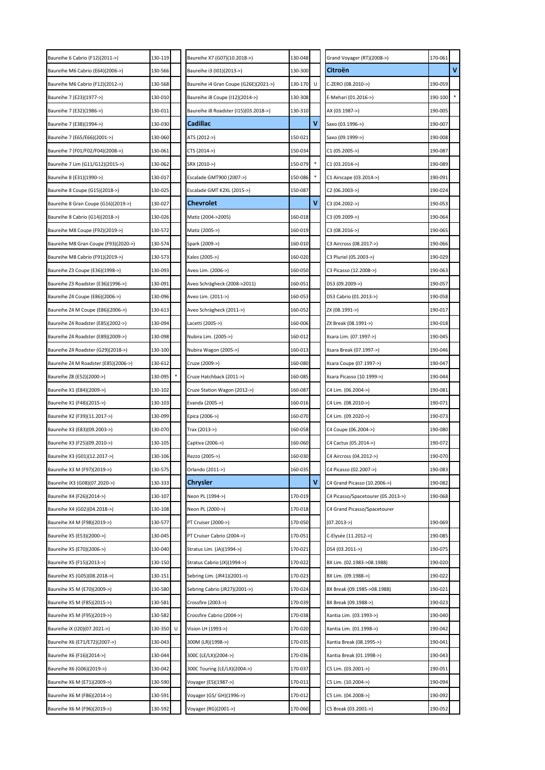| Model | Code | |
|---|---|---|
| Baureihe 6 Cabrio (F12)(2011->) | 130-119 | |
| Baureihe M6 Cabrio (E64)(2006->) | 130-566 | |
| Baureihe M6 Cabrio (F12)(2012->) | 130-568 | |
| Baureihe 7 (E23)(1977->) | 130-010 | |
| Baureihe 7 (E32)(1986->) | 130-011 | |
| Baureihe 7 (E38)(1994->) | 130-030 | |
| Baureihe 7 (E65/E66)(2001->) | 130-060 | |
| Baureihe 7 (F01/F02/F04)(2008->) | 130-061 | |
| Baureihe 7 Lim (G11/G12)(2015->) | 130-062 | |
| Baureihe 8 (E31)(1990->) | 130-017 | |
| Baureihe 8 Coupe (G15)(2018->) | 130-025 | |
| Baureihe 8 Gran Coupe (G16)(2019->) | 130-027 | |
| Baureihe 8 Cabrio (G14)(2018->) | 130-026 | |
| Baureihe M8 Coupe (F92)(2019->) | 130-572 | |
| Baureihe M8 Gran Coupe (F93)(2020->) | 130-574 | |
| Baureihe M8 Cabrio (F91)(2019->) | 130-573 | |
| Baureihe Z3 Coupe (E36)(1998->) | 130-093 | |
| Baureihe Z3 Roadster (E36)(1996->) | 130-091 | |
| Baureihe Z4 Coupe (E86)(2006->) | 130-096 | |
| Baureihe Z4 M Coupe (E86)(2006->) | 130-613 | |
| Baureihe Z4 Roadster (E85)(2002->) | 130-094 | |
| Baureihe Z4 Roadster (E89)(2009->) | 130-098 | |
| Baureihe Z4 Roadster (G29)(2018->) | 130-100 | |
| Baureihe Z4 M Roadster (E85)(2006->) | 130-612 | |
| Baureihe Z8 (E52)(2000->) | 130-095 | * |
| Baureihe X1 (E84)(2009->) | 130-102 | |
| Baureihe X1 (F48)(2015->) | 130-103 | |
| Baureihe X2 (F39)(11.2017->) | 130-099 | |
| Baureihe X3 (E83)(09.2003->) | 130-070 | |
| Baureihe X3 (F25)(09.2010->) | 130-105 | |
| Baureihe X3 (G01)(12.2017->) | 130-106 | |
| Baureihe X3 M (F97)(2019->) | 130-575 | |
| Baureihe iX3 (G08)(07.2020->) | 130-333 | |
| Baureihe X4 (F26)(2014->) | 130-107 | |
| Baureihe X4 (G02)(04.2018->) | 130-108 | |
| Baureihe X4 M (F98)(2019->) | 130-577 | |
| Baureihe X5 (E53)(2000->) | 130-045 | |
| Baureihe X5 (E70)(2006->) | 130-040 | |
| Baureihe X5 (F15)(2013->) | 130-150 | |
| Baureihe X5 (G05)(08.2018->) | 130-151 | |
| Baureihe X5 M (E70)(2009->) | 130-580 | |
| Baureihe X5 M (F85)(2015->) | 130-581 | |
| Baureihe X5 M (F95)(2019->) | 130-582 | |
| Baureihe iX (I20)(07.2021->) | 130-350 | U |
| Baureihe X6 (E71/E72)(2007->) | 130-043 | |
| Baureihe X6 (F16)(2014->) | 130-044 | |
| Baureihe X6 (G06)(2019->) | 130-042 | |
| Baureihe X6 M (E71)(2009->) | 130-590 | |
| Baureihe X6 M (F86)(2014->) | 130-591 | |
| Baureihe X6 M (F96)(2019->) | 130-592 | |
| Baureihe X7 (G07)(10.2018->) | 130-048 | |
| Baureihe i3 (I01)(2013->) | 130-300 | |
| Baureihe i4 Gran Coupe (G26E)(2021->) | 130-170 | U |
| Baureihe i8 Coupe (I12)(2014->) | 130-308 | |
| Baureihe i8 Roadster (I15)(03.2018->) | 130-310 | |
| **Cadillac** | | **V** |
| ATS (2012->) | 150-021 | |
| CTS (2014->) | 150-034 | |
| SRX (2010->) | 150-079 | * |
| Escalade GMT900 (2007->) | 150-086 | * |
| Escalade GMT K2XL (2015->) | 150-087 | |
| **Chevrolet** | | **V** |
| Matiz (2004->2005) | 160-018 | |
| Matiz (2005->) | 160-019 | |
| Spark (2009->) | 160-010 | |
| Kalos (2005->) | 160-020 | |
| Aveo Lim. (2006->) | 160-050 | |
| Aveo Schrägheck (2008->2011) | 160-051 | |
| Aveo Lim. (2011->) | 160-053 | |
| Aveo Schrägheck (2011->) | 160-052 | |
| Lacetti (2005->) | 160-006 | |
| Nubira Lim. (2005->) | 160-012 | |
| Nubira Wagon (2005->) | 160-013 | |
| Cruze (2009->) | 160-080 | |
| Cruze Hatchback (2011->) | 160-085 | |
| Cruze Station Wagon (2012->) | 160-087 | |
| Evanda (2005->) | 160-016 | |
| Epica (2006->) | 160-070 | |
| Trax (2013->) | 160-058 | |
| Captiva (2006->) | 160-060 | |
| Rezzo (2005->) | 160-030 | |
| Orlando (2011->) | 160-035 | |
| **Chrysler** | | **V** |
| Neon PL (1994->) | 170-019 | |
| Neon PL (2000->) | 170-018 | |
| PT Cruiser (2000->) | 170-050 | |
| PT Cruiser Cabrio (2004->) | 170-051 | |
| Stratus Lim. (JA)(1994->) | 170-021 | |
| Stratus Cabrio (JX)(1994->) | 170-022 | |
| Sebring Lim. (JR41)(2001->) | 170-023 | |
| Sebring Cabrio (JR27)(2001->) | 170-024 | |
| Crossfire (2003->) | 170-039 | |
| Crossfire Cabrio (2004->) | 170-038 | |
| Vision LH (1993->) | 170-020 | |
| 300M (LR)(1998->) | 170-035 | |
| 300C (LE/LX)(2004->) | 170-036 | |
| 300C Touring (LE/LX)(2004->) | 170-037 | |
| Voyager (ES)(1987->) | 170-011 | |
| Voyager (GS/ GH)(1996->) | 170-012 | |
| Voyager (RG)(2001->) | 170-060 | |
| Grand Voyager (RT)(2008->) | 170-061 | |
| **Citroën** | | **V** |
| C-ZERO (08.2010->) | 190-059 | |
| E-Mehari (01.2016->) | 190-100 | * |
| AX (03.1987->) | 190-005 | |
| Saxo (03.1996->) | 190-007 | |
| Saxo (09.1999->) | 190-008 | |
| C1 (05.2005->) | 190-087 | |
| C1 (03.2014->) | 190-089 | |
| C1 Airscape (03.2014->) | 190-091 | |
| C2 (06.2003->) | 190-024 | |
| C3 (04.2002->) | 190-053 | |
| C3 (09.2009->) | 190-064 | |
| C3 (08.2016->) | 190-065 | |
| C3 Aircross (08.2017->) | 190-066 | |
| C3 Pluriel (05.2003->) | 190-029 | |
| C3 Picasso (12.2008->) | 190-063 | |
| DS3 (09.2009->) | 190-057 | |
| DS3 Cabrio (01.2013->) | 190-058 | |
| ZX (08.1991->) | 190-017 | |
| ZX Break (08.1991->) | 190-018 | |
| Xsara Lim. (07.1997->) | 190-045 | |
| Xsara Break (07.1997->) | 190-046 | |
| Xsara Coupe (07.1997->) | 190-047 | |
| Xsara Picasso (10.1999->) | 190-044 | |
| C4 Lim. (06.2004->) | 190-081 | |
| C4 Lim. (08.2010->) | 190-071 | |
| C4 Lim. (09.2020->) | 190-073 | |
| C4 Coupe (06.2004->) | 190-080 | |
| C4 Cactus (05.2014->) | 190-072 | |
| C4 Aircross (04.2012->) | 190-070 | |
| C4 Picasso (02.2007->) | 190-083 | |
| C4 Grand Picasso (10.2006->) | 190-082 | |
| C4 Picasso/Spacetourer (05.2013->) | 190-068 | |
| C4 Grand Picasso/Spacetourer (07.2013->) | 190-069 | |
| C-Elysée (11.2012->) | 190-085 | |
| DS4 (03.2011->) | 190-075 | |
| BX Lim. (02.1983->08.1988) | 190-020 | |
| BX Lim. (09.1988->) | 190-022 | |
| BX Break (09.1985->08.1988) | 190-021 | |
| BX Break (09.1988->) | 190-023 | |
| Xantia Lim. (03.1993->) | 190-040 | |
| Xantia Lim. (01.1998->) | 190-042 | |
| Xantia Break (08.1995->) | 190-041 | |
| Xantia Break (01.1998->) | 190-043 | |
| C5 Lim. (03.2001->) | 190-051 | |
| C5 Lim. (10.2004->) | 190-094 | |
| C5 Lim. (04.2008->) | 190-092 | |
| C5 Break (03.2001->) | 190-052 | |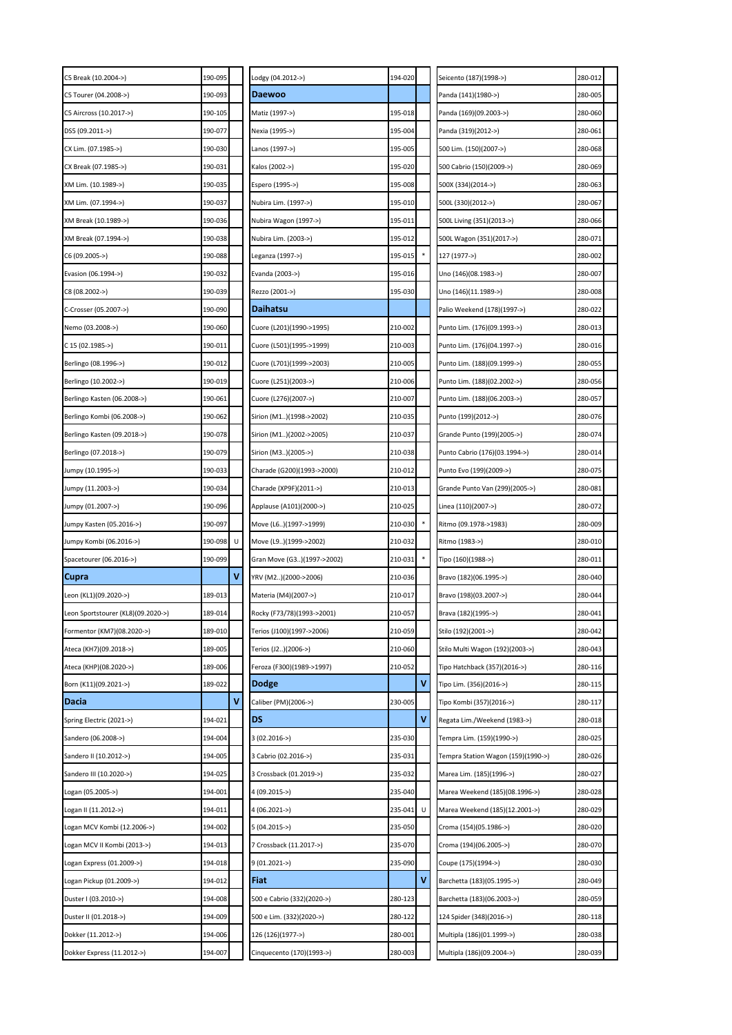| | | |
|---|---|---|
| C5 Break (10.2004->) | 190-095 | |
| C5 Tourer (04.2008->) | 190-093 | |
| C5 Aircross (10.2017->) | 190-105 | |
| DS5 (09.2011->) | 190-077 | |
| CX Lim. (07.1985->) | 190-030 | |
| CX Break (07.1985->) | 190-031 | |
| XM Lim. (10.1989->) | 190-035 | |
| XM Lim. (07.1994->) | 190-037 | |
| XM Break (10.1989->) | 190-036 | |
| XM Break (07.1994->) | 190-038 | |
| C6 (09.2005->) | 190-088 | |
| Evasion (06.1994->) | 190-032 | |
| C8 (08.2002->) | 190-039 | |
| C-Crosser (05.2007->) | 190-090 | |
| Nemo (03.2008->) | 190-060 | |
| C 15 (02.1985->) | 190-011 | |
| Berlingo (08.1996->) | 190-012 | |
| Berlingo (10.2002->) | 190-019 | |
| Berlingo Kasten (06.2008->) | 190-061 | |
| Berlingo Kombi (06.2008->) | 190-062 | |
| Berlingo Kasten (09.2018->) | 190-078 | |
| Berlingo (07.2018->) | 190-079 | |
| Jumpy (10.1995->) | 190-033 | |
| Jumpy (11.2003->) | 190-034 | |
| Jumpy (01.2007->) | 190-096 | |
| Jumpy Kasten (05.2016->) | 190-097 | |
| Jumpy Kombi (06.2016->) | 190-098 | U |
| Spacetourer (06.2016->) | 190-099 | |
| **Cupra** | | **V** |
| Leon (KL1)(09.2020->) | 189-013 | |
| Leon Sportstourer (KL8)(09.2020->) | 189-014 | |
| Formentor (KM7)(08.2020->) | 189-010 | |
| Ateca (KH7)(09.2018->) | 189-005 | |
| Ateca (KHP)(08.2020->) | 189-006 | |
| Born (K11)(09.2021->) | 189-022 | |
| **Dacia** | | **V** |
| Spring Electric (2021->) | 194-021 | |
| Sandero (06.2008->) | 194-004 | |
| Sandero II (10.2012->) | 194-005 | |
| Sandero III (10.2020->) | 194-025 | |
| Logan (05.2005->) | 194-001 | |
| Logan II (11.2012->) | 194-011 | |
| Logan MCV Kombi (12.2006->) | 194-002 | |
| Logan MCV II Kombi (2013->) | 194-013 | |
| Logan Express (01.2009->) | 194-018 | |
| Logan Pickup (01.2009->) | 194-012 | |
| Duster I (03.2010->) | 194-008 | |
| Duster II (01.2018->) | 194-009 | |
| Dokker (11.2012->) | 194-006 | |
| Dokker Express (11.2012->) | 194-007 | |
| Lodgy (04.2012->) | 194-020 | |
| **Daewoo** | | |
| Matiz (1997->) | 195-018 | |
| Nexia (1995->) | 195-004 | |
| Lanos (1997->) | 195-005 | |
| Kalos (2002->) | 195-020 | |
| Espero (1995->) | 195-008 | |
| Nubira Lim. (1997->) | 195-010 | |
| Nubira Wagon (1997->) | 195-011 | |
| Nubira Lim. (2003->) | 195-012 | |
| Leganza (1997->) | 195-015 | * |
| Evanda (2003->) | 195-016 | |
| Rezzo (2001->) | 195-030 | |
| **Daihatsu** | | |
| Cuore (L201)(1990->1995) | 210-002 | |
| Cuore (L501)(1995->1999) | 210-003 | |
| Cuore (L701)(1999->2003) | 210-005 | |
| Cuore (L251)(2003->) | 210-006 | |
| Cuore (L276)(2007->) | 210-007 | |
| Sirion (M1..)(1998->2002) | 210-035 | |
| Sirion (M1..)(2002->2005) | 210-037 | |
| Sirion (M3..)(2005->) | 210-038 | |
| Charade (G200)(1993->2000) | 210-012 | |
| Charade (XP9F)(2011->) | 210-013 | |
| Applause (A101)(2000->) | 210-025 | |
| Move (L6..)(1997->1999) | 210-030 | * |
| Move (L9..)(1999->2002) | 210-032 | |
| Gran Move (G3..)(1997->2002) | 210-031 | * |
| YRV (M2..)(2000->2006) | 210-036 | |
| Materia (M4)(2007->) | 210-017 | |
| Rocky (F73/78)(1993->2001) | 210-057 | |
| Terios (J100)(1997->2006) | 210-059 | |
| Terios (J2..)(2006->) | 210-060 | |
| Feroza (F300)(1989->1997) | 210-052 | |
| **Dodge** | | **V** |
| Caliber (PM)(2006->) | 230-005 | |
| **DS** | | **V** |
| 3 (02.2016->) | 235-030 | |
| 3 Cabrio (02.2016->) | 235-031 | |
| 3 Crossback (01.2019->) | 235-032 | |
| 4 (09.2015->) | 235-040 | |
| 4 (06.2021->) | 235-041 | U |
| 5 (04.2015->) | 235-050 | |
| 7 Crossback (11.2017->) | 235-070 | |
| 9 (01.2021->) | 235-090 | |
| **Fiat** | | **V** |
| 500 e Cabrio (332)(2020->) | 280-123 | |
| 500 e Lim. (332)(2020->) | 280-122 | |
| 126 (126)(1977->) | 280-001 | |
| Cinquecento (170)(1993->) | 280-003 | |
| Seicento (187)(1998->) | 280-012 | |
| Panda (141)(1980->) | 280-005 | |
| Panda (169)(09.2003->) | 280-060 | |
| Panda (319)(2012->) | 280-061 | |
| 500 Lim. (150)(2007->) | 280-068 | |
| 500 Cabrio (150)(2009->) | 280-069 | |
| 500X (334)(2014->) | 280-063 | |
| 500L (330)(2012->) | 280-067 | |
| 500L Living (351)(2013->) | 280-066 | |
| 500L Wagon (351)(2017->) | 280-071 | |
| 127 (1977->) | 280-002 | |
| Uno (146)(08.1983->) | 280-007 | |
| Uno (146)(11.1989->) | 280-008 | |
| Palio Weekend (178)(1997->) | 280-022 | |
| Punto Lim. (176)(09.1993->) | 280-013 | |
| Punto Lim. (176)(04.1997->) | 280-016 | |
| Punto Lim. (188)(09.1999->) | 280-055 | |
| Punto Lim. (188)(02.2002->) | 280-056 | |
| Punto Lim. (188)(06.2003->) | 280-057 | |
| Punto (199)(2012->) | 280-076 | |
| Grande Punto (199)(2005->) | 280-074 | |
| Punto Cabrio (176)(03.1994->) | 280-014 | |
| Punto Evo (199)(2009->) | 280-075 | |
| Grande Punto Van (299)(2005->) | 280-081 | |
| Linea (110)(2007->) | 280-072 | |
| Ritmo (09.1978->1983) | 280-009 | |
| Ritmo (1983->) | 280-010 | |
| Tipo (160)(1988->) | 280-011 | |
| Bravo (182)(06.1995->) | 280-040 | |
| Bravo (198)(03.2007->) | 280-044 | |
| Brava (182)(1995->) | 280-041 | |
| Stilo (192)(2001->) | 280-042 | |
| Stilo Multi Wagon (192)(2003->) | 280-043 | |
| Tipo Hatchback (357)(2016->) | 280-116 | |
| Tipo Lim. (356)(2016->) | 280-115 | |
| Tipo Kombi (357)(2016->) | 280-117 | |
| Regata Lim./Weekend (1983->) | 280-018 | |
| Tempra Lim. (159)(1990->) | 280-025 | |
| Tempra Station Wagon (159)(1990->) | 280-026 | |
| Marea Lim. (185)(1996->) | 280-027 | |
| Marea Weekend (185)(08.1996->) | 280-028 | |
| Marea Weekend (185)(12.2001->) | 280-029 | |
| Croma (154)(05.1986->) | 280-020 | |
| Croma (194)(06.2005->) | 280-070 | |
| Coupe (175)(1994->) | 280-030 | |
| Barchetta (183)(05.1995->) | 280-049 | |
| Barchetta (183)(06.2003->) | 280-059 | |
| 124 Spider (348)(2016->) | 280-118 | |
| Multipla (186)(01.1999->) | 280-038 | |
| Multipla (186)(09.2004->) | 280-039 | |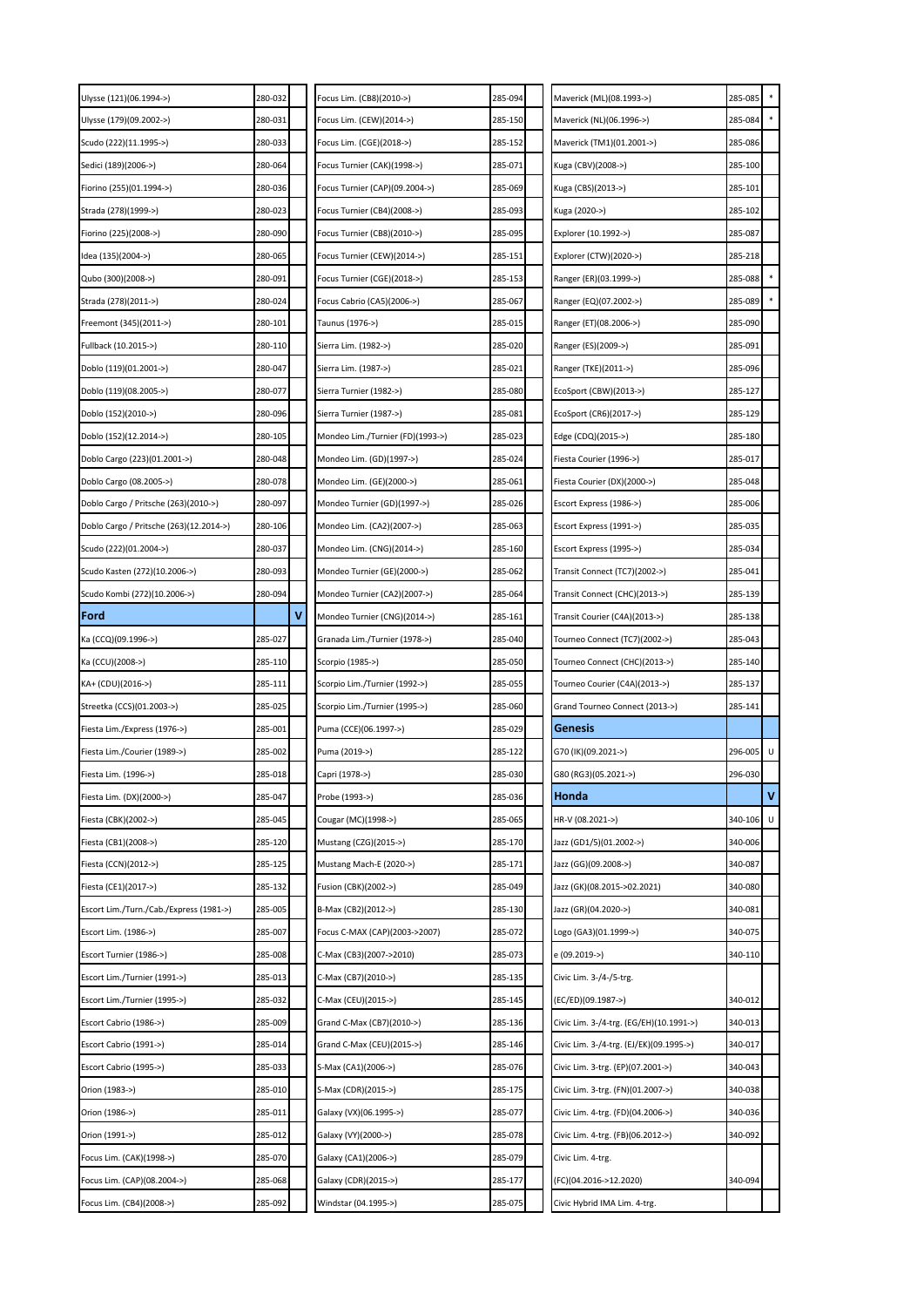| | | |
|---|---|---|
| Ulysse (121)(06.1994->) | 280-032 | |
| Ulysse (179)(09.2002->) | 280-031 | |
| Scudo (222)(11.1995->) | 280-033 | |
| Sedici (189)(2006->) | 280-064 | |
| Fiorino (255)(01.1994->) | 280-036 | |
| Strada (278)(1999->) | 280-023 | |
| Fiorino (225)(2008->) | 280-090 | |
| Idea (135)(2004->) | 280-065 | |
| Qubo (300)(2008->) | 280-091 | |
| Strada (278)(2011->) | 280-024 | |
| Freemont (345)(2011->) | 280-101 | |
| Fullback (10.2015->) | 280-110 | |
| Doblo (119)(01.2001->) | 280-047 | |
| Doblo (119)(08.2005->) | 280-077 | |
| Doblo (152)(2010->) | 280-096 | |
| Doblo (152)(12.2014->) | 280-105 | |
| Doblo Cargo (223)(01.2001->) | 280-048 | |
| Doblo Cargo (08.2005->) | 280-078 | |
| Doblo Cargo / Pritsche (263)(2010->) | 280-097 | |
| Doblo Cargo / Pritsche (263)(12.2014->) | 280-106 | |
| Scudo (222)(01.2004->) | 280-037 | |
| Scudo Kasten (272)(10.2006->) | 280-093 | |
| Scudo Kombi (272)(10.2006->) | 280-094 | |
| **Ford** | | **V** |
| Ka (CCQ)(09.1996->) | 285-027 | |
| Ka (CCU)(2008->) | 285-110 | |
| KA+ (CDU)(2016->) | 285-111 | |
| Streetka (CCS)(01.2003->) | 285-025 | |
| Fiesta Lim./Express (1976->) | 285-001 | |
| Fiesta Lim./Courier (1989->) | 285-002 | |
| Fiesta Lim. (1996->) | 285-018 | |
| Fiesta Lim. (DX)(2000->) | 285-047 | |
| Fiesta (CBK)(2002->) | 285-045 | |
| Fiesta (CB1)(2008->) | 285-120 | |
| Fiesta (CCN)(2012->) | 285-125 | |
| Fiesta (CE1)(2017->) | 285-132 | |
| Escort Lim./Turn./Cab./Express (1981->) | 285-005 | |
| Escort Lim. (1986->) | 285-007 | |
| Escort Turnier (1986->) | 285-008 | |
| Escort Lim./Turnier (1991->) | 285-013 | |
| Escort Lim./Turnier (1995->) | 285-032 | |
| Escort Cabrio (1986->) | 285-009 | |
| Escort Cabrio (1991->) | 285-014 | |
| Escort Cabrio (1995->) | 285-033 | |
| Orion (1983->) | 285-010 | |
| Orion (1986->) | 285-011 | |
| Orion (1991->) | 285-012 | |
| Focus Lim. (CAK)(1998->) | 285-070 | |
| Focus Lim. (CAP)(08.2004->) | 285-068 | |
| Focus Lim. (CB4)(2008->) | 285-092 | |
| Focus Lim. (CB8)(2010->) | 285-094 | |
| Focus Lim. (CEW)(2014->) | 285-150 | |
| Focus Lim. (CGE)(2018->) | 285-152 | |
| Focus Turnier (CAK)(1998->) | 285-071 | |
| Focus Turnier (CAP)(09.2004->) | 285-069 | |
| Focus Turnier (CB4)(2008->) | 285-093 | |
| Focus Turnier (CB8)(2010->) | 285-095 | |
| Focus Turnier (CEW)(2014->) | 285-151 | |
| Focus Turnier (CGE)(2018->) | 285-153 | |
| Focus Cabrio (CA5)(2006->) | 285-067 | |
| Taunus (1976->) | 285-015 | |
| Sierra Lim. (1982->) | 285-020 | |
| Sierra Lim. (1987->) | 285-021 | |
| Sierra Turnier (1982->) | 285-080 | |
| Sierra Turnier (1987->) | 285-081 | |
| Mondeo Lim./Turnier (FD)(1993->) | 285-023 | |
| Mondeo Lim. (GD)(1997->) | 285-024 | |
| Mondeo Lim. (GE)(2000->) | 285-061 | |
| Mondeo Turnier (GD)(1997->) | 285-026 | |
| Mondeo Lim. (CA2)(2007->) | 285-063 | |
| Mondeo Lim. (CNG)(2014->) | 285-160 | |
| Mondeo Turnier (GE)(2000->) | 285-062 | |
| Mondeo Turnier (CA2)(2007->) | 285-064 | |
| Mondeo Turnier (CNG)(2014->) | 285-161 | |
| Granada Lim./Turnier (1978->) | 285-040 | |
| Scorpio (1985->) | 285-050 | |
| Scorpio Lim./Turnier (1992->) | 285-055 | |
| Scorpio Lim./Turnier (1995->) | 285-060 | |
| Puma (CCE)(06.1997->) | 285-029 | |
| Puma (2019->) | 285-122 | |
| Capri (1978->) | 285-030 | |
| Probe (1993->) | 285-036 | |
| Cougar (MC)(1998->) | 285-065 | |
| Mustang (CZG)(2015->) | 285-170 | |
| Mustang Mach-E (2020->) | 285-171 | |
| Fusion (CBK)(2002->) | 285-049 | |
| B-Max (CB2)(2012->) | 285-130 | |
| Focus C-MAX (CAP)(2003->2007) | 285-072 | |
| C-Max (CB3)(2007->2010) | 285-073 | |
| C-Max (CB7)(2010->) | 285-135 | |
| C-Max (CEU)(2015->) | 285-145 | |
| Grand C-Max (CB7)(2010->) | 285-136 | |
| Grand C-Max (CEU)(2015->) | 285-146 | |
| S-Max (CA1)(2006->) | 285-076 | |
| S-Max (CDR)(2015->) | 285-175 | |
| Galaxy (VX)(06.1995->) | 285-077 | |
| Galaxy (VY)(2000->) | 285-078 | |
| Galaxy (CA1)(2006->) | 285-079 | |
| Galaxy (CDR)(2015->) | 285-177 | |
| Windstar (04.1995->) | 285-075 | |
| Maverick (ML)(08.1993->) | 285-085 | * |
| Maverick (NL)(06.1996->) | 285-084 | * |
| Maverick (TM1)(01.2001->) | 285-086 | |
| Kuga (CBV)(2008->) | 285-100 | |
| Kuga (CBS)(2013->) | 285-101 | |
| Kuga (2020->) | 285-102 | |
| Explorer (10.1992->) | 285-087 | |
| Explorer (CTW)(2020->) | 285-218 | |
| Ranger (ER)(03.1999->) | 285-088 | * |
| Ranger (EQ)(07.2002->) | 285-089 | * |
| Ranger (ET)(08.2006->) | 285-090 | |
| Ranger (ES)(2009->) | 285-091 | |
| Ranger (TKE)(2011->) | 285-096 | |
| EcoSport (CBW)(2013->) | 285-127 | |
| EcoSport (CR6)(2017->) | 285-129 | |
| Edge (CDQ)(2015->) | 285-180 | |
| Fiesta Courier (1996->) | 285-017 | |
| Fiesta Courier (DX)(2000->) | 285-048 | |
| Escort Express (1986->) | 285-006 | |
| Escort Express (1991->) | 285-035 | |
| Escort Express (1995->) | 285-034 | |
| Transit Connect (TC7)(2002->) | 285-041 | |
| Transit Connect (CHC)(2013->) | 285-139 | |
| Transit Courier (C4A)(2013->) | 285-138 | |
| Tourneo Connect (TC7)(2002->) | 285-043 | |
| Tourneo Connect (CHC)(2013->) | 285-140 | |
| Tourneo Courier (C4A)(2013->) | 285-137 | |
| Grand Tourneo Connect (2013->) | 285-141 | |
| **Genesis** | | |
| G70 (IK)(09.2021->) | 296-005 | U |
| G80 (RG3)(05.2021->) | 296-030 | |
| **Honda** | | **V** |
| HR-V (08.2021->) | 340-106 | U |
| Jazz (GD1/5)(01.2002->) | 340-006 | |
| Jazz (GG)(09.2008->) | 340-087 | |
| Jazz (GK)(08.2015->02.2021) | 340-080 | |
| Jazz (GR)(04.2020->) | 340-081 | |
| Logo (GA3)(01.1999->) | 340-075 | |
| e (09.2019->) | 340-110 | |
| Civic Lim. 3-/4-/5-trg. (EC/ED)(09.1987->) | 340-012 | |
| Civic Lim. 3-/4-trg. (EG/EH)(10.1991->) | 340-013 | |
| Civic Lim. 3-/4-trg. (EJ/EK)(09.1995->) | 340-017 | |
| Civic Lim. 3-trg. (EP)(07.2001->) | 340-043 | |
| Civic Lim. 3-trg. (FN)(01.2007->) | 340-038 | |
| Civic Lim. 4-trg. (FD)(04.2006->) | 340-036 | |
| Civic Lim. 4-trg. (FB)(06.2012->) | 340-092 | |
| Civic Lim. 4-trg. (FC)(04.2016->12.2020) | 340-094 | |
| Civic Hybrid IMA Lim. 4-trg. | | |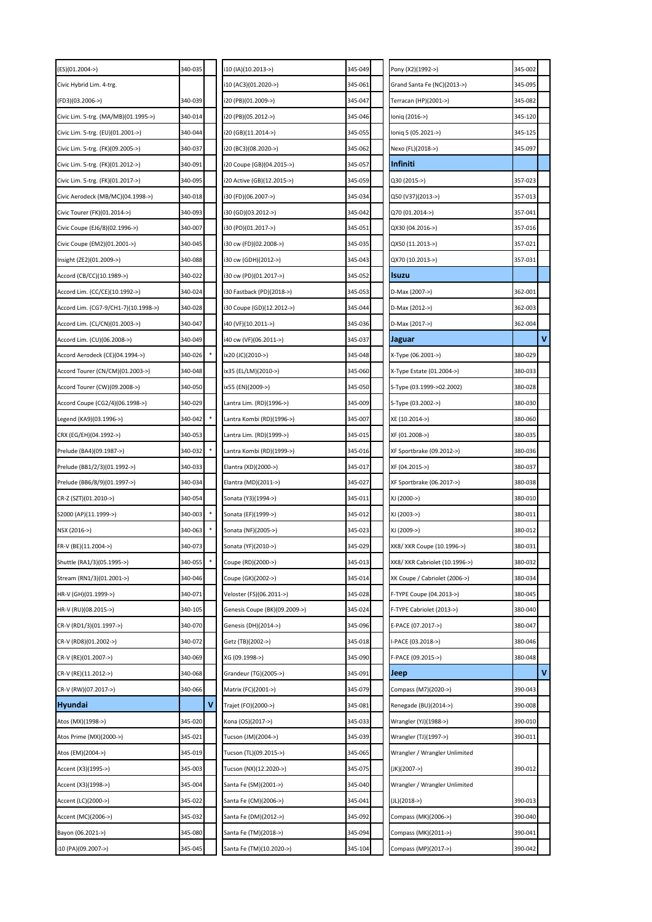| | | |
|---|---|---|
| (ES)(01.2004->) | 340-035 | |
| Civic Hybrid Lim. 4-trg. | | |
| (FD3)(03.2006->) | 340-039 | |
| Civic Lim. 5-trg. (MA/MB)(01.1995->) | 340-014 | |
| Civic Lim. 5-trg. (EU)(01.2001->) | 340-044 | |
| Civic Lim. 5-trg. (FK)(09.2005->) | 340-037 | |
| Civic Lim. 5-trg. (FK)(01.2012->) | 340-091 | |
| Civic Lim. 5-trg. (FK)(01.2017->) | 340-095 | |
| Civic Aerodeck (MB/MC)(04.1998->) | 340-018 | |
| Civic Tourer (FK)(01.2014->) | 340-093 | |
| Civic Coupe (EJ6/8)(02.1996->) | 340-007 | |
| Civic Coupe (EM2)(01.2001->) | 340-045 | |
| Insight (ZE2)(01.2009->) | 340-088 | |
| Accord (CB/CC)(10.1989->) | 340-022 | |
| Accord Lim. (CC/CE)(10.1992->) | 340-024 | |
| Accord Lim. (CG7-9/CH1-7)(10.1998->) | 340-028 | |
| Accord Lim. (CL/CN)(01.2003->) | 340-047 | |
| Accord Lim. (CU)(06.2008->) | 340-049 | |
| Accord Aerodeck (CE)(04.1994->) | 340-026 | * |
| Accord Tourer (CN/CM)(01.2003->) | 340-048 | |
| Accord Tourer (CW)(09.2008->) | 340-050 | |
| Accord Coupe (CG2/4)(06.1998->) | 340-029 | |
| Legend (KA9)(03.1996->) | 340-042 | * |
| CRX (EG/EH)(04.1992->) | 340-053 | |
| Prelude (BA4)(09.1987->) | 340-032 | * |
| Prelude (BB1/2/3)(01.1992->) | 340-033 | |
| Prelude (BB6/8/9)(01.1997->) | 340-034 | |
| CR-Z (SZT)(01.2010->) | 340-054 | |
| S2000 (AP)(11.1999->) | 340-003 | * |
| NSX (2016->) | 340-063 | * |
| FR-V (BE)(11.2004->) | 340-073 | |
| Shuttle (RA1/3)(05.1995->) | 340-055 | * |
| Stream (RN1/3)(01.2001->) | 340-046 | |
| HR-V (GH)(01.1999->) | 340-071 | |
| HR-V (RU)(08.2015->) | 340-105 | |
| CR-V (RD1/3)(01.1997->) | 340-070 | |
| CR-V (RD8)(01.2002->) | 340-072 | |
| CR-V (RE)(01.2007->) | 340-069 | |
| CR-V (RE)(11.2012->) | 340-068 | |
| CR-V (RW)(07.2017->) | 340-066 | |
| **Hyundai** | | **V** |
| Atos (MX)(1998->) | 345-020 | |
| Atos Prime (MX)(2000->) | 345-021 | |
| Atos (EM)(2004->) | 345-019 | |
| Accent (X3)(1995->) | 345-003 | |
| Accent (X3)(1998->) | 345-004 | |
| Accent (LC)(2000->) | 345-022 | |
| Accent (MC)(2006->) | 345-032 | |
| Bayon (06.2021->) | 345-080 | |
| i10 (PA)(09.2007->) | 345-045 | |
| i10 (IA)(10.2013->) | 345-049 | |
| i10 (AC3)(01.2020->) | 345-061 | |
| i20 (PB)(01.2009->) | 345-047 | |
| i20 (PB)(05.2012->) | 345-046 | |
| i20 (GB)(11.2014->) | 345-055 | |
| i20 (BC3)(08.2020->) | 345-062 | |
| i20 Coupe (GB)(04.2015->) | 345-057 | |
| i20 Active (GB)(12.2015->) | 345-059 | |
| i30 (FD)(06.2007->) | 345-034 | |
| i30 (GD)(03.2012->) | 345-042 | |
| i30 (PD)(01.2017->) | 345-051 | |
| i30 cw (FD)(02.2008->) | 345-035 | |
| i30 cw (GDH)(2012->) | 345-043 | |
| i30 cw (PD)(01.2017->) | 345-052 | |
| i30 Fastback (PD)(2018->) | 345-053 | |
| i30 Coupe (GD)(12.2012->) | 345-044 | |
| i40 (VF)(10.2011->) | 345-036 | |
| i40 cw (VF)(06.2011->) | 345-037 | |
| ix20 (JC)(2010->) | 345-048 | |
| ix35 (EL/LM)(2010->) | 345-060 | |
| ix55 (EN)(2009->) | 345-050 | |
| Lantra Lim. (RD)(1996->) | 345-009 | |
| Lantra Kombi (RD)(1996->) | 345-007 | |
| Lantra Lim. (RD)(1999->) | 345-015 | |
| Lantra Kombi (RD)(1999->) | 345-016 | |
| Elantra (XD)(2000->) | 345-017 | |
| Elantra (MD)(2011->) | 345-027 | |
| Sonata (Y3)(1994->) | 345-011 | |
| Sonata (EF)(1999->) | 345-012 | |
| Sonata (NF)(2005->) | 345-023 | |
| Sonata (YF)(2010->) | 345-029 | |
| Coupe (RD)(2000->) | 345-013 | |
| Coupe (GK)(2002->) | 345-014 | |
| Veloster (FS)(06.2011->) | 345-028 | |
| Genesis Coupe (BK)(09.2009->) | 345-024 | |
| Genesis (DH)(2014->) | 345-096 | |
| Getz (TB)(2002->) | 345-018 | |
| XG (09.1998->) | 345-090 | |
| Grandeur (TG)(2005->) | 345-091 | |
| Matrix (FC)(2001->) | 345-079 | |
| Trajet (FO)(2000->) | 345-081 | |
| Kona (OS)(2017->) | 345-033 | |
| Tucson (JM)(2004->) | 345-039 | |
| Tucson (TL)(09.2015->) | 345-065 | |
| Tucson (NX)(12.2020->) | 345-075 | |
| Santa Fe (SM)(2001->) | 345-040 | |
| Santa Fe (CM)(2006->) | 345-041 | |
| Santa Fe (DM)(2012->) | 345-092 | |
| Santa Fe (TM)(2018->) | 345-094 | |
| Santa Fe (TM)(10.2020->) | 345-104 | |
| Pony (X2)(1992->) | 345-002 | |
| Grand Santa Fe (NC)(2013->) | 345-095 | |
| Terracan (HP)(2001->) | 345-082 | |
| Ioniq (2016->) | 345-120 | |
| Ioniq 5 (05.2021->) | 345-125 | |
| Nexo (FL)(2018->) | 345-097 | |
| **Infiniti** | | |
| Q30 (2015->) | 357-023 | |
| Q50 (V37)(2013->) | 357-013 | |
| Q70 (01.2014->) | 357-041 | |
| QX30 (04.2016->) | 357-016 | |
| QX50 (11.2013->) | 357-021 | |
| QX70 (10.2013->) | 357-031 | |
| **Isuzu** | | |
| D-Max (2007->) | 362-001 | |
| D-Max (2012->) | 362-003 | |
| D-Max (2017->) | 362-004 | |
| **Jaguar** | | **V** |
| X-Type (06.2001->) | 380-029 | |
| X-Type Estate (01.2004->) | 380-033 | |
| S-Type (03.1999->02.2002) | 380-028 | |
| S-Type (03.2002->) | 380-030 | |
| XE (10.2014->) | 380-060 | |
| XF (01.2008->) | 380-035 | |
| XF Sportbrake (09.2012->) | 380-036 | |
| XF (04.2015->) | 380-037 | |
| XF Sportbrake (06.2017->) | 380-038 | |
| XJ (2000->) | 380-010 | |
| XJ (2003->) | 380-011 | |
| XJ (2009->) | 380-012 | |
| XK8/ XKR Coupe (10.1996->) | 380-031 | |
| XK8/ XKR Cabriolet (10.1996->) | 380-032 | |
| XK Coupe / Cabriolet (2006->) | 380-034 | |
| F-TYPE Coupe (04.2013->) | 380-045 | |
| F-TYPE Cabriolet (2013->) | 380-040 | |
| E-PACE (07.2017->) | 380-047 | |
| I-PACE (03.2018->) | 380-046 | |
| F-PACE (09.2015->) | 380-048 | |
| **Jeep** | | **V** |
| Compass (M7)(2020->) | 390-043 | |
| Renegade (BU)(2014->) | 390-008 | |
| Wrangler (YJ)(1988->) | 390-010 | |
| Wrangler (TJ)(1997->) | 390-011 | |
| Wrangler / Wrangler Unlimited | | |
| (JK)(2007->) | 390-012 | |
| Wrangler / Wrangler Unlimited | | |
| (JL)(2018->) | 390-013 | |
| Compass (MK)(2006->) | 390-040 | |
| Compass (MK)(2011->) | 390-041 | |
| Compass (MP)(2017->) | 390-042 | |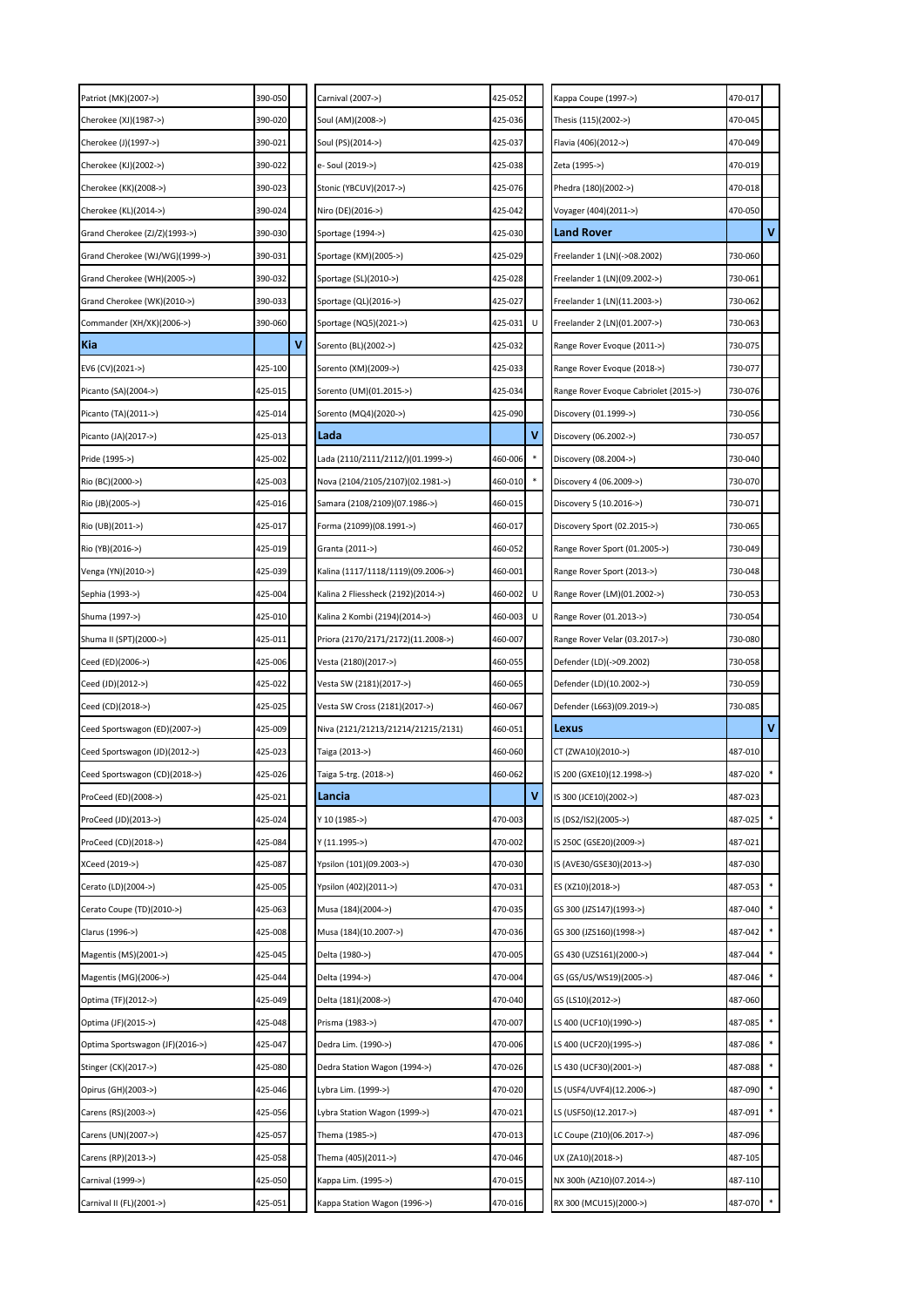| Model | Code | |
|---|---|---|
| Patriot (MK)(2007->) | 390-050 | |
| Cherokee (XJ)(1987->) | 390-020 | |
| Cherokee (J)(1997->) | 390-021 | |
| Cherokee (KJ)(2002->) | 390-022 | |
| Cherokee (KK)(2008->) | 390-023 | |
| Cherokee (KL)(2014->) | 390-024 | |
| Grand Cherokee (ZJ/Z)(1993->) | 390-030 | |
| Grand Cherokee (WJ/WG)(1999->) | 390-031 | |
| Grand Cherokee (WH)(2005->) | 390-032 | |
| Grand Cherokee (WK)(2010->) | 390-033 | |
| Commander (XH/XK)(2006->) | 390-060 | |
| **Kia** | | **V** |
| EV6 (CV)(2021->) | 425-100 | |
| Picanto (SA)(2004->) | 425-015 | |
| Picanto (TA)(2011->) | 425-014 | |
| Picanto (JA)(2017->) | 425-013 | |
| Pride (1995->) | 425-002 | |
| Rio (BC)(2000->) | 425-003 | |
| Rio (JB)(2005->) | 425-016 | |
| Rio (UB)(2011->) | 425-017 | |
| Rio (YB)(2016->) | 425-019 | |
| Venga (YN)(2010->) | 425-039 | |
| Sephia (1993->) | 425-004 | |
| Shuma (1997->) | 425-010 | |
| Shuma II (SPT)(2000->) | 425-011 | |
| Ceed (ED)(2006->) | 425-006 | |
| Ceed (JD)(2012->) | 425-022 | |
| Ceed (CD)(2018->) | 425-025 | |
| Ceed Sportswagon (ED)(2007->) | 425-009 | |
| Ceed Sportswagon (JD)(2012->) | 425-023 | |
| Ceed Sportswagon (CD)(2018->) | 425-026 | |
| ProCeed (ED)(2008->) | 425-021 | |
| ProCeed (JD)(2013->) | 425-024 | |
| ProCeed (CD)(2018->) | 425-084 | |
| XCeed (2019->) | 425-087 | |
| Cerato (LD)(2004->) | 425-005 | |
| Cerato Coupe (TD)(2010->) | 425-063 | |
| Clarus (1996->) | 425-008 | |
| Magentis (MS)(2001->) | 425-045 | |
| Magentis (MG)(2006->) | 425-044 | |
| Optima (TF)(2012->) | 425-049 | |
| Optima (JF)(2015->) | 425-048 | |
| Optima Sportswagon (JF)(2016->) | 425-047 | |
| Stinger (CK)(2017->) | 425-080 | |
| Opirus (GH)(2003->) | 425-046 | |
| Carens (RS)(2003->) | 425-056 | |
| Carens (UN)(2007->) | 425-057 | |
| Carens (RP)(2013->) | 425-058 | |
| Carnival (1999->) | 425-050 | |
| Carnival II (FL)(2001->) | 425-051 | |
| Carnival (2007->) | 425-052 | |
| Soul (AM)(2008->) | 425-036 | |
| Soul (PS)(2014->) | 425-037 | |
| e- Soul (2019->) | 425-038 | |
| Stonic (YBCUV)(2017->) | 425-076 | |
| Niro (DE)(2016->) | 425-042 | |
| Sportage (1994->) | 425-030 | |
| Sportage (KM)(2005->) | 425-029 | |
| Sportage (SL)(2010->) | 425-028 | |
| Sportage (QL)(2016->) | 425-027 | |
| Sportage (NQ5)(2021->) | 425-031 | U |
| Sorento (BL)(2002->) | 425-032 | |
| Sorento (XM)(2009->) | 425-033 | |
| Sorento (UM)(01.2015->) | 425-034 | |
| Sorento (MQ4)(2020->) | 425-090 | |
| **Lada** | | **V** |
| Lada (2110/2111/2112/)(01.1999->) | 460-006 | * |
| Nova (2104/2105/2107)(02.1981->) | 460-010 | * |
| Samara (2108/2109)(07.1986->) | 460-015 | |
| Forma (21099)(08.1991->) | 460-017 | |
| Granta (2011->) | 460-052 | |
| Kalina (1117/1118/1119)(09.2006->) | 460-001 | |
| Kalina 2 Fliessheck (2192)(2014->) | 460-002 | U |
| Kalina 2 Kombi (2194)(2014->) | 460-003 | U |
| Priora (2170/2171/2172)(11.2008->) | 460-007 | |
| Vesta (2180)(2017->) | 460-055 | |
| Vesta SW (2181)(2017->) | 460-065 | |
| Vesta SW Cross (2181)(2017->) | 460-067 | |
| Niva (2121/21213/21214/21215/2131) | 460-051 | |
| Taiga (2013->) | 460-060 | |
| Taiga 5-trg. (2018->) | 460-062 | |
| **Lancia** | | **V** |
| Y 10 (1985->) | 470-003 | |
| Y (11.1995->) | 470-002 | |
| Ypsilon (101)(09.2003->) | 470-030 | |
| Ypsilon (402)(2011->) | 470-031 | |
| Musa (184)(2004->) | 470-035 | |
| Musa (184)(10.2007->) | 470-036 | |
| Delta (1980->) | 470-005 | |
| Delta (1994->) | 470-004 | |
| Delta (181)(2008->) | 470-040 | |
| Prisma (1983->) | 470-007 | |
| Dedra Lim. (1990->) | 470-006 | |
| Dedra Station Wagon (1994->) | 470-026 | |
| Lybra Lim. (1999->) | 470-020 | |
| Lybra Station Wagon (1999->) | 470-021 | |
| Thema (1985->) | 470-013 | |
| Thema (405)(2011->) | 470-046 | |
| Kappa Lim. (1995->) | 470-015 | |
| Kappa Station Wagon (1996->) | 470-016 | |
| Kappa Coupe (1997->) | 470-017 | |
| Thesis (115)(2002->) | 470-045 | |
| Flavia (406)(2012->) | 470-049 | |
| Zeta (1995->) | 470-019 | |
| Phedra (180)(2002->) | 470-018 | |
| Voyager (404)(2011->) | 470-050 | |
| **Land Rover** | | **V** |
| Freelander 1 (LN)(->08.2002) | 730-060 | |
| Freelander 1 (LN)(09.2002->) | 730-061 | |
| Freelander 1 (LN)(11.2003->) | 730-062 | |
| Freelander 2 (LN)(01.2007->) | 730-063 | |
| Range Rover Evoque (2011->) | 730-075 | |
| Range Rover Evoque (2018->) | 730-077 | |
| Range Rover Evoque Cabriolet (2015->) | 730-076 | |
| Discovery (01.1999->) | 730-056 | |
| Discovery (06.2002->) | 730-057 | |
| Discovery (08.2004->) | 730-040 | |
| Discovery 4 (06.2009->) | 730-070 | |
| Discovery 5 (10.2016->) | 730-071 | |
| Discovery Sport (02.2015->) | 730-065 | |
| Range Rover Sport (01.2005->) | 730-049 | |
| Range Rover Sport (2013->) | 730-048 | |
| Range Rover (LM)(01.2002->) | 730-053 | |
| Range Rover (01.2013->) | 730-054 | |
| Range Rover Velar (03.2017->) | 730-080 | |
| Defender (LD)(->09.2002) | 730-058 | |
| Defender (LD)(10.2002->) | 730-059 | |
| Defender (L663)(09.2019->) | 730-085 | |
| **Lexus** | | **V** |
| CT (ZWA10)(2010->) | 487-010 | |
| IS 200 (GXE10)(12.1998->) | 487-020 | * |
| IS 300 (JCE10)(2002->) | 487-023 | |
| IS (DS2/IS2)(2005->) | 487-025 | * |
| IS 250C (GSE20)(2009->) | 487-021 | |
| IS (AVE30/GSE30)(2013->) | 487-030 | |
| ES (XZ10)(2018->) | 487-053 | * |
| GS 300 (JZS147)(1993->) | 487-040 | * |
| GS 300 (JZS160)(1998->) | 487-042 | * |
| GS 430 (UZS161)(2000->) | 487-044 | * |
| GS (GS/US/WS19)(2005->) | 487-046 | * |
| GS (LS10)(2012->) | 487-060 | |
| LS 400 (UCF10)(1990->) | 487-085 | * |
| LS 400 (UCF20)(1995->) | 487-086 | * |
| LS 430 (UCF30)(2001->) | 487-088 | * |
| LS (USF4/UVF4)(12.2006->) | 487-090 | * |
| LS (USF50)(12.2017->) | 487-091 | * |
| LC Coupe (Z10)(06.2017->) | 487-096 | |
| UX (ZA10)(2018->) | 487-105 | |
| NX 300h (AZ10)(07.2014->) | 487-110 | |
| RX 300 (MCU15)(2000->) | 487-070 | * |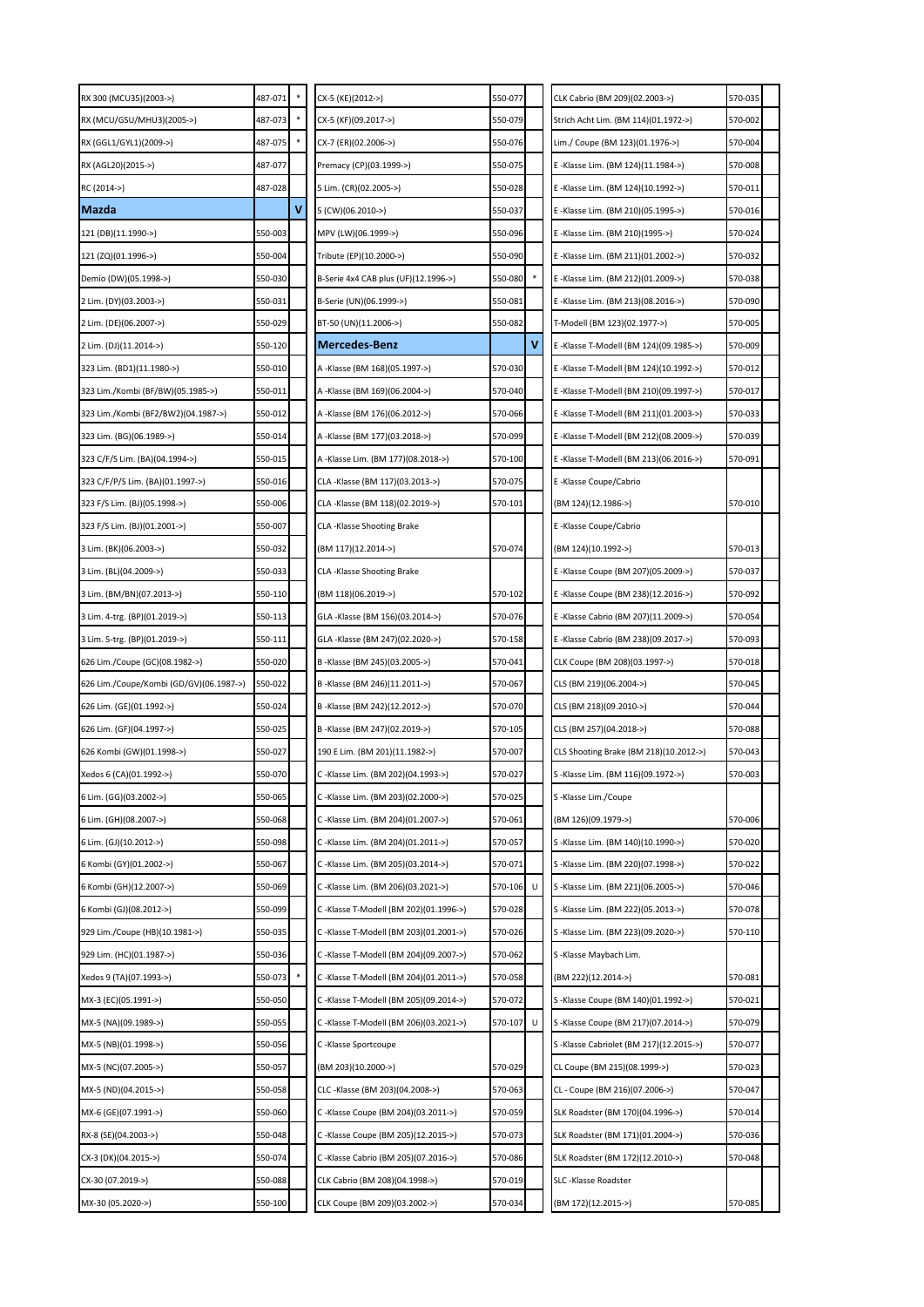| | | |
|---|---|---|
| RX 300 (MCU35)(2003->) | 487-071 | * |
| RX (MCU/GSU/MHU3)(2005->) | 487-073 | * |
| RX (GGL1/GYL1)(2009->) | 487-075 | * |
| RX (AGL20)(2015->) | 487-077 | |
| RC (2014->) | 487-028 | |
| **Mazda** | | **V** |
| 121 (DB)(11.1990->) | 550-003 | |
| 121 (ZQ)(01.1996->) | 550-004 | |
| Demio (DW)(05.1998->) | 550-030 | |
| 2 Lim. (DY)(03.2003->) | 550-031 | |
| 2 Lim. (DE)(06.2007->) | 550-029 | |
| 2 Lim. (DJ)(11.2014->) | 550-120 | |
| 323 Lim. (BD1)(11.1980->) | 550-010 | |
| 323 Lim./Kombi (BF/BW)(05.1985->) | 550-011 | |
| 323 Lim./Kombi (BF2/BW2)(04.1987->) | 550-012 | |
| 323 Lim. (BG)(06.1989->) | 550-014 | |
| 323 C/F/S Lim. (BA)(04.1994->) | 550-015 | |
| 323 C/F/P/S Lim. (BA)(01.1997->) | 550-016 | |
| 323 F/S Lim. (BJ)(05.1998->) | 550-006 | |
| 323 F/S Lim. (BJ)(01.2001->) | 550-007 | |
| 3 Lim. (BK)(06.2003->) | 550-032 | |
| 3 Lim. (BL)(04.2009->) | 550-033 | |
| 3 Lim. (BM/BN)(07.2013->) | 550-110 | |
| 3 Lim. 4-trg. (BP)(01.2019->) | 550-113 | |
| 3 Lim. 5-trg. (BP)(01.2019->) | 550-111 | |
| 626 Lim./Coupe (GC)(08.1982->) | 550-020 | |
| 626 Lim./Coupe/Kombi (GD/GV)(06.1987->) | 550-022 | |
| 626 Lim. (GE)(01.1992->) | 550-024 | |
| 626 Lim. (GF)(04.1997->) | 550-025 | |
| 626 Kombi (GW)(01.1998->) | 550-027 | |
| Xedos 6 (CA)(01.1992->) | 550-070 | |
| 6 Lim. (GG)(03.2002->) | 550-065 | |
| 6 Lim. (GH)(08.2007->) | 550-068 | |
| 6 Lim. (GJ)(10.2012->) | 550-098 | |
| 6 Kombi (GY)(01.2002->) | 550-067 | |
| 6 Kombi (GH)(12.2007->) | 550-069 | |
| 6 Kombi (GJ)(08.2012->) | 550-099 | |
| 929 Lim./Coupe (HB)(10.1981->) | 550-035 | |
| 929 Lim. (HC)(01.1987->) | 550-036 | |
| Xedos 9 (TA)(07.1993->) | 550-073 | * |
| MX-3 (EC)(05.1991->) | 550-050 | |
| MX-5 (NA)(09.1989->) | 550-055 | |
| MX-5 (NB)(01.1998->) | 550-056 | |
| MX-5 (NC)(07.2005->) | 550-057 | |
| MX-5 (ND)(04.2015->) | 550-058 | |
| MX-6 (GE)(07.1991->) | 550-060 | |
| RX-8 (SE)(04.2003->) | 550-048 | |
| CX-3 (DK)(04.2015->) | 550-074 | |
| CX-30 (07.2019->) | 550-088 | |
| MX-30 (05.2020->) | 550-100 | |
| CX-5 (KE)(2012->) | 550-077 | |
| CX-5 (KF)(09.2017->) | 550-079 | |
| CX-7 (ER)(02.2006->) | 550-076 | |
| Premacy (CP)(03.1999->) | 550-075 | |
| 5 Lim. (CR)(02.2005->) | 550-028 | |
| 5 (CW)(06.2010->) | 550-037 | |
| MPV (LW)(06.1999->) | 550-096 | |
| Tribute (EP)(10.2000->) | 550-090 | |
| B-Serie 4x4 CAB plus (UF)(12.1996->) | 550-080 | * |
| B-Serie (UN)(06.1999->) | 550-081 | |
| BT-50 (UN)(11.2006->) | 550-082 | |
| **Mercedes-Benz** | | **V** |
| A -Klasse (BM 168)(05.1997->) | 570-030 | |
| A -Klasse (BM 169)(06.2004->) | 570-040 | |
| A -Klasse (BM 176)(06.2012->) | 570-066 | |
| A -Klasse (BM 177)(03.2018->) | 570-099 | |
| A -Klasse Lim. (BM 177)(08.2018->) | 570-100 | |
| CLA -Klasse (BM 117)(03.2013->) | 570-075 | |
| CLA -Klasse (BM 118)(02.2019->) | 570-101 | |
| CLA -Klasse Shooting Brake (BM 117)(12.2014->) | 570-074 | |
| CLA -Klasse Shooting Brake (BM 118)(06.2019->) | 570-102 | |
| GLA -Klasse (BM 156)(03.2014->) | 570-076 | |
| GLA -Klasse (BM 247)(02.2020->) | 570-158 | |
| B -Klasse (BM 245)(03.2005->) | 570-041 | |
| B -Klasse (BM 246)(11.2011->) | 570-067 | |
| B -Klasse (BM 242)(12.2012->) | 570-070 | |
| B -Klasse (BM 247)(02.2019->) | 570-105 | |
| 190 E Lim. (BM 201)(11.1982->) | 570-007 | |
| C -Klasse Lim. (BM 202)(04.1993->) | 570-027 | |
| C -Klasse Lim. (BM 203)(02.2000->) | 570-025 | |
| C -Klasse Lim. (BM 204)(01.2007->) | 570-061 | |
| C -Klasse Lim. (BM 204)(01.2011->) | 570-057 | |
| C -Klasse Lim. (BM 205)(03.2014->) | 570-071 | |
| C -Klasse Lim. (BM 206)(03.2021->) | 570-106 | U |
| C -Klasse T-Modell (BM 202)(01.1996->) | 570-028 | |
| C -Klasse T-Modell (BM 203)(01.2001->) | 570-026 | |
| C -Klasse T-Modell (BM 204)(09.2007->) | 570-062 | |
| C -Klasse T-Modell (BM 204)(01.2011->) | 570-058 | |
| C -Klasse T-Modell (BM 205)(09.2014->) | 570-072 | |
| C -Klasse T-Modell (BM 206)(03.2021->) | 570-107 | U |
| C -Klasse Sportcoupe (BM 203)(10.2000->) | 570-029 | |
| CLC -Klasse (BM 203)(04.2008->) | 570-063 | |
| C -Klasse Coupe (BM 204)(03.2011->) | 570-059 | |
| C -Klasse Coupe (BM 205)(12.2015->) | 570-073 | |
| C -Klasse Cabrio (BM 205)(07.2016->) | 570-086 | |
| CLK Cabrio (BM 208)(04.1998->) | 570-019 | |
| CLK Coupe (BM 209)(03.2002->) | 570-034 | |
| CLK Cabrio (BM 209)(02.2003->) | 570-035 | |
| Strich Acht Lim. (BM 114)(01.1972->) | 570-002 | |
| Lim./ Coupe (BM 123)(01.1976->) | 570-004 | |
| E -Klasse Lim. (BM 124)(11.1984->) | 570-008 | |
| E -Klasse Lim. (BM 124)(10.1992->) | 570-011 | |
| E -Klasse Lim. (BM 210)(05.1995->) | 570-016 | |
| E -Klasse Lim. (BM 210)(1995->) | 570-024 | |
| E -Klasse Lim. (BM 211)(01.2002->) | 570-032 | |
| E -Klasse Lim. (BM 212)(01.2009->) | 570-038 | |
| E -Klasse Lim. (BM 213)(08.2016->) | 570-090 | |
| T-Modell (BM 123)(02.1977->) | 570-005 | |
| E -Klasse T-Modell (BM 124)(09.1985->) | 570-009 | |
| E -Klasse T-Modell (BM 124)(10.1992->) | 570-012 | |
| E -Klasse T-Modell (BM 210)(09.1997->) | 570-017 | |
| E -Klasse T-Modell (BM 211)(01.2003->) | 570-033 | |
| E -Klasse T-Modell (BM 212)(08.2009->) | 570-039 | |
| E -Klasse T-Modell (BM 213)(06.2016->) | 570-091 | |
| E -Klasse Coupe/Cabrio (BM 124)(12.1986->) | 570-010 | |
| E -Klasse Coupe/Cabrio (BM 124)(10.1992->) | 570-013 | |
| E -Klasse Coupe (BM 207)(05.2009->) | 570-037 | |
| E -Klasse Coupe (BM 238)(12.2016->) | 570-092 | |
| E -Klasse Cabrio (BM 207)(11.2009->) | 570-054 | |
| E -Klasse Cabrio (BM 238)(09.2017->) | 570-093 | |
| CLK Coupe (BM 208)(03.1997->) | 570-018 | |
| CLS (BM 219)(06.2004->) | 570-045 | |
| CLS (BM 218)(09.2010->) | 570-044 | |
| CLS (BM 257)(04.2018->) | 570-088 | |
| CLS Shooting Brake (BM 218)(10.2012->) | 570-043 | |
| S -Klasse Lim. (BM 116)(09.1972->) | 570-003 | |
| S -Klasse Lim./Coupe (BM 126)(09.1979->) | 570-006 | |
| S -Klasse Lim. (BM 140)(10.1990->) | 570-020 | |
| S -Klasse Lim. (BM 220)(07.1998->) | 570-022 | |
| S -Klasse Lim. (BM 221)(06.2005->) | 570-046 | |
| S -Klasse Lim. (BM 222)(05.2013->) | 570-078 | |
| S -Klasse Lim. (BM 223)(09.2020->) | 570-110 | |
| S -Klasse Maybach Lim. (BM 222)(12.2014->) | 570-081 | |
| S -Klasse Coupe (BM 140)(01.1992->) | 570-021 | |
| S -Klasse Coupe (BM 217)(07.2014->) | 570-079 | |
| S -Klasse Cabriolet (BM 217)(12.2015->) | 570-077 | |
| CL Coupe (BM 215)(08.1999->) | 570-023 | |
| CL - Coupe (BM 216)(07.2006->) | 570-047 | |
| SLK Roadster (BM 170)(04.1996->) | 570-014 | |
| SLK Roadster (BM 171)(01.2004->) | 570-036 | |
| SLK Roadster (BM 172)(12.2010->) | 570-048 | |
| SLC -Klasse Roadster (BM 172)(12.2015->) | 570-085 | |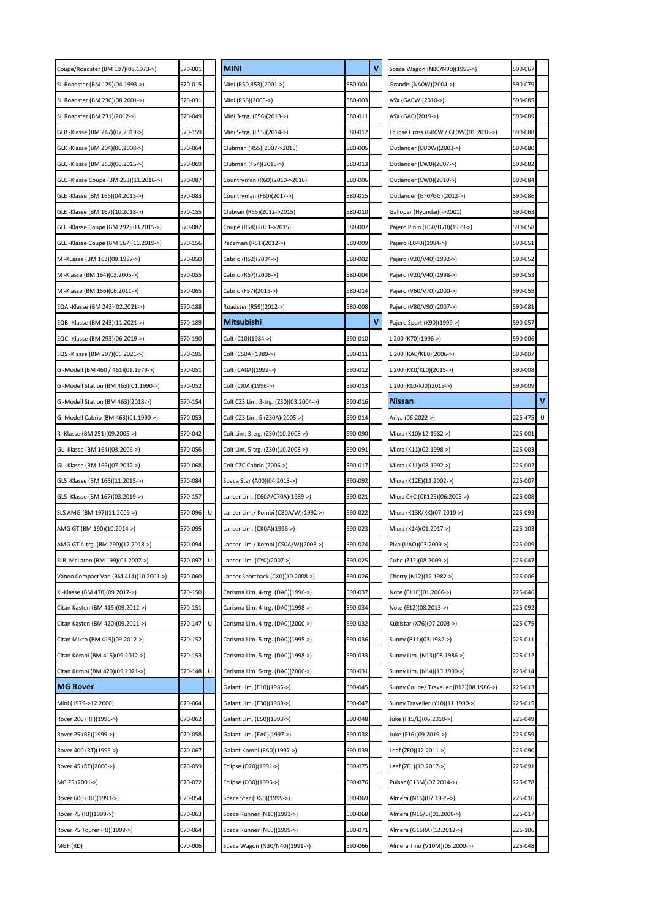| | | |
|---|---|---|
| Coupe/Roadster (BM 107)(08.1973->) | 570-001 | |
| SL Roadster (BM 129)(04.1993->) | 570-015 | |
| SL Roadster (BM 230)(08.2001->) | 570-031 | |
| SL Roadster (BM 231)(2012->) | 570-049 | |
| GLB -Klasse (BM 247)(07.2019->) | 570-159 | |
| GLK -Klasse (BM 204)(06.2008->) | 570-064 | |
| GLC -Klasse (BM 253)(06.2015->) | 570-069 | |
| GLC -Klasse Coupe (BM 253)(11.2016->) | 570-087 | |
| GLE -Klasse (BM 166)(04.2015->) | 570-083 | |
| GLE -Klasse (BM 167)(10.2018->) | 570-155 | |
| GLE -Klasse Coupe (BM 292)(03.2015->) | 570-082 | |
| GLE -Klasse Coupe (BM 167)(11.2019->) | 570-156 | |
| M -KLasse (BM 163)(09.1997->) | 570-050 | |
| M -Klasse (BM 164)(03.2005->) | 570-055 | |
| M -Klasse (BM 166)(06.2011->) | 570-065 | |
| EQA -Klasse (BM 243)(02.2021->) | 570-188 | |
| EQB -Klasse (BM 243)(11.2021->) | 570-189 | |
| EQC -Klasse (BM 293)(06.2019->) | 570-190 | |
| EQS -Klasse (BM 297)(06.2021->) | 570-195 | |
| G -Modell (BM 460 / 461)(01.1979->) | 570-051 | |
| G -Modell Station (BM 463)(01.1990->) | 570-052 | |
| G -Modell Station (BM 463)(2018->) | 570-154 | |
| G -Modell Cabrio (BM 463)(01.1990->) | 570-053 | |
| R -Klasse (BM 251)(09.2005->) | 570-042 | |
| GL -Klasse (BM 164)(03.2006->) | 570-056 | |
| GL -Klasse (BM 166)(07.2012->) | 570-068 | |
| GLS -Klasse (BM 166)(11.2015->) | 570-084 | |
| GLS -Klasse (BM 167)(03.2019->) | 570-157 | |
| SLS AMG (BM 197)(11.2009->) | 570-096 | U |
| AMG GT (BM 190)(10.2014->) | 570-095 | |
| AMG GT 4-trg. (BM 290)(12.2018->) | 570-094 | |
| SLR McLaren (BM 199)(01.2007->) | 570-097 | U |
| Vaneo Compact Van (BM 414)(10.2001->) | 570-060 | |
| X -Klasse (BM 470)(09.2017->) | 570-150 | |
| Citan Kasten (BM 415)(09.2012->) | 570-151 | |
| Citan Kasten (BM 420)(09.2021->) | 570-147 | U |
| Citan Mixto (BM 415)(09.2012->) | 570-152 | |
| Citan Kombi (BM 415)(09.2012->) | 570-153 | |
| Citan Kombi (BM 420)(09.2021->) | 570-148 | U |
| **MG Rover** | | |
| Mini (1979->12.2000) | 070-004 | |
| Rover 200 (RF)(1996->) | 070-062 | |
| Rover 25 (RF)(1999->) | 070-058 | |
| Rover 400 (RT)(1995->) | 070-067 | |
| Rover 45 (RT)(2000->) | 070-059 | |
| MG ZS (2001->) | 070-072 | |
| Rover 600 (RH)(1993->) | 070-054 | |
| Rover 75 (RJ)(1999->) | 070-063 | |
| Rover 75 Tourer (RJ)(1999->) | 070-064 | |
| MGF (RD) | 070-006 | |

| **MINI** | | **V** |
|---|---|---|
| Mini (R50,R53)(2001->) | 580-001 | |
| Mini (R56)(2006->) | 580-003 | |
| Mini 3-trg. (F56)(2013->) | 580-011 | |
| Mini 5-trg. (F55)(2014->) | 580-012 | |
| Clubman (R55)(2007->2015) | 580-005 | |
| Clubman (F54)(2015->) | 580-013 | |
| Countryman (R60)(2010->2016) | 580-006 | |
| Countryman (F60)(2017->) | 580-015 | |
| Clubvan (R55)(2012->2015) | 580-010 | |
| Coupé (R58)(2011->2015) | 580-007 | |
| Paceman (R61)(2012->) | 580-009 | |
| Cabrio (R52)(2004->) | 580-002 | |
| Cabrio (R57)(2008->) | 580-004 | |
| Cabrio (F57)(2015->) | 580-014 | |
| Roadster (R59)(2012->) | 580-008 | |
| **Mitsubishi** | | **V** |
| Colt (C10)(1984->) | 590-010 | |
| Colt (C50A)(1989->) | 590-011 | |
| Colt (CA0A)(1992->) | 590-012 | |
| Colt (CJ0A)(1996->) | 590-013 | |
| Colt CZ3 Lim. 3-trg. (Z30)(03.2004->) | 590-016 | |
| Colt CZ3 Lim. 5 (Z30A)(2005->) | 590-014 | |
| Colt Lim. 3-trg. (Z30)(10.2008->) | 590-090 | |
| Colt Lim. 5-trg. (Z30)(10.2008->) | 590-091 | |
| Colt CZC Cabrio (2006->) | 590-017 | |
| Space Star (A00)(04.2013->) | 590-092 | |
| Lancer Lim. (C60A/C70A)(1989->) | 590-021 | |
| Lancer Lim./ Kombi (CB0A/W)(1992->) | 590-022 | |
| Lancer Lim. (CK0A)(1996->) | 590-023 | |
| Lancer Lim./ Kombi (CS0A/W)(2003->) | 590-024 | |
| Lancer Lim. (CY0)(2007->) | 590-025 | |
| Lancer Sportback (CX0)(10.2008->) | 590-026 | |
| Carisma Lim. 4-trg. (DA0)(1996->) | 590-037 | |
| Carisma Lim. 4-trg. (DA0)(1998->) | 590-034 | |
| Carisma Lim. 4-trg. (DA0)(2000->) | 590-032 | |
| Carisma Lim. 5-trg. (DA0)(1995->) | 590-036 | |
| Carisma Lim. 5-trg. (DA0)(1998->) | 590-033 | |
| Carisma Lim. 5-trg. (DA0)(2000->) | 590-031 | |
| Galant Lim. (E10)(1985->) | 590-045 | |
| Galant Lim. (E30)(1988->) | 590-047 | |
| Galant Lim. (E50)(1993->) | 590-048 | |
| Galant Lim. (EA0)(1997->) | 590-038 | |
| Galant Kombi (EA0)(1997->) | 590-039 | |
| Eclipse (D20)(1991->) | 590-075 | |
| Eclipse (D30)(1996->) | 590-076 | |
| Space Star (DG0)(1999->) | 590-069 | |
| Space Runner (N10)(1991->) | 590-068 | |
| Space Runner (N60)(1999->) | 590-071 | |
| Space Wagon (N30/N40)(1991->) | 590-066 | |

| | | |
|---|---|---|
| Space Wagon (N80/N90)(1999->) | 590-067 | |
| Grandis (NA0W)(2004->) | 590-079 | |
| ASX (GA0W)(2010->) | 590-085 | |
| ASX (GA0)(2019->) | 590-089 | |
| Eclipse Cross (GK0W / GL0W)(01.2018->) | 590-088 | |
| Outlander (CU0W)(2003->) | 590-080 | |
| Outlander (CW0)(2007->) | 590-082 | |
| Outlander (CW0)(2010->) | 590-084 | |
| Outlander (GF0/GG)(2012->) | 590-086 | |
| Galloper (Hyundai)(->2001) | 590-063 | |
| Pajero Pinin (H60/H70)(1999->) | 590-058 | |
| Pajero (L040)(1984->) | 590-051 | |
| Pajero (V20/V40)(1992->) | 590-052 | |
| Pajero (V20/V40)(1998->) | 590-053 | |
| Pajero (V60/V70)(2000->) | 590-059 | |
| Pajero (V80/V90)(2007->) | 590-081 | |
| Pajero Sport (K90)(1999->) | 590-057 | |
| L 200 (K70)(1996->) | 590-006 | |
| L 200 (KA0/KB0)(2006->) | 590-007 | |
| L 200 (KK0/KL0)(2015->) | 590-008 | |
| L 200 (KL0/KJ0)(2019->) | 590-009 | |
| **Nissan** | | **V** |
| Ariya (06.2022->) | 225-475 | U |
| Micra (K10)(12.1982->) | 225-001 | |
| Micra (K11)(02.1998->) | 225-003 | |
| Micra (K11)(08.1992->) | 225-002 | |
| Micra (K12E)(11.2002->) | 225-007 | |
| Micra C+C (CK12E)(06.2005->) | 225-008 | |
| Micra (K13K/KK)(07.2010->) | 225-093 | |
| Micra (K14)(01.2017->) | 225-103 | |
| Pixo (UA0)(09.2009->) | 225-009 | |
| Cube (Z12)(08.2009->) | 225-047 | |
| Cherry (N12)(12.1982->) | 225-006 | |
| Note (E11E)(01.2006->) | 225-046 | |
| Note (E12)(08.2013->) | 225-092 | |
| Kubistar (X76)(07.2003->) | 225-075 | |
| Sunny (B11)(03.1982->) | 225-011 | |
| Sunny Lim. (N13)(08.1986->) | 225-012 | |
| Sunny Lim. (N14)(10.1990->) | 225-014 | |
| Sunny Coupe/ Traveller (B12)(08.1986->) | 225-013 | |
| Sunny Traveller (Y10)(11.1990->) | 225-015 | |
| Juke (F15/E)(06.2010->) | 225-049 | |
| Juke (F16)(09.2019->) | 225-059 | |
| Leaf (ZE0)(12.2011->) | 225-090 | |
| Leaf (ZE1)(10.2017->) | 225-091 | |
| Pulsar (C13M)(07.2014->) | 225-078 | |
| Almera (N15)(07.1995->) | 225-016 | |
| Almera (N16/E)(01.2000->) | 225-017 | |
| Almera (G15RA)(12.2012->) | 225-106 | |
| Almera Tino (V10M)(05.2000->) | 225-048 | |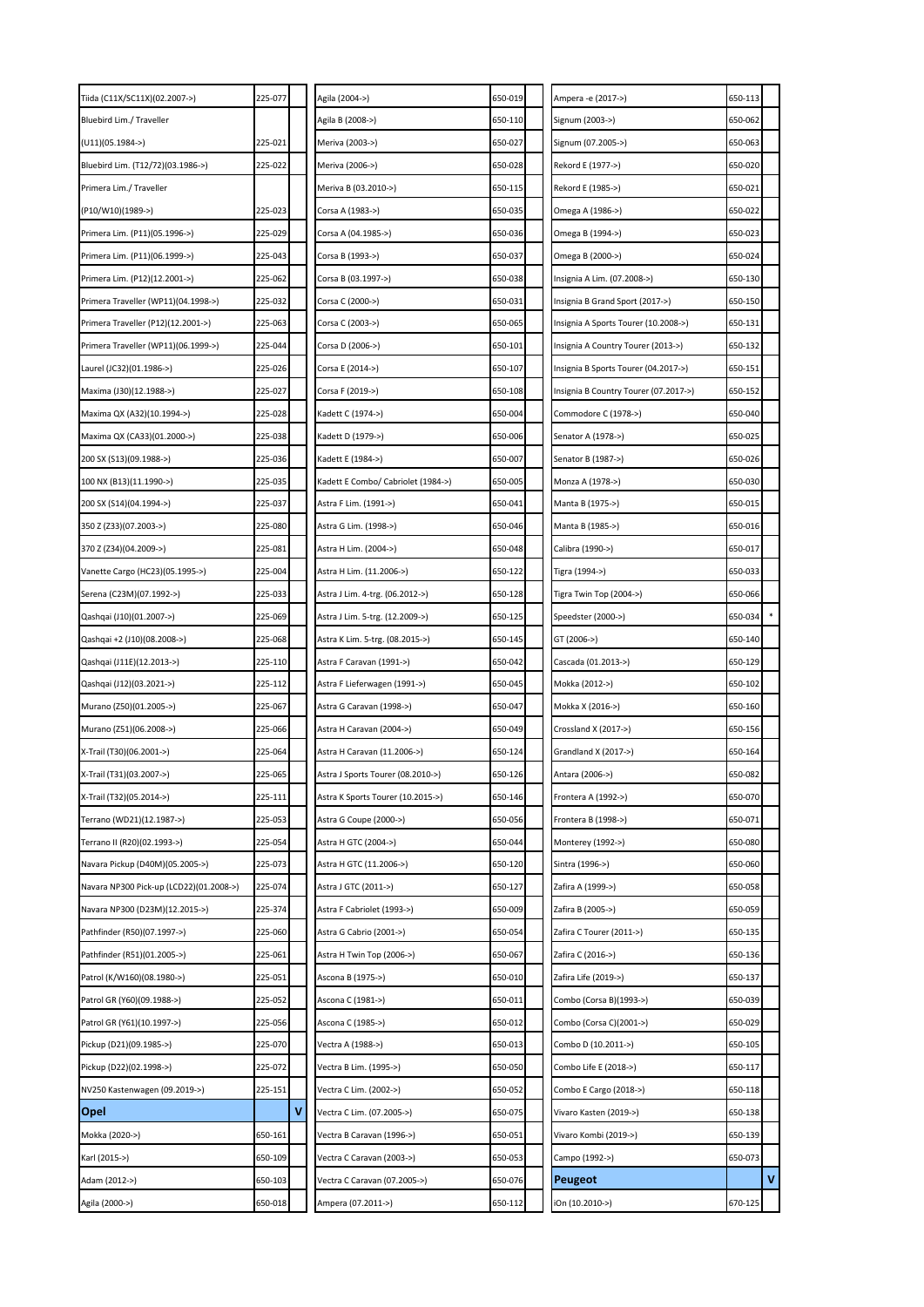| | | |
|---|---|---|
| Tiida (C11X/SC11X)(02.2007->) | 225-077 | |
| Bluebird Lim./ Traveller | | |
| (U11)(05.1984->) | 225-021 | |
| Bluebird Lim. (T12/72)(03.1986->) | 225-022 | |
| Primera Lim./ Traveller | | |
| (P10/W10)(1989->) | 225-023 | |
| Primera Lim. (P11)(05.1996->) | 225-029 | |
| Primera Lim. (P11)(06.1999->) | 225-043 | |
| Primera Lim. (P12)(12.2001->) | 225-062 | |
| Primera Traveller (WP11)(04.1998->) | 225-032 | |
| Primera Traveller (P12)(12.2001->) | 225-063 | |
| Primera Traveller (WP11)(06.1999->) | 225-044 | |
| Laurel (JC32)(01.1986->) | 225-026 | |
| Maxima (J30)(12.1988->) | 225-027 | |
| Maxima QX (A32)(10.1994->) | 225-028 | |
| Maxima QX (CA33)(01.2000->) | 225-038 | |
| 200 SX (S13)(09.1988->) | 225-036 | |
| 100 NX (B13)(11.1990->) | 225-035 | |
| 200 SX (S14)(04.1994->) | 225-037 | |
| 350 Z (Z33)(07.2003->) | 225-080 | |
| 370 Z (Z34)(04.2009->) | 225-081 | |
| Vanette Cargo (HC23)(05.1995->) | 225-004 | |
| Serena (C23M)(07.1992->) | 225-033 | |
| Qashqai (J10)(01.2007->) | 225-069 | |
| Qashqai +2 (J10)(08.2008->) | 225-068 | |
| Qashqai (J11E)(12.2013->) | 225-110 | |
| Qashqai (J12)(03.2021->) | 225-112 | |
| Murano (Z50)(01.2005->) | 225-067 | |
| Murano (Z51)(06.2008->) | 225-066 | |
| X-Trail (T30)(06.2001->) | 225-064 | |
| X-Trail (T31)(03.2007->) | 225-065 | |
| X-Trail (T32)(05.2014->) | 225-111 | |
| Terrano (WD21)(12.1987->) | 225-053 | |
| Terrano II (R20)(02.1993->) | 225-054 | |
| Navara Pickup (D40M)(05.2005->) | 225-073 | |
| Navara NP300 Pick-up (LCD22)(01.2008->) | 225-074 | |
| Navara NP300 (D23M)(12.2015->) | 225-374 | |
| Pathfinder (R50)(07.1997->) | 225-060 | |
| Pathfinder (R51)(01.2005->) | 225-061 | |
| Patrol (K/W160)(08.1980->) | 225-051 | |
| Patrol GR (Y60)(09.1988->) | 225-052 | |
| Patrol GR (Y61)(10.1997->) | 225-056 | |
| Pickup (D21)(09.1985->) | 225-070 | |
| Pickup (D22)(02.1998->) | 225-072 | |
| NV250 Kastenwagen (09.2019->) | 225-151 | |
| **Opel** | | **V** |
| Mokka (2020->) | 650-161 | |
| Karl (2015->) | 650-109 | |
| Adam (2012->) | 650-103 | |
| Agila (2000->) | 650-018 | |
| Agila (2004->) | 650-019 | |
| Agila B (2008->) | 650-110 | |
| Meriva (2003->) | 650-027 | |
| Meriva (2006->) | 650-028 | |
| Meriva B (03.2010->) | 650-115 | |
| Corsa A (1983->) | 650-035 | |
| Corsa A (04.1985->) | 650-036 | |
| Corsa B (1993->) | 650-037 | |
| Corsa B (03.1997->) | 650-038 | |
| Corsa C (2000->) | 650-031 | |
| Corsa C (2003->) | 650-065 | |
| Corsa D (2006->) | 650-101 | |
| Corsa E (2014->) | 650-107 | |
| Corsa F (2019->) | 650-108 | |
| Kadett C (1974->) | 650-004 | |
| Kadett D (1979->) | 650-006 | |
| Kadett E (1984->) | 650-007 | |
| Kadett E Combo/ Cabriolet (1984->) | 650-005 | |
| Astra F Lim. (1991->) | 650-041 | |
| Astra G Lim. (1998->) | 650-046 | |
| Astra H Lim. (2004->) | 650-048 | |
| Astra H Lim. (11.2006->) | 650-122 | |
| Astra J Lim. 4-trg. (06.2012->) | 650-128 | |
| Astra J Lim. 5-trg. (12.2009->) | 650-125 | |
| Astra K Lim. 5-trg. (08.2015->) | 650-145 | |
| Astra F Caravan (1991->) | 650-042 | |
| Astra F Lieferwagen (1991->) | 650-045 | |
| Astra G Caravan (1998->) | 650-047 | |
| Astra H Caravan (2004->) | 650-049 | |
| Astra H Caravan (11.2006->) | 650-124 | |
| Astra J Sports Tourer (08.2010->) | 650-126 | |
| Astra K Sports Tourer (10.2015->) | 650-146 | |
| Astra G Coupe (2000->) | 650-056 | |
| Astra H GTC (2004->) | 650-044 | |
| Astra H GTC (11.2006->) | 650-120 | |
| Astra J GTC (2011->) | 650-127 | |
| Astra F Cabriolet (1993->) | 650-009 | |
| Astra G Cabrio (2001->) | 650-054 | |
| Astra H Twin Top (2006->) | 650-067 | |
| Ascona B (1975->) | 650-010 | |
| Ascona C (1981->) | 650-011 | |
| Ascona C (1985->) | 650-012 | |
| Vectra A (1988->) | 650-013 | |
| Vectra B Lim. (1995->) | 650-050 | |
| Vectra C Lim. (2002->) | 650-052 | |
| Vectra C Lim. (07.2005->) | 650-075 | |
| Vectra B Caravan (1996->) | 650-051 | |
| Vectra C Caravan (2003->) | 650-053 | |
| Vectra C Caravan (07.2005->) | 650-076 | |
| Ampera (07.2011->) | 650-112 | |
| Ampera -e (2017->) | 650-113 | |
| Signum (2003->) | 650-062 | |
| Signum (07.2005->) | 650-063 | |
| Rekord E (1977->) | 650-020 | |
| Rekord E (1985->) | 650-021 | |
| Omega A (1986->) | 650-022 | |
| Omega B (1994->) | 650-023 | |
| Omega B (2000->) | 650-024 | |
| Insignia A Lim. (07.2008->) | 650-130 | |
| Insignia B Grand Sport (2017->) | 650-150 | |
| Insignia A Sports Tourer (10.2008->) | 650-131 | |
| Insignia A Country Tourer (2013->) | 650-132 | |
| Insignia B Sports Tourer (04.2017->) | 650-151 | |
| Insignia B Country Tourer (07.2017->) | 650-152 | |
| Commodore C (1978->) | 650-040 | |
| Senator A (1978->) | 650-025 | |
| Senator B (1987->) | 650-026 | |
| Monza A (1978->) | 650-030 | |
| Manta B (1975->) | 650-015 | |
| Manta B (1985->) | 650-016 | |
| Calibra (1990->) | 650-017 | |
| Tigra (1994->) | 650-033 | |
| Tigra Twin Top (2004->) | 650-066 | |
| Speedster (2000->) | 650-034 | * |
| GT (2006->) | 650-140 | |
| Cascada (01.2013->) | 650-129 | |
| Mokka (2012->) | 650-102 | |
| Mokka X (2016->) | 650-160 | |
| Crossland X (2017->) | 650-156 | |
| Grandland X (2017->) | 650-164 | |
| Antara (2006->) | 650-082 | |
| Frontera A (1992->) | 650-070 | |
| Frontera B (1998->) | 650-071 | |
| Monterey (1992->) | 650-080 | |
| Sintra (1996->) | 650-060 | |
| Zafira A (1999->) | 650-058 | |
| Zafira B (2005->) | 650-059 | |
| Zafira C Tourer (2011->) | 650-135 | |
| Zafira C (2016->) | 650-136 | |
| Zafira Life (2019->) | 650-137 | |
| Combo (Corsa B)(1993->) | 650-039 | |
| Combo (Corsa C)(2001->) | 650-029 | |
| Combo D (10.2011->) | 650-105 | |
| Combo Life E (2018->) | 650-117 | |
| Combo E Cargo (2018->) | 650-118 | |
| Vivaro Kasten (2019->) | 650-138 | |
| Vivaro Kombi (2019->) | 650-139 | |
| Campo (1992->) | 650-073 | |
| **Peugeot** | | **V** |
| iOn (10.2010->) | 670-125 | |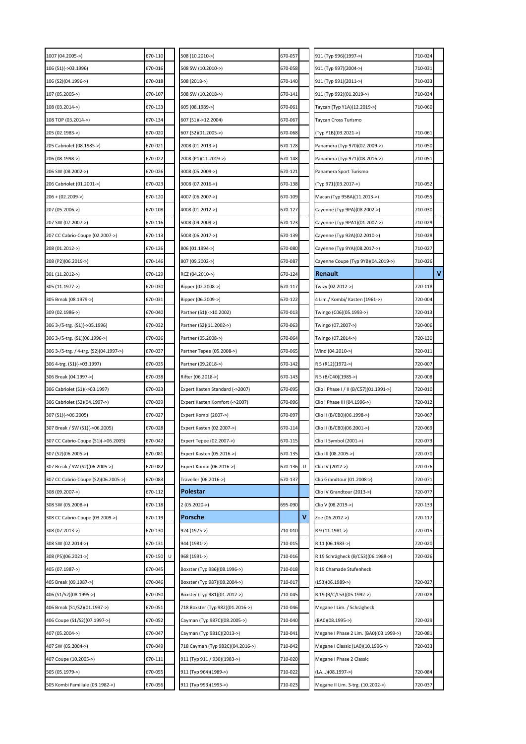| | | |
|---|---|---|
| 1007 (04.2005->) | 670-110 | |
| 106 (S1)(->03.1996) | 670-016 | |
| 106 (S2)(04.1996->) | 670-018 | |
| 107 (05.2005->) | 670-107 | |
| 108 (03.2014->) | 670-133 | |
| 108 TOP (03.2014->) | 670-134 | |
| 205 (02.1983->) | 670-020 | |
| 205 Cabriolet (08.1985->) | 670-021 | |
| 206 (08.1998->) | 670-022 | |
| 206 SW (08.2002->) | 670-026 | |
| 206 Cabriolet (01.2001->) | 670-023 | |
| 206 + (02.2009->) | 670-120 | |
| 207 (05.2006->) | 670-108 | |
| 207 SW (07.2007->) | 670-116 | |
| 207 CC Cabrio-Coupe (02.2007->) | 670-113 | |
| 208 (01.2012->) | 670-126 | |
| 208 (P2)(06.2019->) | 670-146 | |
| 301 (11.2012->) | 670-129 | |
| 305 (11.1977->) | 670-030 | |
| 305 Break (08.1979->) | 670-031 | |
| 309 (02.1986->) | 670-040 | |
| 306 3-/5-trg. (S1)(->05.1996) | 670-032 | |
| 306 3-/5-trg. (S1)(06.1996->) | 670-036 | |
| 306 3-/5-trg. / 4-trg. (S2)(04.1997->) | 670-037 | |
| 306 4-trg. (S1)(->03.1997) | 670-035 | |
| 306 Break (04.1997->) | 670-038 | |
| 306 Cabriolet (S1)(->03.1997) | 670-033 | |
| 306 Cabriolet (S2)(04.1997->) | 670-039 | |
| 307 (S1)(->06.2005) | 670-027 | |
| 307 Break / SW (S1)(->06.2005) | 670-028 | |
| 307 CC Cabrio-Coupe (S1)(->06.2005) | 670-042 | |
| 307 (S2)(06.2005->) | 670-081 | |
| 307 Break / SW (S2)(06.2005->) | 670-082 | |
| 307 CC Cabrio-Coupe (S2)(06.2005->) | 670-083 | |
| 308 (09.2007->) | 670-112 | |
| 308 SW (05.2008->) | 670-118 | |
| 308 CC Cabrio-Coupe (03.2009->) | 670-119 | |
| 308 (07.2013->) | 670-130 | |
| 308 SW (02.2014->) | 670-131 | |
| 308 (P5)(06.2021->) | 670-150 | U |
| 405 (07.1987->) | 670-045 | |
| 405 Break (09.1987->) | 670-046 | |
| 406 (S1/S2)(08.1995->) | 670-050 | |
| 406 Break (S1/S2)(01.1997->) | 670-051 | |
| 406 Coupe (S1/S2)(07.1997->) | 670-052 | |
| 407 (05.2004->) | 670-047 | |
| 407 SW (05.2004->) | 670-049 | |
| 407 Coupe (10.2005->) | 670-111 | |
| 505 (05.1979->) | 670-055 | |
| 505 Kombi Familiale (03.1982->) | 670-056 | |
| 508 (10.2010->) | 670-057 | |
| 508 SW (10.2010->) | 670-058 | |
| 508 (2018->) | 670-140 | |
| 508 SW (10.2018->) | 670-141 | |
| 605 (08.1989->) | 670-061 | |
| 607 (S1)(->12.2004) | 670-067 | |
| 607 (S2)(01.2005->) | 670-068 | |
| 2008 (01.2013->) | 670-128 | |
| 2008 (P1)(11.2019->) | 670-148 | |
| 3008 (05.2009->) | 670-121 | |
| 3008 (07.2016->) | 670-138 | |
| 4007 (06.2007->) | 670-109 | |
| 4008 (01.2012->) | 670-127 | |
| 5008 (09.2009->) | 670-123 | |
| 5008 (06.2017->) | 670-139 | |
| 806 (01.1994->) | 670-080 | |
| 807 (09.2002->) | 670-087 | |
| RCZ (04.2010->) | 670-124 | |
| Bipper (02.2008->) | 670-117 | |
| Bipper (06.2009->) | 670-122 | |
| Partner (S1)(->10.2002) | 670-013 | |
| Partner (S2)(11.2002->) | 670-063 | |
| Partner (05.2008->) | 670-064 | |
| Partner Tepee (05.2008->) | 670-065 | |
| Partner (09.2018->) | 670-142 | |
| Rifter (06.2018->) | 670-143 | |
| Expert Kasten Standard (->2007) | 670-095 | |
| Expert Kasten Komfort (->2007) | 670-096 | |
| Expert Kombi (2007->) | 670-097 | |
| Expert Kasten (02.2007->) | 670-114 | |
| Expert Tepee (02.2007->) | 670-115 | |
| Expert Kasten (05.2016->) | 670-135 | |
| Expert Kombi (06.2016->) | 670-136 | U |
| Traveller (06.2016->) | 670-137 | |
| **Polestar** | | |
| 2 (05.2020->) | 695-090 | |
| **Porsche** | | **V** |
| 924 (1975->) | 710-010 | |
| 944 (1981->) | 710-015 | |
| 968 (1991->) | 710-016 | |
| Boxster (Typ 986)(08.1996->) | 710-018 | |
| Boxster (Typ 987)(08.2004->) | 710-017 | |
| Boxster (Typ 981)(01.2012->) | 710-045 | |
| 718 Boxster (Typ 982)(01.2016->) | 710-046 | |
| Cayman (Typ 987C)(08.2005->) | 710-040 | |
| Cayman (Typ 981C)(2013->) | 710-041 | |
| 718 Cayman (Typ 982C)(04.2016->) | 710-042 | |
| 911 (Typ 911 / 930)(1983->) | 710-020 | |
| 911 (Typ 964)(1989->) | 710-022 | |
| 911 (Typ 993)(1993->) | 710-023 | |
| 911 (Typ 996)(1997->) | 710-024 | |
| 911 (Typ 997)(2004->) | 710-031 | |
| 911 (Typ 991)(2011->) | 710-033 | |
| 911 (Typ 992)(01.2019->) | 710-034 | |
| Taycan (Typ Y1A)(12.2019->) | 710-060 | |
| Taycan Cross Turismo (Typ Y1B)(03.2021->) | 710-061 | |
| Panamera (Typ 970)(02.2009->) | 710-050 | |
| Panamera (Typ 971)(08.2016->) | 710-051 | |
| Panamera Sport Turismo (Typ 971)(03.2017->) | 710-052 | |
| Macan (Typ 95BA)(11.2013->) | 710-055 | |
| Cayenne (Typ 9PA)(08.2002->) | 710-030 | |
| Cayenne (Typ 9PA1)(01.2007->) | 710-029 | |
| Cayenne (Typ 92A)(02.2010->) | 710-028 | |
| Cayenne (Typ 9YA)(08.2017->) | 710-027 | |
| Cayenne Coupe (Typ 9YB)(04.2019->) | 710-026 | |
| **Renault** | | **V** |
| Twizy (02.2012->) | 720-118 | |
| 4 Lim./ Kombi/ Kasten (1961->) | 720-004 | |
| Twingo (C06)(05.1993->) | 720-013 | |
| Twingo (07.2007->) | 720-006 | |
| Twingo (07.2014->) | 720-130 | |
| Wind (04.2010->) | 720-011 | |
| R 5 (R12)(1972->) | 720-007 | |
| R 5 (B/C40)(1985->) | 720-008 | |
| Clio I Phase I / II (B/C57)(01.1991->) | 720-010 | |
| Clio I Phase III (04.1996->) | 720-012 | |
| Clio II (B/CB0)(06.1998->) | 720-067 | |
| Clio II (B/CB0)(06.2001->) | 720-069 | |
| Clio II Symbol (2001->) | 720-073 | |
| Clio III (08.2005->) | 720-070 | |
| Clio IV (2012->) | 720-076 | |
| Clio Grandtour (01.2008->) | 720-071 | |
| Clio IV Grandtour (2013->) | 720-077 | |
| Clio V (08.2019->) | 720-133 | |
| Zoe (06.2012->) | 720-117 | |
| R 9 (11.1981->) | 720-015 | |
| R 11 (06.1983->) | 720-020 | |
| R 19 Schrägheck (B/C53)(06.1988->) | 720-026 | |
| R 19 Chamade Stufenheck (L53)(06.1989->) | 720-027 | |
| R 19 (B/C/L53)(05.1992->) | 720-028 | |
| Megane I Lim. / Schrägheck (BA0)(08.1995->) | 720-029 | |
| Megane I Phase 2 Lim. (BA0)(03.1999->) | 720-081 | |
| Megane I Classic (LA0)(10.1996->) | 720-033 | |
| Megane I Phase 2 Classic (LA...)(08.1997->) | 720-084 | |
| Megane II Lim. 3-trg. (10.2002->) | 720-037 | |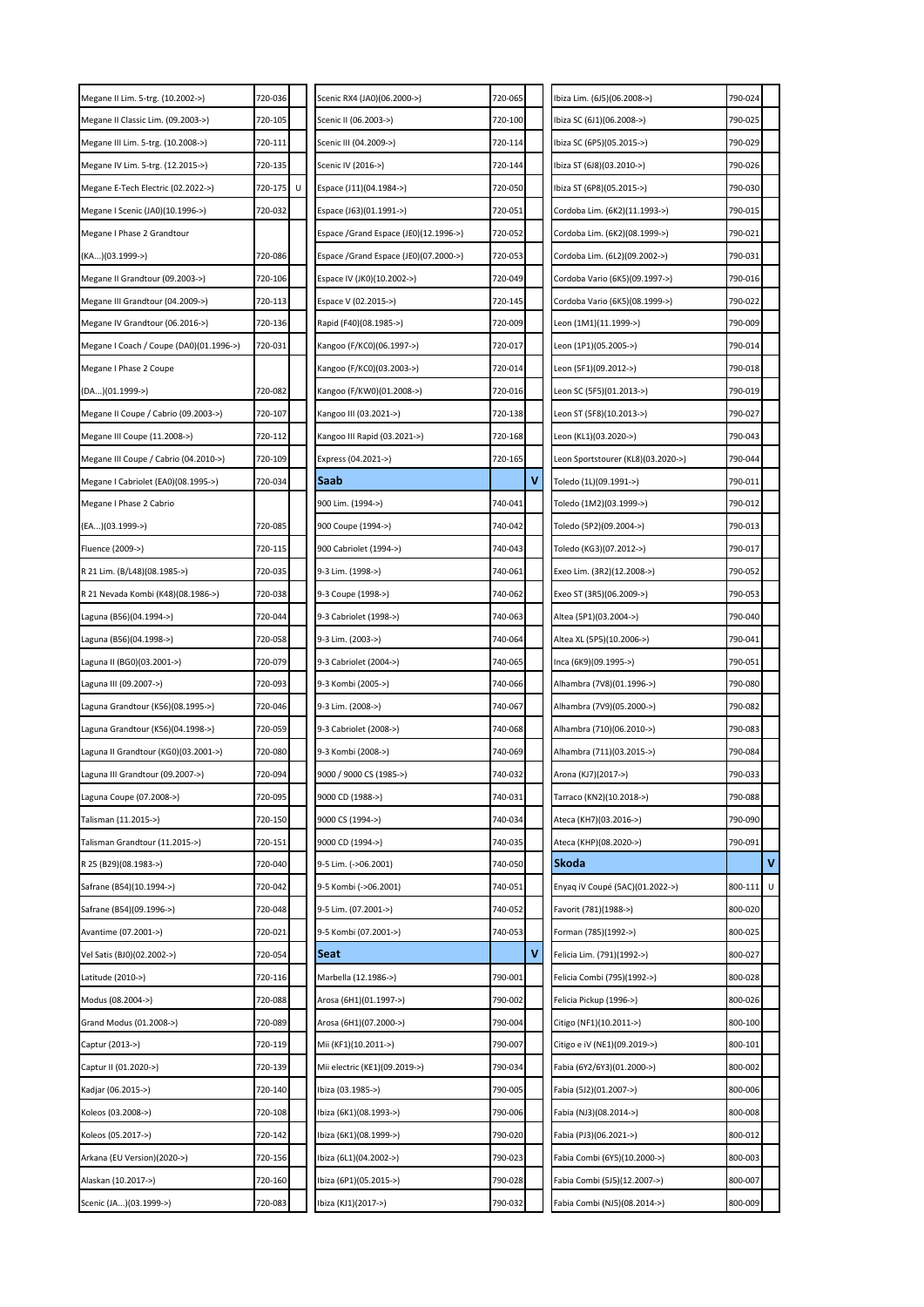| Model | Code | |
|---|---|---|
| Megane II Lim. 5-trg. (10.2002->) | 720-036 | |
| Megane II Classic Lim. (09.2003->) | 720-105 | |
| Megane III Lim. 5-trg. (10.2008->) | 720-111 | |
| Megane IV Lim. 5-trg. (12.2015->) | 720-135 | |
| Megane E-Tech Electric (02.2022->) | 720-175 | U |
| Megane I Scenic (JA0)(10.1996->) | 720-032 | |
| Megane I Phase 2 Grandtour (KA...)(03.1999->) | 720-086 | |
| Megane II Grandtour (09.2003->) | 720-106 | |
| Megane III Grandtour (04.2009->) | 720-113 | |
| Megane IV Grandtour (06.2016->) | 720-136 | |
| Megane I Coach / Coupe (DA0)(01.1996->) | 720-031 | |
| Megane I Phase 2 Coupe (DA...)(01.1999->) | 720-082 | |
| Megane II Coupe / Cabrio (09.2003->) | 720-107 | |
| Megane III Coupe (11.2008->) | 720-112 | |
| Megane III Coupe / Cabrio (04.2010->) | 720-109 | |
| Megane I Cabriolet (EA0)(08.1995->) | 720-034 | |
| Megane I Phase 2 Cabrio (EA...)(03.1999->) | 720-085 | |
| Fluence (2009->) | 720-115 | |
| R 21 Lim. (B/L48)(08.1985->) | 720-035 | |
| R 21 Nevada Kombi (K48)(08.1986->) | 720-038 | |
| Laguna (B56)(04.1994->) | 720-044 | |
| Laguna (B56)(04.1998->) | 720-058 | |
| Laguna II (BG0)(03.2001->) | 720-079 | |
| Laguna III (09.2007->) | 720-093 | |
| Laguna Grandtour (K56)(08.1995->) | 720-046 | |
| Laguna Grandtour (K56)(04.1998->) | 720-059 | |
| Laguna II Grandtour (KG0)(03.2001->) | 720-080 | |
| Laguna III Grandtour (09.2007->) | 720-094 | |
| Laguna Coupe (07.2008->) | 720-095 | |
| Talisman (11.2015->) | 720-150 | |
| Talisman Grandtour (11.2015->) | 720-151 | |
| R 25 (B29)(08.1983->) | 720-040 | |
| Safrane (B54)(10.1994->) | 720-042 | |
| Safrane (B54)(09.1996->) | 720-048 | |
| Avantime (07.2001->) | 720-021 | |
| Vel Satis (BJ0)(02.2002->) | 720-054 | |
| Latitude (2010->) | 720-116 | |
| Modus (08.2004->) | 720-088 | |
| Grand Modus (01.2008->) | 720-089 | |
| Captur (2013->) | 720-119 | |
| Captur II (01.2020->) | 720-139 | |
| Kadjar (06.2015->) | 720-140 | |
| Koleos (03.2008->) | 720-108 | |
| Koleos (05.2017->) | 720-142 | |
| Arkana (EU Version)(2020->) | 720-156 | |
| Alaskan (10.2017->) | 720-160 | |
| Scenic (JA...)(03.1999->) | 720-083 | |
| Scenic RX4 (JA0)(06.2000->) | 720-065 | |
| Scenic II (06.2003->) | 720-100 | |
| Scenic III (04.2009->) | 720-114 | |
| Scenic IV (2016->) | 720-144 | |
| Espace (J11)(04.1984->) | 720-050 | |
| Espace (J63)(01.1991->) | 720-051 | |
| Espace /Grand Espace (JE0)(12.1996->) | 720-052 | |
| Espace /Grand Espace (JE0)(07.2000->) | 720-053 | |
| Espace IV (JK0)(10.2002->) | 720-049 | |
| Espace V (02.2015->) | 720-145 | |
| Rapid (F40)(08.1985->) | 720-009 | |
| Kangoo (F/KC0)(06.1997->) | 720-017 | |
| Kangoo (F/KC0)(03.2003->) | 720-014 | |
| Kangoo (F/KW0)(01.2008->) | 720-016 | |
| Kangoo III (03.2021->) | 720-138 | |
| Kangoo III Rapid (03.2021->) | 720-168 | |
| Express (04.2021->) | 720-165 | |
| **Saab** | | **V** |
| 900 Lim. (1994->) | 740-041 | |
| 900 Coupe (1994->) | 740-042 | |
| 900 Cabriolet (1994->) | 740-043 | |
| 9-3 Lim. (1998->) | 740-061 | |
| 9-3 Coupe (1998->) | 740-062 | |
| 9-3 Cabriolet (1998->) | 740-063 | |
| 9-3 Lim. (2003->) | 740-064 | |
| 9-3 Cabriolet (2004->) | 740-065 | |
| 9-3 Kombi (2005->) | 740-066 | |
| 9-3 Lim. (2008->) | 740-067 | |
| 9-3 Cabriolet (2008->) | 740-068 | |
| 9-3 Kombi (2008->) | 740-069 | |
| 9000 / 9000 CS (1985->) | 740-032 | |
| 9000 CD (1988->) | 740-031 | |
| 9000 CS (1994->) | 740-034 | |
| 9000 CD (1994->) | 740-035 | |
| 9-5 Lim. (->06.2001) | 740-050 | |
| 9-5 Kombi (->06.2001) | 740-051 | |
| 9-5 Lim. (07.2001->) | 740-052 | |
| 9-5 Kombi (07.2001->) | 740-053 | |
| **Seat** | | **V** |
| Marbella (12.1986->) | 790-001 | |
| Arosa (6H1)(01.1997->) | 790-002 | |
| Arosa (6H1)(07.2000->) | 790-004 | |
| Mii (KF1)(10.2011->) | 790-007 | |
| Mii electric (KE1)(09.2019->) | 790-034 | |
| Ibiza (03.1985->) | 790-005 | |
| Ibiza (6K1)(08.1993->) | 790-006 | |
| Ibiza (6K1)(08.1999->) | 790-020 | |
| Ibiza (6L1)(04.2002->) | 790-023 | |
| Ibiza (6P1)(05.2015->) | 790-028 | |
| Ibiza (KJ1)(2017->) | 790-032 | |
| Ibiza Lim. (6J5)(06.2008->) | 790-024 | |
| Ibiza SC (6J1)(06.2008->) | 790-025 | |
| Ibiza SC (6P5)(05.2015->) | 790-029 | |
| Ibiza ST (6J8)(03.2010->) | 790-026 | |
| Ibiza ST (6P8)(05.2015->) | 790-030 | |
| Cordoba Lim. (6K2)(11.1993->) | 790-015 | |
| Cordoba Lim. (6K2)(08.1999->) | 790-021 | |
| Cordoba Lim. (6L2)(09.2002->) | 790-031 | |
| Cordoba Vario (6K5)(09.1997->) | 790-016 | |
| Cordoba Vario (6K5)(08.1999->) | 790-022 | |
| Leon (1M1)(11.1999->) | 790-009 | |
| Leon (1P1)(05.2005->) | 790-014 | |
| Leon (5F1)(09.2012->) | 790-018 | |
| Leon SC (5F5)(01.2013->) | 790-019 | |
| Leon ST (5F8)(10.2013->) | 790-027 | |
| Leon (KL1)(03.2020->) | 790-043 | |
| Leon Sportstourer (KL8)(03.2020->) | 790-044 | |
| Toledo (1L)(09.1991->) | 790-011 | |
| Toledo (1M2)(03.1999->) | 790-012 | |
| Toledo (5P2)(09.2004->) | 790-013 | |
| Toledo (KG3)(07.2012->) | 790-017 | |
| Exeo Lim. (3R2)(12.2008->) | 790-052 | |
| Exeo ST (3R5)(06.2009->) | 790-053 | |
| Altea (5P1)(03.2004->) | 790-040 | |
| Altea XL (5P5)(10.2006->) | 790-041 | |
| Inca (6K9)(09.1995->) | 790-051 | |
| Alhambra (7V8)(01.1996->) | 790-080 | |
| Alhambra (7V9)(05.2000->) | 790-082 | |
| Alhambra (710)(06.2010->) | 790-083 | |
| Alhambra (711)(03.2015->) | 790-084 | |
| Arona (KJ7)(2017->) | 790-033 | |
| Tarraco (KN2)(10.2018->) | 790-088 | |
| Ateca (KH7)(03.2016->) | 790-090 | |
| Ateca (KHP)(08.2020->) | 790-091 | |
| **Skoda** | | **V** |
| Enyaq iV Coupé (5AC)(01.2022->) | 800-111 | U |
| Favorit (781)(1988->) | 800-020 | |
| Forman (785)(1992->) | 800-025 | |
| Felicia Lim. (791)(1992->) | 800-027 | |
| Felicia Combi (795)(1992->) | 800-028 | |
| Felicia Pickup (1996->) | 800-026 | |
| Citigo (NF1)(10.2011->) | 800-100 | |
| Citigo e iV (NE1)(09.2019->) | 800-101 | |
| Fabia (6Y2/6Y3)(01.2000->) | 800-002 | |
| Fabia (5J2)(01.2007->) | 800-006 | |
| Fabia (NJ3)(08.2014->) | 800-008 | |
| Fabia (PJ3)(06.2021->) | 800-012 | |
| Fabia Combi (6Y5)(10.2000->) | 800-003 | |
| Fabia Combi (5J5)(12.2007->) | 800-007 | |
| Fabia Combi (NJ5)(08.2014->) | 800-009 | |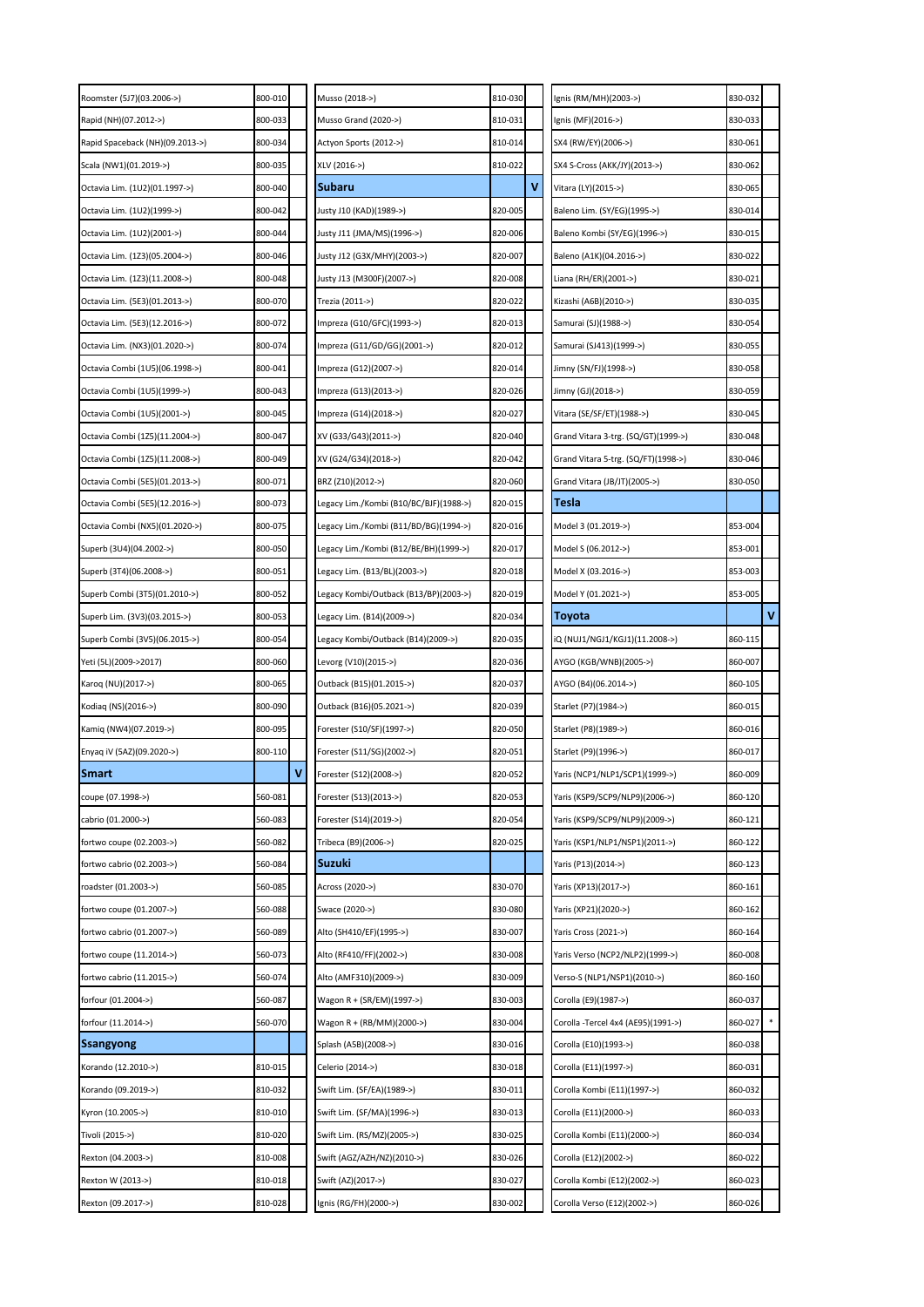| | | |
|---|---|---|
| Roomster (5J7)(03.2006->) | 800-010 | |
| Rapid (NH)(07.2012->) | 800-033 | |
| Rapid Spaceback (NH)(09.2013->) | 800-034 | |
| Scala (NW1)(01.2019->) | 800-035 | |
| Octavia Lim. (1U2)(01.1997->) | 800-040 | |
| Octavia Lim. (1U2)(1999->) | 800-042 | |
| Octavia Lim. (1U2)(2001->) | 800-044 | |
| Octavia Lim. (1Z3)(05.2004->) | 800-046 | |
| Octavia Lim. (1Z3)(11.2008->) | 800-048 | |
| Octavia Lim. (5E3)(01.2013->) | 800-070 | |
| Octavia Lim. (5E3)(12.2016->) | 800-072 | |
| Octavia Lim. (NX3)(01.2020->) | 800-074 | |
| Octavia Combi (1U5)(06.1998->) | 800-041 | |
| Octavia Combi (1U5)(1999->) | 800-043 | |
| Octavia Combi (1U5)(2001->) | 800-045 | |
| Octavia Combi (1Z5)(11.2004->) | 800-047 | |
| Octavia Combi (1Z5)(11.2008->) | 800-049 | |
| Octavia Combi (5E5)(01.2013->) | 800-071 | |
| Octavia Combi (5E5)(12.2016->) | 800-073 | |
| Octavia Combi (NX5)(01.2020->) | 800-075 | |
| Superb (3U4)(04.2002->) | 800-050 | |
| Superb (3T4)(06.2008->) | 800-051 | |
| Superb Combi (3T5)(01.2010->) | 800-052 | |
| Superb Lim. (3V3)(03.2015->) | 800-053 | |
| Superb Combi (3V5)(06.2015->) | 800-054 | |
| Yeti (5L)(2009->2017) | 800-060 | |
| Karoq (NU)(2017->) | 800-065 | |
| Kodiaq (NS)(2016->) | 800-090 | |
| Kamiq (NW4)(07.2019->) | 800-095 | |
| Enyaq iV (5AZ)(09.2020->) | 800-110 | |
| **Smart** | | **V** |
| coupe (07.1998->) | 560-081 | |
| cabrio (01.2000->) | 560-083 | |
| fortwo coupe (02.2003->) | 560-082 | |
| fortwo cabrio (02.2003->) | 560-084 | |
| roadster (01.2003->) | 560-085 | |
| fortwo coupe (01.2007->) | 560-088 | |
| fortwo cabrio (01.2007->) | 560-089 | |
| fortwo coupe (11.2014->) | 560-073 | |
| fortwo cabrio (11.2015->) | 560-074 | |
| forfour (01.2004->) | 560-087 | |
| forfour (11.2014->) | 560-070 | |
| **Ssangyong** | | |
| Korando (12.2010->) | 810-015 | |
| Korando (09.2019->) | 810-032 | |
| Kyron (10.2005->) | 810-010 | |
| Tivoli (2015->) | 810-020 | |
| Rexton (04.2003->) | 810-008 | |
| Rexton W (2013->) | 810-018 | |
| Rexton (09.2017->) | 810-028 | |
| Musso (2018->) | 810-030 | |
| Musso Grand (2020->) | 810-031 | |
| Actyon Sports (2012->) | 810-014 | |
| XLV (2016->) | 810-022 | |
| **Subaru** | | **V** |
| Justy J10 (KAD)(1989->) | 820-005 | |
| Justy J11 (JMA/MS)(1996->) | 820-006 | |
| Justy J12 (G3X/MHY)(2003->) | 820-007 | |
| Justy J13 (M300F)(2007->) | 820-008 | |
| Trezia (2011->) | 820-022 | |
| Impreza (G10/GFC)(1993->) | 820-013 | |
| Impreza (G11/GD/GG)(2001->) | 820-012 | |
| Impreza (G12)(2007->) | 820-014 | |
| Impreza (G13)(2013->) | 820-026 | |
| Impreza (G14)(2018->) | 820-027 | |
| XV (G33/G43)(2011->) | 820-040 | |
| XV (G24/G34)(2018->) | 820-042 | |
| BRZ (Z10)(2012->) | 820-060 | |
| Legacy Lim./Kombi (B10/BC/BJF)(1988->) | 820-015 | |
| Legacy Lim./Kombi (B11/BD/BG)(1994->) | 820-016 | |
| Legacy Lim./Kombi (B12/BE/BH)(1999->) | 820-017 | |
| Legacy Lim. (B13/BL)(2003->) | 820-018 | |
| Legacy Kombi/Outback (B13/BP)(2003->) | 820-019 | |
| Legacy Lim. (B14)(2009->) | 820-034 | |
| Legacy Kombi/Outback (B14)(2009->) | 820-035 | |
| Levorg (V10)(2015->) | 820-036 | |
| Outback (B15)(01.2015->) | 820-037 | |
| Outback (B16)(05.2021->) | 820-039 | |
| Forester (S10/SF)(1997->) | 820-050 | |
| Forester (S11/SG)(2002->) | 820-051 | |
| Forester (S12)(2008->) | 820-052 | |
| Forester (S13)(2013->) | 820-053 | |
| Forester (S14)(2019->) | 820-054 | |
| Tribeca (B9)(2006->) | 820-025 | |
| **Suzuki** | | |
| Across (2020->) | 830-070 | |
| Swace (2020->) | 830-080 | |
| Alto (SH410/EF)(1995->) | 830-007 | |
| Alto (RF410/FF)(2002->) | 830-008 | |
| Alto (AMF310)(2009->) | 830-009 | |
| Wagon R + (SR/EM)(1997->) | 830-003 | |
| Wagon R + (RB/MM)(2000->) | 830-004 | |
| Splash (A5B)(2008->) | 830-016 | |
| Celerio (2014->) | 830-018 | |
| Swift Lim. (SF/EA)(1989->) | 830-011 | |
| Swift Lim. (SF/MA)(1996->) | 830-013 | |
| Swift Lim. (RS/MZ)(2005->) | 830-025 | |
| Swift (AGZ/AZH/NZ)(2010->) | 830-026 | |
| Swift (AZ)(2017->) | 830-027 | |
| Ignis (RG/FH)(2000->) | 830-002 | |
| Ignis (RM/MH)(2003->) | 830-032 | |
| Ignis (MF)(2016->) | 830-033 | |
| SX4 (RW/EY)(2006->) | 830-061 | |
| SX4 S-Cross (AKK/JY)(2013->) | 830-062 | |
| Vitara (LY)(2015->) | 830-065 | |
| Baleno Lim. (SY/EG)(1995->) | 830-014 | |
| Baleno Kombi (SY/EG)(1996->) | 830-015 | |
| Baleno (A1K)(04.2016->) | 830-022 | |
| Liana (RH/ER)(2001->) | 830-021 | |
| Kizashi (A6B)(2010->) | 830-035 | |
| Samurai (SJ)(1988->) | 830-054 | |
| Samurai (SJ413)(1999->) | 830-055 | |
| Jimny (SN/FJ)(1998->) | 830-058 | |
| Jimny (GJ)(2018->) | 830-059 | |
| Vitara (SE/SF/ET)(1988->) | 830-045 | |
| Grand Vitara 3-trg. (SQ/GT)(1999->) | 830-048 | |
| Grand Vitara 5-trg. (SQ/FT)(1998->) | 830-046 | |
| Grand Vitara (JB/JT)(2005->) | 830-050 | |
| **Tesla** | | |
| Model 3 (01.2019->) | 853-004 | |
| Model S (06.2012->) | 853-001 | |
| Model X (03.2016->) | 853-003 | |
| Model Y (01.2021->) | 853-005 | |
| **Toyota** | | **V** |
| iQ (NUJ1/NGJ1/KGJ1)(11.2008->) | 860-115 | |
| AYGO (KGB/WNB)(2005->) | 860-007 | |
| AYGO (B4)(06.2014->) | 860-105 | |
| Starlet (P7)(1984->) | 860-015 | |
| Starlet (P8)(1989->) | 860-016 | |
| Starlet (P9)(1996->) | 860-017 | |
| Yaris (NCP1/NLP1/SCP1)(1999->) | 860-009 | |
| Yaris (KSP9/SCP9/NLP9)(2006->) | 860-120 | |
| Yaris (KSP9/SCP9/NLP9)(2009->) | 860-121 | |
| Yaris (KSP1/NLP1/NSP1)(2011->) | 860-122 | |
| Yaris (P13)(2014->) | 860-123 | |
| Yaris (XP13)(2017->) | 860-161 | |
| Yaris (XP21)(2020->) | 860-162 | |
| Yaris Cross (2021->) | 860-164 | |
| Yaris Verso (NCP2/NLP2)(1999->) | 860-008 | |
| Verso-S (NLP1/NSP1)(2010->) | 860-160 | |
| Corolla (E9)(1987->) | 860-037 | |
| Corolla -Tercel 4x4 (AE95)(1991->) | 860-027 | * |
| Corolla (E10)(1993->) | 860-038 | |
| Corolla (E11)(1997->) | 860-031 | |
| Corolla Kombi (E11)(1997->) | 860-032 | |
| Corolla (E11)(2000->) | 860-033 | |
| Corolla Kombi (E11)(2000->) | 860-034 | |
| Corolla (E12)(2002->) | 860-022 | |
| Corolla Kombi (E12)(2002->) | 860-023 | |
| Corolla Verso (E12)(2002->) | 860-026 | |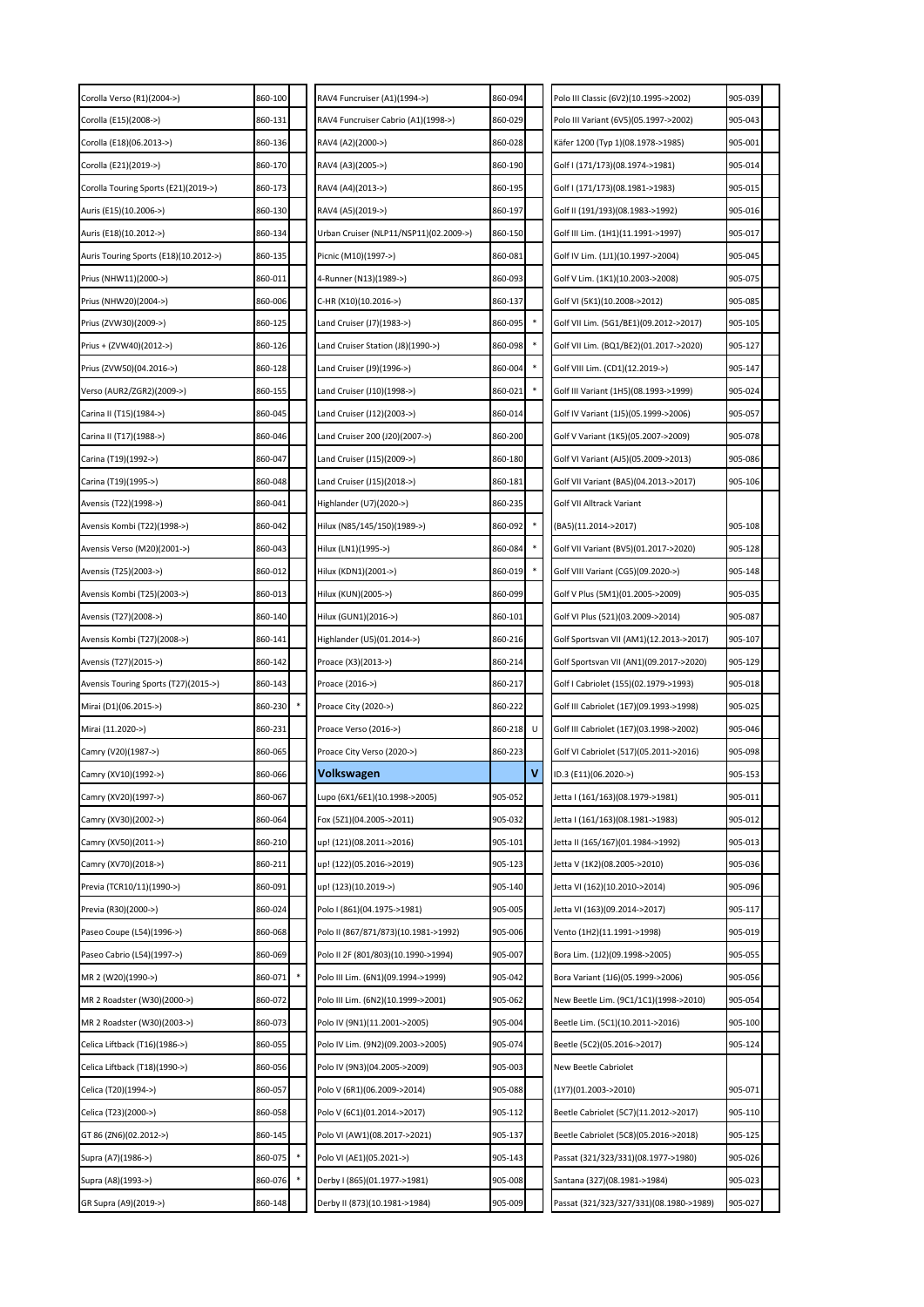| Model | Code | | Model | Code | | Model | Code | |
|---|---|---|---|---|---|---|---|---|
| Corolla Verso (R1)(2004->) | 860-100 | | RAV4 Funcruiser (A1)(1994->) | 860-094 | | Polo III Classic (6V2)(10.1995->2002) | 905-039 | |
| Corolla (E15)(2008->) | 860-131 | | RAV4 Funcruiser Cabrio (A1)(1998->) | 860-029 | | Polo III Variant (6V5)(05.1997->2002) | 905-043 | |
| Corolla (E18)(06.2013->) | 860-136 | | RAV4 (A2)(2000->) | 860-028 | | Käfer 1200 (Typ 1)(08.1978->1985) | 905-001 | |
| Corolla (E21)(2019->) | 860-170 | | RAV4 (A3)(2005->) | 860-190 | | Golf I (171/173)(08.1974->1981) | 905-014 | |
| Corolla Touring Sports (E21)(2019->) | 860-173 | | RAV4 (A4)(2013->) | 860-195 | | Golf I (171/173)(08.1981->1983) | 905-015 | |
| Auris (E15)(10.2006->) | 860-130 | | RAV4 (A5)(2019->) | 860-197 | | Golf II (191/193)(08.1983->1992) | 905-016 | |
| Auris (E18)(10.2012->) | 860-134 | | Urban Cruiser (NLP11/NSP11)(02.2009->) | 860-150 | | Golf III Lim. (1H1)(11.1991->1997) | 905-017 | |
| Auris Touring Sports (E18)(10.2012->) | 860-135 | | Picnic (M10)(1997->) | 860-081 | | Golf IV Lim. (1J1)(10.1997->2004) | 905-045 | |
| Prius (NHW11)(2000->) | 860-011 | | 4-Runner (N13)(1989->) | 860-093 | | Golf V Lim. (1K1)(10.2003->2008) | 905-075 | |
| Prius (NHW20)(2004->) | 860-006 | | C-HR (X10)(10.2016->) | 860-137 | | Golf VI (5K1)(10.2008->2012) | 905-085 | |
| Prius (ZVW30)(2009->) | 860-125 | | Land Cruiser (J7)(1983->) | 860-095 | * | Golf VII Lim. (5G1/BE1)(09.2012->2017) | 905-105 | |
| Prius + (ZVW40)(2012->) | 860-126 | | Land Cruiser Station (J8)(1990->) | 860-098 | * | Golf VII Lim. (BQ1/BE2)(01.2017->2020) | 905-127 | |
| Prius (ZVW50)(04.2016->) | 860-128 | | Land Cruiser (J9)(1996->) | 860-004 | * | Golf VIII Lim. (CD1)(12.2019->) | 905-147 | |
| Verso (AUR2/ZGR2)(2009->) | 860-155 | | Land Cruiser (J10)(1998->) | 860-021 | * | Golf III Variant (1H5)(08.1993->1999) | 905-024 | |
| Carina II (T15)(1984->) | 860-045 | | Land Cruiser (J12)(2003->) | 860-014 | | Golf IV Variant (1J5)(05.1999->2006) | 905-057 | |
| Carina II (T17)(1988->) | 860-046 | | Land Cruiser 200 (J20)(2007->) | 860-200 | | Golf V Variant (1K5)(05.2007->2009) | 905-078 | |
| Carina (T19)(1992->) | 860-047 | | Land Cruiser (J15)(2009->) | 860-180 | | Golf VI Variant (AJ5)(05.2009->2013) | 905-086 | |
| Carina (T19)(1995->) | 860-048 | | Land Cruiser (J15)(2018->) | 860-181 | | Golf VII Variant (BA5)(04.2013->2017) | 905-106 | |
| Avensis (T22)(1998->) | 860-041 | | Highlander (U7)(2020->) | 860-235 | | Golf VII Alltrack Variant | | |
| Avensis Kombi (T22)(1998->) | 860-042 | | Hilux (N85/145/150)(1989->) | 860-092 | * | (BA5)(11.2014->2017) | 905-108 | |
| Avensis Verso (M20)(2001->) | 860-043 | | Hilux (LN1)(1995->) | 860-084 | * | Golf VII Variant (BV5)(01.2017->2020) | 905-128 | |
| Avensis (T25)(2003->) | 860-012 | | Hilux (KDN1)(2001->) | 860-019 | * | Golf VIII Variant (CG5)(09.2020->) | 905-148 | |
| Avensis Kombi (T25)(2003->) | 860-013 | | Hilux (KUN)(2005->) | 860-099 | | Golf V Plus (5M1)(01.2005->2009) | 905-035 | |
| Avensis (T27)(2008->) | 860-140 | | Hilux (GUN1)(2016->) | 860-101 | | Golf VI Plus (521)(03.2009->2014) | 905-087 | |
| Avensis Kombi (T27)(2008->) | 860-141 | | Highlander (U5)(01.2014->) | 860-216 | | Golf Sportsvan VII (AM1)(12.2013->2017) | 905-107 | |
| Avensis (T27)(2015->) | 860-142 | | Proace (X3)(2013->) | 860-214 | | Golf Sportsvan VII (AN1)(09.2017->2020) | 905-129 | |
| Avensis Touring Sports (T27)(2015->) | 860-143 | | Proace (2016->) | 860-217 | | Golf I Cabriolet (155)(02.1979->1993) | 905-018 | |
| Mirai (D1)(06.2015->) | 860-230 | * | Proace City (2020->) | 860-222 | | Golf III Cabriolet (1E7)(09.1993->1998) | 905-025 | |
| Mirai (11.2020->) | 860-231 | | Proace Verso (2016->) | 860-218 | U | Golf III Cabriolet (1E7)(03.1998->2002) | 905-046 | |
| Camry (V20)(1987->) | 860-065 | | Proace City Verso (2020->) | 860-223 | | Golf VI Cabriolet (517)(05.2011->2016) | 905-098 | |
| Camry (XV10)(1992->) | 860-066 | | **Volkswagen** | | **V** | ID.3 (E11)(06.2020->) | 905-153 | |
| Camry (XV20)(1997->) | 860-067 | | Lupo (6X1/6E1)(10.1998->2005) | 905-052 | | Jetta I (161/163)(08.1979->1981) | 905-011 | |
| Camry (XV30)(2002->) | 860-064 | | Fox (5Z1)(04.2005->2011) | 905-032 | | Jetta I (161/163)(08.1981->1983) | 905-012 | |
| Camry (XV50)(2011->) | 860-210 | | up! (121)(08.2011->2016) | 905-101 | | Jetta II (165/167)(01.1984->1992) | 905-013 | |
| Camry (XV70)(2018->) | 860-211 | | up! (122)(05.2016->2019) | 905-123 | | Jetta V (1K2)(08.2005->2010) | 905-036 | |
| Previa (TCR10/11)(1990->) | 860-091 | | up! (123)(10.2019->) | 905-140 | | Jetta VI (162)(10.2010->2014) | 905-096 | |
| Previa (R30)(2000->) | 860-024 | | Polo I (861)(04.1975->1981) | 905-005 | | Jetta VI (163)(09.2014->2017) | 905-117 | |
| Paseo Coupe (L54)(1996->) | 860-068 | | Polo II (867/871/873)(10.1981->1992) | 905-006 | | Vento (1H2)(11.1991->1998) | 905-019 | |
| Paseo Cabrio (L54)(1997->) | 860-069 | | Polo II 2F (801/803)(10.1990->1994) | 905-007 | | Bora Lim. (1J2)(09.1998->2005) | 905-055 | |
| MR 2 (W20)(1990->) | 860-071 | * | Polo III Lim. (6N1)(09.1994->1999) | 905-042 | | Bora Variant (1J6)(05.1999->2006) | 905-056 | |
| MR 2 Roadster (W30)(2000->) | 860-072 | | Polo III Lim. (6N2)(10.1999->2001) | 905-062 | | New Beetle Lim. (9C1/1C1)(1998->2010) | 905-054 | |
| MR 2 Roadster (W30)(2003->) | 860-073 | | Polo IV (9N1)(11.2001->2005) | 905-004 | | Beetle Lim. (5C1)(10.2011->2016) | 905-100 | |
| Celica Liftback (T16)(1986->) | 860-055 | | Polo IV Lim. (9N2)(09.2003->2005) | 905-074 | | Beetle (5C2)(05.2016->2017) | 905-124 | |
| Celica Liftback (T18)(1990->) | 860-056 | | Polo IV (9N3)(04.2005->2009) | 905-003 | | New Beetle Cabriolet | | |
| Celica (T20)(1994->) | 860-057 | | Polo V (6R1)(06.2009->2014) | 905-088 | | (1Y7)(01.2003->2010) | 905-071 | |
| Celica (T23)(2000->) | 860-058 | | Polo V (6C1)(01.2014->2017) | 905-112 | | Beetle Cabriolet (5C7)(11.2012->2017) | 905-110 | |
| GT 86 (ZN6)(02.2012->) | 860-145 | | Polo VI (AW1)(08.2017->2021) | 905-137 | | Beetle Cabriolet (5C8)(05.2016->2018) | 905-125 | |
| Supra (A7)(1986->) | 860-075 | * | Polo VI (AE1)(05.2021->) | 905-143 | | Passat (321/323/331)(08.1977->1980) | 905-026 | |
| Supra (A8)(1993->) | 860-076 | * | Derby I (865)(01.1977->1981) | 905-008 | | Santana (327)(08.1981->1984) | 905-023 | |
| GR Supra (A9)(2019->) | 860-148 | | Derby II (873)(10.1981->1984) | 905-009 | | Passat (321/323/327/331)(08.1980->1989) | 905-027 | |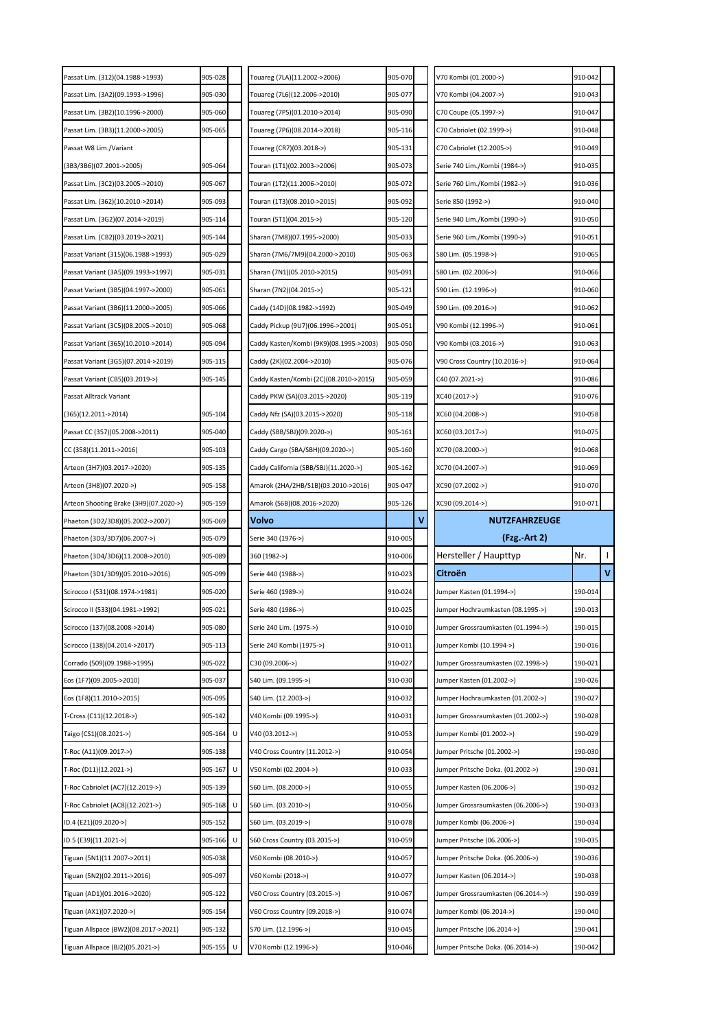| | | |
|---|---|---|
| Passat Lim. (312)(04.1988->1993) | 905-028 | |
| Passat Lim. (3A2)(09.1993->1996) | 905-030 | |
| Passat Lim. (3B2)(10.1996->2000) | 905-060 | |
| Passat Lim. (3B3)(11.2000->2005) | 905-065 | |
| Passat W8 Lim./Variant | | |
| (3B3/3B6)(07.2001->2005) | 905-064 | |
| Passat Lim. (3C2)(03.2005->2010) | 905-067 | |
| Passat Lim. (362)(10.2010->2014) | 905-093 | |
| Passat Lim. (3G2)(07.2014->2019) | 905-114 | |
| Passat Lim. (CB2)(03.2019->2021) | 905-144 | |
| Passat Variant (315)(06.1988->1993) | 905-029 | |
| Passat Variant (3A5)(09.1993->1997) | 905-031 | |
| Passat Variant (3B5)(04.1997->2000) | 905-061 | |
| Passat Variant (3B6)(11.2000->2005) | 905-066 | |
| Passat Variant (3C5)(08.2005->2010) | 905-068 | |
| Passat Variant (365)(10.2010->2014) | 905-094 | |
| Passat Variant (3G5)(07.2014->2019) | 905-115 | |
| Passat Variant (CB5)(03.2019->) | 905-145 | |
| Passat Alltrack Variant | | |
| (365)(12.2011->2014) | 905-104 | |
| Passat CC (357)(05.2008->2011) | 905-040 | |
| CC (358)(11.2011->2016) | 905-103 | |
| Arteon (3H7)(03.2017->2020) | 905-135 | |
| Arteon (3H8)(07.2020->) | 905-158 | |
| Arteon Shooting Brake (3H9)(07.2020->) | 905-159 | |
| Phaeton (3D2/3D8)(05.2002->2007) | 905-069 | |
| Phaeton (3D3/3D7)(06.2007->) | 905-079 | |
| Phaeton (3D4/3D6)(11.2008->2010) | 905-089 | |
| Phaeton (3D1/3D9)(05.2010->2016) | 905-099 | |
| Scirocco I (531)(08.1974->1981) | 905-020 | |
| Scirocco II (533)(04.1981->1992) | 905-021 | |
| Scirocco (137)(08.2008->2014) | 905-080 | |
| Scirocco (138)(04.2014->2017) | 905-113 | |
| Corrado (509)(09.1988->1995) | 905-022 | |
| Eos (1F7)(09.2005->2010) | 905-037 | |
| Eos (1F8)(11.2010->2015) | 905-095 | |
| T-Cross (C11)(12.2018->) | 905-142 | |
| Taigo (CS1)(08.2021->) | 905-164 | U |
| T-Roc (A11)(09.2017->) | 905-138 | |
| T-Roc (D11)(12.2021->) | 905-167 | U |
| T-Roc Cabriolet (AC7)(12.2019->) | 905-139 | |
| T-Roc Cabriolet (AC8)(12.2021->) | 905-168 | U |
| ID.4 (E21)(09.2020->) | 905-152 | |
| ID.5 (E39)(11.2021->) | 905-166 | U |
| Tiguan (5N1)(11.2007->2011) | 905-038 | |
| Tiguan (5N2)(02.2011->2016) | 905-097 | |
| Tiguan (AD1)(01.2016->2020) | 905-122 | |
| Tiguan (AX1)(07.2020->) | 905-154 | |
| Tiguan Allspace (BW2)(08.2017->2021) | 905-132 | |
| Tiguan Allspace (BJ2)(05.2021->) | 905-155 | U |

| | | |
|---|---|---|
| Touareg (7LA)(11.2002->2006) | 905-070 | |
| Touareg (7L6)(12.2006->2010) | 905-077 | |
| Touareg (7P5)(01.2010->2014) | 905-090 | |
| Touareg (7P6)(08.2014->2018) | 905-116 | |
| Touareg (CR7)(03.2018->) | 905-131 | |
| Touran (1T1)(02.2003->2006) | 905-073 | |
| Touran (1T2)(11.2006->2010) | 905-072 | |
| Touran (1T3)(08.2010->2015) | 905-092 | |
| Touran (5T1)(04.2015->) | 905-120 | |
| Sharan (7M8)(07.1995->2000) | 905-033 | |
| Sharan (7M6/7M9)(04.2000->2010) | 905-063 | |
| Sharan (7N1)(05.2010->2015) | 905-091 | |
| Sharan (7N2)(04.2015->) | 905-121 | |
| Caddy (14D)(08.1982->1992) | 905-049 | |
| Caddy Pickup (9U7)(06.1996->2001) | 905-051 | |
| Caddy Kasten/Kombi (9K9)(08.1995->2003) | 905-050 | |
| Caddy (2K)(02.2004->2010) | 905-076 | |
| Caddy Kasten/Kombi (2C)(08.2010->2015) | 905-059 | |
| Caddy PKW (SA)(03.2015->2020) | 905-119 | |
| Caddy Nfz (SA)(03.2015->2020) | 905-118 | |
| Caddy (SBB/SBJ)(09.2020->) | 905-161 | |
| Caddy Cargo (SBA/SBH)(09.2020->) | 905-160 | |
| Caddy California (SBB/SBJ)(11.2020->) | 905-162 | |
| Amarok (2HA/2HB/S1B)(03.2010->2016) | 905-047 | |
| Amarok (S6B)(08.2016->2020) | 905-126 | |
| **Volvo** | | **V** |
| Serie 340 (1976->) | 910-005 | |
| 360 (1982->) | 910-006 | |
| Serie 440 (1988->) | 910-023 | |
| Serie 460 (1989->) | 910-024 | |
| Serie 480 (1986->) | 910-025 | |
| Serie 240 Lim. (1975->) | 910-010 | |
| Serie 240 Kombi (1975->) | 910-011 | |
| C30 (09.2006->) | 910-027 | |
| S40 Lim. (09.1995->) | 910-030 | |
| S40 Lim. (12.2003->) | 910-032 | |
| V40 Kombi (09.1995->) | 910-031 | |
| V40 (03.2012->) | 910-053 | |
| V40 Cross Country (11.2012->) | 910-054 | |
| V50 Kombi (02.2004->) | 910-033 | |
| S60 Lim. (08.2000->) | 910-055 | |
| S60 Lim. (03.2010->) | 910-056 | |
| S60 Lim. (03.2019->) | 910-078 | |
| S60 Cross Country (03.2015->) | 910-059 | |
| V60 Kombi (08.2010->) | 910-057 | |
| V60 Kombi (2018->) | 910-077 | |
| V60 Cross Country (03.2015->) | 910-067 | |
| V60 Cross Country (09.2018->) | 910-074 | |
| S70 Lim. (12.1996->) | 910-045 | |
| V70 Kombi (12.1996->) | 910-046 | |

| | | |
|---|---|---|
| V70 Kombi (01.2000->) | 910-042 | |
| V70 Kombi (04.2007->) | 910-043 | |
| C70 Coupe (05.1997->) | 910-047 | |
| C70 Cabriolet (02.1999->) | 910-048 | |
| C70 Cabriolet (12.2005->) | 910-049 | |
| Serie 740 Lim./Kombi (1984->) | 910-035 | |
| Serie 760 Lim./Kombi (1982->) | 910-036 | |
| Serie 850 (1992->) | 910-040 | |
| Serie 940 Lim./Kombi (1990->) | 910-050 | |
| Serie 960 Lim./Kombi (1990->) | 910-051 | |
| S80 Lim. (05.1998->) | 910-065 | |
| S80 Lim. (02.2006->) | 910-066 | |
| S90 Lim. (12.1996->) | 910-060 | |
| S90 Lim. (09.2016->) | 910-062 | |
| V90 Kombi (12.1996->) | 910-061 | |
| V90 Kombi (03.2016->) | 910-063 | |
| V90 Cross Country (10.2016->) | 910-064 | |
| C40 (07.2021->) | 910-086 | |
| XC40 (2017->) | 910-076 | |
| XC60 (04.2008->) | 910-058 | |
| XC60 (03.2017->) | 910-075 | |
| XC70 (08.2000->) | 910-068 | |
| XC70 (04.2007->) | 910-069 | |
| XC90 (07.2002->) | 910-070 | |
| XC90 (09.2014->) | 910-071 | |

## NUTZFAHRZEUGE (Fzg.-Art 2)

| Hersteller / Haupttyp | Nr. | I |
|---|---|---|
| **Citroën** | | **V** |
| Jumper Kasten (01.1994->) | 190-014 | |
| Jumper Hochraumkasten (08.1995->) | 190-013 | |
| Jumper Grossraumkasten (01.1994->) | 190-015 | |
| Jumper Kombi (10.1994->) | 190-016 | |
| Jumper Grossraumkasten (02.1998->) | 190-021 | |
| Jumper Kasten (01.2002->) | 190-026 | |
| Jumper Hochraumkasten (01.2002->) | 190-027 | |
| Jumper Grossraumkasten (01.2002->) | 190-028 | |
| Jumper Kombi (01.2002->) | 190-029 | |
| Jumper Pritsche (01.2002->) | 190-030 | |
| Jumper Pritsche Doka. (01.2002->) | 190-031 | |
| Jumper Kasten (06.2006->) | 190-032 | |
| Jumper Grossraumkasten (06.2006->) | 190-033 | |
| Jumper Kombi (06.2006->) | 190-034 | |
| Jumper Pritsche (06.2006->) | 190-035 | |
| Jumper Pritsche Doka. (06.2006->) | 190-036 | |
| Jumper Kasten (06.2014->) | 190-038 | |
| Jumper Grossraumkasten (06.2014->) | 190-039 | |
| Jumper Kombi (06.2014->) | 190-040 | |
| Jumper Pritsche (06.2014->) | 190-041 | |
| Jumper Pritsche Doka. (06.2014->) | 190-042 | |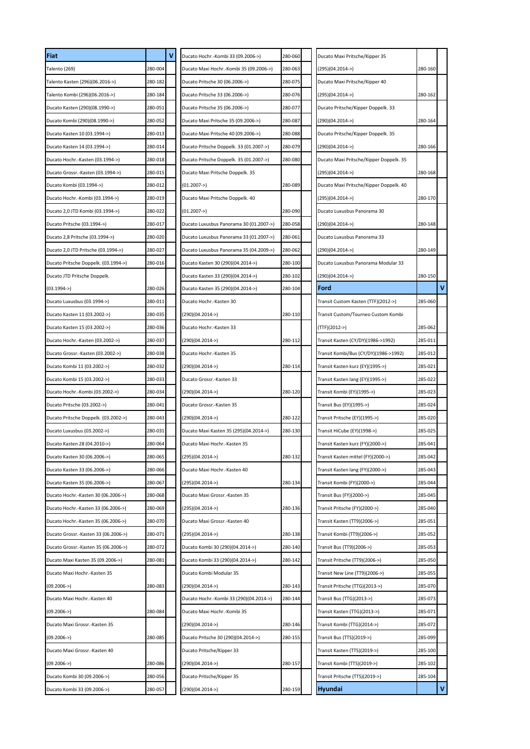| Fiat | | V |
|---|---|---|
| Talento (269) | 280-004 | |
| Talento Kasten (296)(06.2016->) | 280-182 | |
| Talento Kombi (296)(06.2016->) | 280-184 | |
| Ducato Kasten (290)(08.1990->) | 280-051 | |
| Ducato Kombi (290)(08.1990->) | 280-052 | |
| Ducato Kasten 10 (03.1994->) | 280-013 | |
| Ducato Kasten 14 (03.1994->) | 280-014 | |
| Ducato Hochr.-Kasten (03.1994->) | 280-018 | |
| Ducato Grossr.-Kasten (03.1994->) | 280-015 | |
| Ducato Kombi (03.1994->) | 280-012 | |
| Ducato Hochr.-Kombi (03.1994->) | 280-019 | |
| Ducato 2,0 JTD Kombi (03.1994->) | 280-022 | |
| Ducato Pritsche (03.1994->) | 280-017 | |
| Ducato 2,8 Pritsche (03.1994->) | 280-020 | |
| Ducato 2,0 JTD Pritsche (03.1994->) | 280-027 | |
| Ducato Pritsche Doppelk. (03.1994->) | 280-016 | |
| Ducato JTD Pritsche Doppelk. (03.1994->) | 280-026 | |
| Ducato Luxusbus (03.1994->) | 280-011 | |
| Ducato Kasten 11 (03.2002->) | 280-035 | |
| Ducato Kasten 15 (03.2002->) | 280-036 | |
| Ducato Hochr.-Kasten (03.2002->) | 280-037 | |
| Ducato Grossr.-Kasten (03.2002->) | 280-038 | |
| Ducato Kombi 11 (03.2002->) | 280-032 | |
| Ducato Kombi 15 (03.2002->) | 280-033 | |
| Ducato Hochr.-Kombi (03.2002->) | 280-034 | |
| Ducato Pritsche (03.2002->) | 280-041 | |
| Ducato Pritsche Doppelk. (03.2002->) | 280-043 | |
| Ducato Luxusbus (03.2002->) | 280-031 | |
| Ducato Kasten 28 (04.2010->) | 280-064 | |
| Ducato Kasten 30 (06.2006->) | 280-065 | |
| Ducato Kasten 33 (06.2006->) | 280-066 | |
| Ducato Kasten 35 (06.2006->) | 280-067 | |
| Ducato Hochr.-Kasten 30 (06.2006->) | 280-068 | |
| Ducato Hochr.-Kasten 33 (06.2006->) | 280-069 | |
| Ducato Hochr.-Kasten 35 (06.2006->) | 280-070 | |
| Ducato Grossr.-Kasten 33 (06.2006->) | 280-071 | |
| Ducato Grossr.-Kasten 35 (06.2006->) | 280-072 | |
| Ducato Maxi Kasten 35 (09.2006->) | 280-081 | |
| Ducato Maxi Hochr.-Kasten 35 (09.2006->) | 280-083 | |
| Ducato Maxi Hochr.-Kasten 40 (09.2006->) | 280-084 | |
| Ducato Maxi Grossr.-Kasten 35 (09.2006->) | 280-085 | |
| Ducato Maxi Grossr.-Kasten 40 (09.2006->) | 280-086 | |
| Ducato Kombi 30 (09.2006->) | 280-056 | |
| Ducato Kombi 33 (09.2006->) | 280-057 | |
| Ducato Hochr.-Kombi 33 (09.2006->) | 280-060 | |
| Ducato Maxi Hochr.-Kombi 35 (09.2006->) | 280-063 | |
| Ducato Pritsche 30 (06.2006->) | 280-075 | |
| Ducato Pritsche 33 (06.2006->) | 280-076 | |
| Ducato Pritsche 35 (06.2006->) | 280-077 | |
| Ducato Maxi Pritsche 35 (09.2006->) | 280-087 | |
| Ducato Maxi Pritsche 40 (09.2006->) | 280-088 | |
| Ducato Pritsche Doppelk. 33 (01.2007->) | 280-079 | |
| Ducato Pritsche Doppelk. 35 (01.2007->) | 280-080 | |
| Ducato Maxi Pritsche Doppelk. 35 (01.2007->) | 280-089 | |
| Ducato Maxi Pritsche Doppelk. 40 (01.2007->) | 280-090 | |
| Ducato Luxusbus Panorama 30 (01.2007->) | 280-058 | |
| Ducato Luxusbus Panorama 33 (01.2007->) | 280-061 | |
| Ducato Luxusbus Panorama 35 (04.2009->) | 280-062 | |
| Ducato Kasten 30 (290)(04.2014->) | 280-100 | |
| Ducato Kasten 33 (290)(04.2014->) | 280-102 | |
| Ducato Kasten 35 (290)(04.2014->) | 280-104 | |
| Ducato Hochr.-Kasten 30 (290)(04.2014->) | 280-110 | |
| Ducato Hochr.-Kasten 33 (290)(04.2014->) | 280-112 | |
| Ducato Hochr.-Kasten 35 (290)(04.2014->) | 280-114 | |
| Ducato Grossr.-Kasten 33 (290)(04.2014->) | 280-120 | |
| Ducato Grossr.-Kasten 35 (290)(04.2014->) | 280-122 | |
| Ducato Maxi Kasten 35 (295)(04.2014->) | 280-130 | |
| Ducato Maxi Hochr.-Kasten 35 (295)(04.2014->) | 280-132 | |
| Ducato Maxi Hochr.-Kasten 40 (295)(04.2014->) | 280-134 | |
| Ducato Maxi Grossr.-Kasten 35 (295)(04.2014->) | 280-136 | |
| Ducato Maxi Grossr.-Kasten 40 (295)(04.2014->) | 280-138 | |
| Ducato Kombi 30 (290)(04.2014->) | 280-140 | |
| Ducato Kombi 33 (290)(04.2014->) | 280-142 | |
| Ducato Kombi Modular 35 (290)(04.2014->) | 280-143 | |
| Ducato Hochr.-Kombi 33 (290)(04.2014->) | 280-144 | |
| Ducato Maxi Hochr.-Kombi 35 (290)(04.2014->) | 280-146 | |
| Ducato Pritsche 30 (290)(04.2014->) | 280-155 | |
| Ducato Pritsche/Kipper 33 (290)(04.2014->) | 280-157 | |
| Ducato Pritsche/Kipper 35 (290)(04.2014->) | 280-159 | |
| Ducato Maxi Pritsche/Kipper 35 (295)(04.2014->) | 280-160 | |
| Ducato Maxi Pritsche/Kipper 40 (295)(04.2014->) | 280-162 | |
| Ducato Pritsche/Kipper Doppelk. 33 (290)(04.2014->) | 280-164 | |
| Ducato Pritsche/Kipper Doppelk. 35 (290)(04.2014->) | 280-166 | |
| Ducato Maxi Pritsche/Kipper Doppelk. 35 (295)(04.2014->) | 280-168 | |
| Ducato Maxi Pritsche/Kipper Doppelk. 40 (295)(04.2014->) | 280-170 | |
| Ducato Luxusbus Panorama 30 (290)(04.2014->) | 280-148 | |
| Ducato Luxusbus Panorama 33 (290)(04.2014->) | 280-149 | |
| Ducato Luxusbus Panorama Modular 33 (290)(04.2014->) | 280-150 | |

| Ford | | V |
|---|---|---|
| Transit Custom Kasten (TTF)(2012->) | 285-060 | |
| Transit Custom/Tourneo Custom Kombi (TTF)(2012->) | 285-062 | |
| Transit Kasten (CY/DY)(1986->1992) | 285-011 | |
| Transit Kombi/Bus (CY/DY)(1986->1992) | 285-012 | |
| Transit Kasten kurz (EY)(1995->) | 285-021 | |
| Transit Kasten lang (EY)(1995->) | 285-022 | |
| Transit Kombi (EY)(1995->) | 285-023 | |
| Transit Bus (EY)(1995->) | 285-024 | |
| Transit Pritsche (EY)(1995->) | 285-020 | |
| Transit HiCube (EY)(1998->) | 285-025 | |
| Transit Kasten kurz (FY)(2000->) | 285-041 | |
| Transit Kasten mittel (FY)(2000->) | 285-042 | |
| Transit Kasten lang (FY)(2000->) | 285-043 | |
| Transit Kombi (FY)(2000->) | 285-044 | |
| Transit Bus (FY)(2000->) | 285-045 | |
| Transit Pritsche (FY)(2000->) | 285-040 | |
| Transit Kasten (TT9)(2006->) | 285-051 | |
| Transit Kombi (TT9)(2006->) | 285-052 | |
| Transit Bus (TT9)(2006->) | 285-053 | |
| Transit Pritsche (TT9)(2006->) | 285-050 | |
| Transit New Line (TT9)(2006->) | 285-055 | |
| Transit Pritsche (TTG)(2013->) | 285-070 | |
| Transit Bus (TTG)(2013->) | 285-073 | |
| Transit Kasten (TTG)(2013->) | 285-071 | |
| Transit Kombi (TTG)(2014->) | 285-072 | |
| Transit Bus (TTS)(2019->) | 285-099 | |
| Transit Kasten (TTS)(2019->) | 285-100 | |
| Transit Kombi (TTS)(2019->) | 285-102 | |
| Transit Pritsche (TTS)(2019->) | 285-104 | |

| Hyundai | | V |
|---|---|---|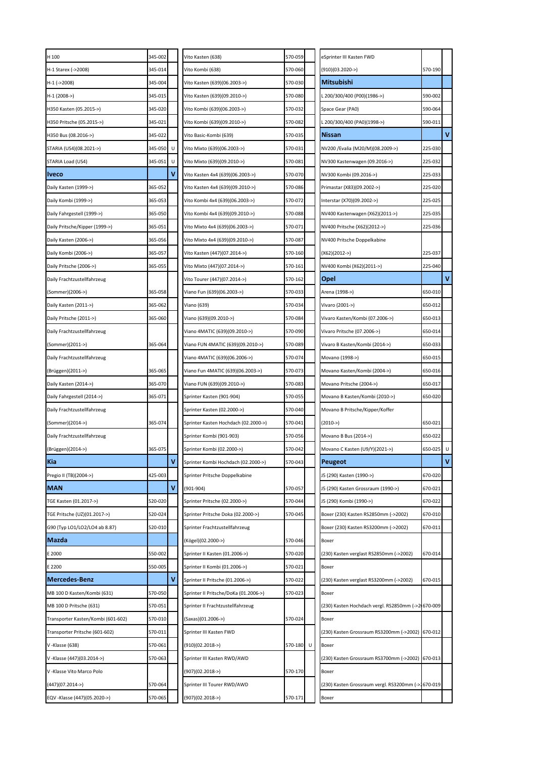| Model | Nr. | |
|---|---|---|
| H 100 | 345-002 | |
| H-1 Starex (->2008) | 345-014 | |
| H-1 (->2008) | 345-004 | |
| H-1 (2008->) | 345-015 | |
| H350 Kasten (05.2015->) | 345-020 | |
| H350 Pritsche (05.2015->) | 345-021 | |
| H350 Bus (08.2016->) | 345-022 | |
| STARIA (US4)(08.2021->) | 345-050 | U |
| STARIA Load (US4) | 345-051 | U |
| **Iveco** | | **V** |
| Daily Kasten (1999->) | 365-052 | |
| Daily Kombi (1999->) | 365-053 | |
| Daily Fahrgestell (1999->) | 365-050 | |
| Daily Pritsche/Kipper (1999->) | 365-051 | |
| Daily Kasten (2006->) | 365-056 | |
| Daily Kombi (2006->) | 365-057 | |
| Daily Pritsche (2006->) | 365-055 | |
| Daily Frachtzustellfahrzeug (Sommer)(2006->) | 365-058 | |
| Daily Kasten (2011->) | 365-062 | |
| Daily Pritsche (2011->) | 365-060 | |
| Daily Frachtzustellfahrzeug (Sommer)(2011->) | 365-064 | |
| Daily Frachtzustellfahrzeug (Brüggen)(2011->) | 365-065 | |
| Daily Kasten (2014->) | 365-070 | |
| Daily Fahrgestell (2014->) | 365-071 | |
| Daily Frachtzustellfahrzeug (Sommer)(2014->) | 365-074 | |
| Daily Frachtzustellfahrzeug (Brüggen)(2014->) | 365-075 | |
| **Kia** | | **V** |
| Pregio II (TB)(2004->) | 425-003 | |
| **MAN** | | **V** |
| TGE Kasten (01.2017->) | 520-020 | |
| TGE Pritsche (UZ)(01.2017->) | 520-024 | |
| G90 (Typ LO1/LO2/LO4 ab 8.87) | 520-010 | |
| **Mazda** | | |
| E 2000 | 550-002 | |
| E 2200 | 550-005 | |
| **Mercedes-Benz** | | **V** |
| MB 100 D Kasten/Kombi (631) | 570-050 | |
| MB 100 D Pritsche (631) | 570-051 | |
| Transporter Kasten/Kombi (601-602) | 570-010 | |
| Transporter Pritsche (601-602) | 570-011 | |
| V -Klasse (638) | 570-061 | |
| V -Klasse (447)(03.2014->) | 570-063 | |
| V -Klasse Vito Marco Polo (447)(07.2014->) | 570-064 | |
| EQV -Klasse (447)(05.2020->) | 570-065 | |
| Vito Kasten (638) | 570-059 | |
| Vito Kombi (638) | 570-060 | |
| Vito Kasten (639)(06.2003->) | 570-030 | |
| Vito Kasten (639)(09.2010->) | 570-080 | |
| Vito Kombi (639)(06.2003->) | 570-032 | |
| Vito Kombi (639)(09.2010->) | 570-082 | |
| Vito Basic-Kombi (639) | 570-035 | |
| Vito Mixto (639)(06.2003->) | 570-031 | |
| Vito Mixto (639)(09.2010->) | 570-081 | |
| Vito Kasten 4x4 (639)(06.2003->) | 570-070 | |
| Vito Kasten 4x4 (639)(09.2010->) | 570-086 | |
| Vito Kombi 4x4 (639)(06.2003->) | 570-072 | |
| Vito Kombi 4x4 (639)(09.2010->) | 570-088 | |
| Vito Mixto 4x4 (639)(06.2003->) | 570-071 | |
| Vito Mixto 4x4 (639)(09.2010->) | 570-087 | |
| Vito Kasten (447)(07.2014->) | 570-160 | |
| Vito Mixto (447)(07.2014->) | 570-161 | |
| Vito Tourer (447)(07.2014->) | 570-162 | |
| Viano Fun (639)(06.2003->) | 570-033 | |
| Viano (639) | 570-034 | |
| Viano (639)(09.2010->) | 570-084 | |
| Viano 4MATIC (639)(09.2010->) | 570-090 | |
| Viano FUN 4MATIC (639)(09.2010->) | 570-089 | |
| Viano 4MATIC (639)(06.2006->) | 570-074 | |
| Viano Fun 4MATIC (639)(06.2003->) | 570-073 | |
| Viano FUN (639)(09.2010->) | 570-083 | |
| Sprinter Kasten (901-904) | 570-055 | |
| Sprinter Kasten (02.2000->) | 570-040 | |
| Sprinter Kasten Hochdach (02.2000->) | 570-041 | |
| Sprinter Kombi (901-903) | 570-056 | |
| Sprinter Kombi (02.2000->) | 570-042 | |
| Sprinter Kombi Hochdach (02.2000->) | 570-043 | |
| Sprinter Pritsche Doppelkabine (901-904) | 570-057 | |
| Sprinter Pritsche (02.2000->) | 570-044 | |
| Sprinter Pritsche Doka (02.2000->) | 570-045 | |
| Sprinter Frachtzustellfahrzeug (Kögel)(02.2000->) | 570-046 | |
| Sprinter II Kasten (01.2006->) | 570-020 | |
| Sprinter II Kombi (01.2006->) | 570-021 | |
| Sprinter II Pritsche (01.2006->) | 570-022 | |
| Sprinter II Pritsche/DoKa (01.2006->) | 570-023 | |
| Sprinter II Frachtzustellfahrzeug (Saxas)(01.2006->) | 570-024 | |
| Sprinter III Kasten FWD (910)(02.2018->) | 570-180 | U |
| Sprinter III Kasten RWD/AWD (907)(02.2018->) | 570-170 | |
| Sprinter III Tourer RWD/AWD (907)(02.2018->) | 570-171 | |
| eSprinter III Kasten FWD (910)(03.2020->) | 570-190 | |
| **Mitsubishi** | | |
| L 200/300/400 (P00)(1986->) | 590-002 | |
| Space Gear (PA0) | 590-064 | |
| L 200/300/400 (PA0)(1998->) | 590-011 | |
| **Nissan** | | **V** |
| NV200 /Evalia (M20/M)(08.2009->) | 225-030 | |
| NV300 Kastenwagen (09.2016->) | 225-032 | |
| NV300 Kombi (09.2016->) | 225-033 | |
| Primastar (X83)(09.2002->) | 225-020 | |
| Interstar (X70)(09.2002->) | 225-025 | |
| NV400 Kastenwagen (X62)(2011->) | 225-035 | |
| NV400 Pritsche (X62)(2012->) | 225-036 | |
| NV400 Pritsche Doppelkabine (X62)(2012->) | 225-037 | |
| NV400 Kombi (X62)(2011->) | 225-040 | |
| **Opel** | | **V** |
| Arena (1998->) | 650-010 | |
| Vivaro (2001->) | 650-012 | |
| Vivaro Kasten/Kombi (07.2006->) | 650-013 | |
| Vivaro Pritsche (07.2006->) | 650-014 | |
| Vivaro B Kasten/Kombi (2014->) | 650-033 | |
| Movano (1998->) | 650-015 | |
| Movano Kasten/Kombi (2004->) | 650-016 | |
| Movano Pritsche (2004->) | 650-017 | |
| Movano B Kasten/Kombi (2010->) | 650-020 | |
| Movano B Pritsche/Kipper/Koffer (2010->) | 650-021 | |
| Movano B Bus (2014->) | 650-022 | |
| Movano C Kasten (U9/Y)(2021->) | 650-025 | U |
| **Peugeot** | | **V** |
| J5 (290) Kasten (1990->) | 670-020 | |
| J5 (290) Kasten Grossraum (1990->) | 670-021 | |
| J5 (290) Kombi (1990->) | 670-022 | |
| Boxer (230) Kasten RS2850mm (->2002) | 670-010 | |
| Boxer (230) Kasten RS3200mm (->2002) | 670-011 | |
| Boxer (230) Kasten verglast RS2850mm (->2002) | 670-014 | |
| Boxer (230) Kasten verglast RS3200mm (->2002) | 670-015 | |
| Boxer (230) Kasten Hochdach vergl. RS2850mm (->2( | 670-009 | |
| Boxer (230) Kasten Grossraum RS3200mm (->2002) | 670-012 | |
| Boxer (230) Kasten Grossraum RS3700mm (->2002) | 670-013 | |
| Boxer (230) Kasten Grossraum vergl. RS3200mm (->2 | 670-019 | |
| Boxer | | |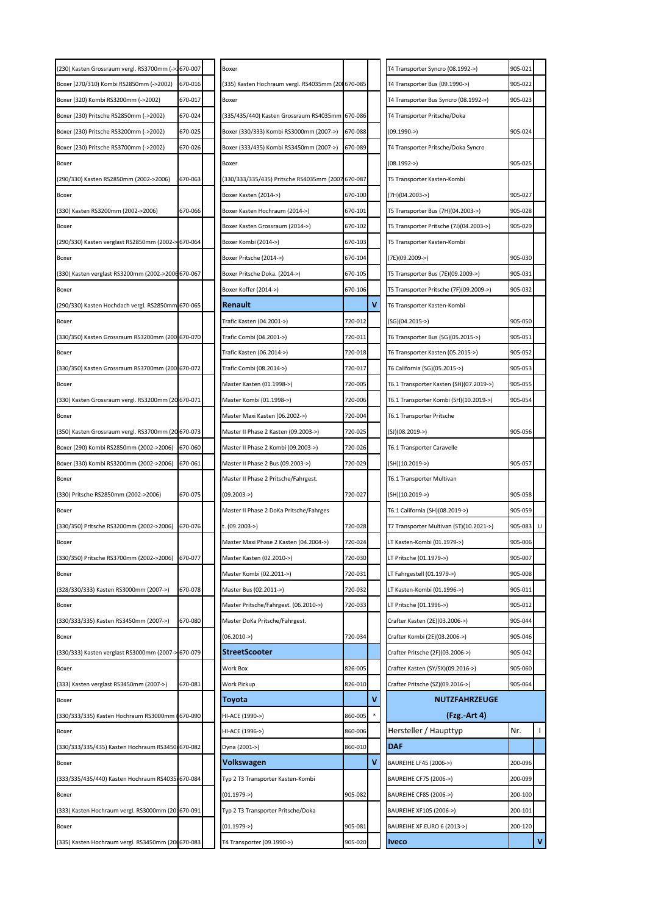| | | |
|---|---|---|
| (230) Kasten Grossraum vergl. RS3700mm (->2 | 670-007 | |
| Boxer (270/310) Kombi RS2850mm (->2002) | 670-016 | |
| Boxer (320) Kombi RS3200mm (->2002) | 670-017 | |
| Boxer (230) Pritsche RS2850mm (->2002) | 670-024 | |
| Boxer (230) Pritsche RS3200mm (->2002) | 670-025 | |
| Boxer (230) Pritsche RS3700mm (->2002) | 670-026 | |
| Boxer | | |
| (290/330) Kasten RS2850mm (2002->2006) | 670-063 | |
| Boxer | | |
| (330) Kasten RS3200mm (2002->2006) | 670-066 | |
| Boxer | | |
| (290/330) Kasten verglast RS2850mm (2002-> | 670-064 | |
| Boxer | | |
| (330) Kasten verglast RS3200mm (2002->2006 | 670-067 | |
| Boxer | | |
| (290/330) Kasten Hochdach vergl. RS2850mm | 670-065 | |
| Boxer | | |
| (330/350) Kasten Grossraum RS3200mm (200 | 670-070 | |
| Boxer | | |
| (330/350) Kasten Grossraum RS3700mm (200 | 670-072 | |
| Boxer | | |
| (330) Kasten Grossraum vergl. RS3200mm (20 | 670-071 | |
| Boxer | | |
| (350) Kasten Grossraum vergl. RS3700mm (20 | 670-073 | |
| Boxer (290) Kombi RS2850mm (2002->2006) | 670-060 | |
| Boxer (330) Kombi RS3200mm (2002->2006) | 670-061 | |
| Boxer | | |
| (330) Pritsche RS2850mm (2002->2006) | 670-075 | |
| Boxer | | |
| (330/350) Pritsche RS3200mm (2002->2006) | 670-076 | |
| Boxer | | |
| (330/350) Pritsche RS3700mm (2002->2006) | 670-077 | |
| Boxer | | |
| (328/330/333) Kasten RS3000mm (2007->) | 670-078 | |
| Boxer | | |
| (330/333/335) Kasten RS3450mm (2007->) | 670-080 | |
| Boxer | | |
| (330/333) Kasten verglast RS3000mm (2007-> | 670-079 | |
| Boxer | | |
| (333) Kasten verglast RS3450mm (2007->) | 670-081 | |
| Boxer | | |
| (330/333/335) Kasten Hochraum RS3000mm ( | 670-090 | |
| Boxer | | |
| (330/333/335/435) Kasten Hochraum RS3450 | 670-082 | |
| Boxer | | |
| (333/335/435/440) Kasten Hochraum RS4035 | 670-084 | |
| Boxer | | |
| (333) Kasten Hochraum vergl. RS3000mm (20 | 670-091 | |
| Boxer | | |
| (335) Kasten Hochraum vergl. RS3450mm (20 | 670-083 | |
| Boxer | | |
| (335) Kasten Hochraum vergl. RS4035mm (20 | 670-085 | |
| Boxer | | |
| (335/435/440) Kasten Grossraum RS4035mm | 670-086 | |
| Boxer (330/333) Kombi RS3000mm (2007->) | 670-088 | |
| Boxer (333/435) Kombi RS3450mm (2007->) | 670-089 | |
| Boxer | | |
| (330/333/335/435) Pritsche RS4035mm (2007 | 670-087 | |
| Boxer Kasten (2014->) | 670-100 | |
| Boxer Kasten Hochraum (2014->) | 670-101 | |
| Boxer Kasten Grossraum (2014->) | 670-102 | |
| Boxer Kombi (2014->) | 670-103 | |
| Boxer Pritsche (2014->) | 670-104 | |
| Boxer Pritsche Doka. (2014->) | 670-105 | |
| Boxer Koffer (2014->) | 670-106 | |
| **Renault** | | **V** |
| Trafic Kasten (04.2001->) | 720-012 | |
| Trafic Combi (04.2001->) | 720-011 | |
| Trafic Kasten (06.2014->) | 720-018 | |
| Trafic Combi (08.2014->) | 720-017 | |
| Master Kasten (01.1998->) | 720-005 | |
| Master Kombi (01.1998->) | 720-006 | |
| Master Maxi Kasten (06.2002->) | 720-004 | |
| Master II Phase 2 Kasten (09.2003->) | 720-025 | |
| Master II Phase 2 Kombi (09.2003->) | 720-026 | |
| Master II Phase 2 Bus (09.2003->) | 720-029 | |
| Master II Phase 2 Pritsche/Fahrgest. | | |
| (09.2003->) | 720-027 | |
| Master II Phase 2 DoKa Pritsche/Fahrges | | |
| t. (09.2003->) | 720-028 | |
| Master Maxi Phase 2 Kasten (04.2004->) | 720-024 | |
| Master Kasten (02.2010->) | 720-030 | |
| Master Kombi (02.2011->) | 720-031 | |
| Master Bus (02.2011->) | 720-032 | |
| Master Pritsche/Fahrgest. (06.2010->) | 720-033 | |
| Master DoKa Pritsche/Fahrgest. | | |
| (06.2010->) | 720-034 | |
| **StreetScooter** | | |
| Work Box | 826-005 | |
| Work Pickup | 826-010 | |
| **Toyota** | | **V** |
| HI-ACE (1990->) | 860-005 | * |
| HI-ACE (1996->) | 860-006 | |
| Dyna (2001->) | 860-010 | |
| **Volkswagen** | | **V** |
| Typ 2 T3 Transporter Kasten-Kombi | | |
| (01.1979->) | 905-082 | |
| Typ 2 T3 Transporter Pritsche/Doka | | |
| (01.1979->) | 905-081 | |
| T4 Transporter (09.1990->) | 905-020 | |
| T4 Transporter Syncro (08.1992->) | 905-021 | |
| T4 Transporter Bus (09.1990->) | 905-022 | |
| T4 Transporter Bus Syncro (08.1992->) | 905-023 | |
| T4 Transporter Pritsche/Doka | | |
| (09.1990->) | 905-024 | |
| T4 Transporter Pritsche/Doka Syncro | | |
| (08.1992->) | 905-025 | |
| T5 Transporter Kasten-Kombi | | |
| (7H)(04.2003->) | 905-027 | |
| T5 Transporter Bus (7H)(04.2003->) | 905-028 | |
| T5 Transporter Pritsche (7J)(04.2003->) | 905-029 | |
| T5 Transporter Kasten-Kombi | | |
| (7E)(09.2009->) | 905-030 | |
| T5 Transporter Bus (7E)(09.2009->) | 905-031 | |
| T5 Transporter Pritsche (7F)(09.2009->) | 905-032 | |
| T6 Transporter Kasten-Kombi | | |
| (SG)(04.2015->) | 905-050 | |
| T6 Transporter Bus (SG)(05.2015->) | 905-051 | |
| T6 Transporter Kasten (05.2015->) | 905-052 | |
| T6 California (SG)(05.2015->) | 905-053 | |
| T6.1 Transporter Kasten (SH)(07.2019->) | 905-055 | |
| T6.1 Transporter Kombi (SH)(10.2019->) | 905-054 | |
| T6.1 Transporter Pritsche | | |
| (SJ)(08.2019->) | 905-056 | |
| T6.1 Transporter Caravelle | | |
| (SH)(10.2019->) | 905-057 | |
| T6.1 Transporter Multivan | | |
| (SH)(10.2019->) | 905-058 | |
| T6.1 California (SH)(08.2019->) | 905-059 | |
| T7 Transporter Multivan (ST)(10.2021->) | 905-083 | U |
| LT Kasten-Kombi (01.1979->) | 905-006 | |
| LT Pritsche (01.1979->) | 905-007 | |
| LT Fahrgestell (01.1979->) | 905-008 | |
| LT Kasten-Kombi (01.1996->) | 905-011 | |
| LT Pritsche (01.1996->) | 905-012 | |
| Crafter Kasten (2E)(03.2006->) | 905-044 | |
| Crafter Kombi (2E)(03.2006->) | 905-046 | |
| Crafter Pritsche (2F)(03.2006->) | 905-042 | |
| Crafter Kasten (SY/SX)(09.2016->) | 905-060 | |
| Crafter Pritsche (SZ)(09.2016->) | 905-064 | |

## NUTZFAHRZEUGE (Fzg.-Art 4)

| Hersteller / Haupttyp | Nr. | I |
|---|---|---|
| **DAF** | | |
| BAUREIHE LF45 (2006->) | 200-096 | |
| BAUREIHE CF75 (2006->) | 200-099 | |
| BAUREIHE CF85 (2006->) | 200-100 | |
| BAUREIHE XF105 (2006->) | 200-101 | |
| BAUREIHE XF EURO 6 (2013->) | 200-120 | |
| **Iveco** | | **V** |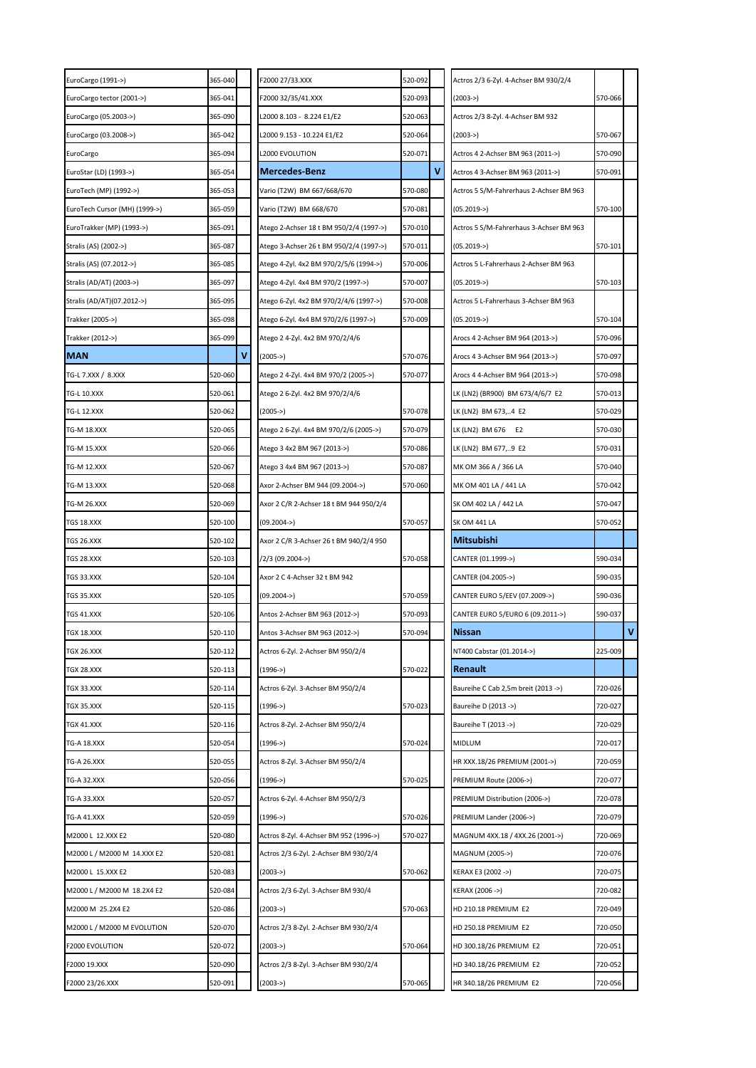| Model | Nr. | |
|---|---|---|
| EuroCargo (1991->) | 365-040 | |
| EuroCargo tector (2001->) | 365-041 | |
| EuroCargo (05.2003->) | 365-090 | |
| EuroCargo (03.2008->) | 365-042 | |
| EuroCargo | 365-094 | |
| EuroStar (LD) (1993->) | 365-054 | |
| EuroTech (MP) (1992->) | 365-053 | |
| EuroTech Cursor (MH) (1999->) | 365-059 | |
| EuroTrakker (MP) (1993->) | 365-091 | |
| Stralis (AS) (2002->) | 365-087 | |
| Stralis (AS) (07.2012->) | 365-085 | |
| Stralis (AD/AT) (2003->) | 365-097 | |
| Stralis (AD/AT)(07.2012->) | 365-095 | |
| Trakker (2005->) | 365-098 | |
| Trakker (2012->) | 365-099 | |
| **MAN** | | **V** |
| TG-L 7.XXX / 8.XXX | 520-060 | |
| TG-L 10.XXX | 520-061 | |
| TG-L 12.XXX | 520-062 | |
| TG-M 18.XXX | 520-065 | |
| TG-M 15.XXX | 520-066 | |
| TG-M 12.XXX | 520-067 | |
| TG-M 13.XXX | 520-068 | |
| TG-M 26.XXX | 520-069 | |
| TGS 18.XXX | 520-100 | |
| TGS 26.XXX | 520-102 | |
| TGS 28.XXX | 520-103 | |
| TGS 33.XXX | 520-104 | |
| TGS 35.XXX | 520-105 | |
| TGS 41.XXX | 520-106 | |
| TGX 18.XXX | 520-110 | |
| TGX 26.XXX | 520-112 | |
| TGX 28.XXX | 520-113 | |
| TGX 33.XXX | 520-114 | |
| TGX 35.XXX | 520-115 | |
| TGX 41.XXX | 520-116 | |
| TG-A 18.XXX | 520-054 | |
| TG-A 26.XXX | 520-055 | |
| TG-A 32.XXX | 520-056 | |
| TG-A 33.XXX | 520-057 | |
| TG-A 41.XXX | 520-059 | |
| M2000 L 12.XXX E2 | 520-080 | |
| M2000 L / M2000 M 14.XXX E2 | 520-081 | |
| M2000 L 15.XXX E2 | 520-083 | |
| M2000 L / M2000 M 18.2X4 E2 | 520-084 | |
| M2000 M 25.2X4 E2 | 520-086 | |
| M2000 L / M2000 M EVOLUTION | 520-070 | |
| F2000 EVOLUTION | 520-072 | |
| F2000 19.XXX | 520-090 | |
| F2000 23/26.XXX | 520-091 | |
| F2000 27/33.XXX | 520-092 | |
| F2000 32/35/41.XXX | 520-093 | |
| L2000 8.103 - 8.224 E1/E2 | 520-063 | |
| L2000 9.153 - 10.224 E1/E2 | 520-064 | |
| L2000 EVOLUTION | 520-071 | |
| **Mercedes-Benz** | | **V** |
| Vario (T2W) BM 667/668/670 | 570-080 | |
| Vario (T2W) BM 668/670 | 570-081 | |
| Atego 2-Achser 18 t BM 950/2/4 (1997->) | 570-010 | |
| Atego 3-Achser 26 t BM 950/2/4 (1997->) | 570-011 | |
| Atego 4-Zyl. 4x2 BM 970/2/5/6 (1994->) | 570-006 | |
| Atego 4-Zyl. 4x4 BM 970/2 (1997->) | 570-007 | |
| Atego 6-Zyl. 4x2 BM 970/2/4/6 (1997->) | 570-008 | |
| Atego 6-Zyl. 4x4 BM 970/2/6 (1997->) | 570-009 | |
| Atego 2 4-Zyl. 4x2 BM 970/2/4/6 (2005->) | 570-076 | |
| Atego 2 4-Zyl. 4x4 BM 970/2 (2005->) | 570-077 | |
| Atego 2 6-Zyl. 4x2 BM 970/2/4/6 (2005->) | 570-078 | |
| Atego 2 6-Zyl. 4x4 BM 970/2/6 (2005->) | 570-079 | |
| Atego 3 4x2 BM 967 (2013->) | 570-086 | |
| Atego 3 4x4 BM 967 (2013->) | 570-087 | |
| Axor 2-Achser BM 944 (09.2004->) | 570-060 | |
| Axor 2 C/R 2-Achser 18 t BM 944 950/2/4 (09.2004->) | 570-057 | |
| Axor 2 C/R 3-Achser 26 t BM 940/2/4 950 /2/3 (09.2004->) | 570-058 | |
| Axor 2 C 4-Achser 32 t BM 942 (09.2004->) | 570-059 | |
| Antos 2-Achser BM 963 (2012->) | 570-093 | |
| Antos 3-Achser BM 963 (2012->) | 570-094 | |
| Actros 6-Zyl. 2-Achser BM 950/2/4 (1996->) | 570-022 | |
| Actros 6-Zyl. 3-Achser BM 950/2/4 (1996->) | 570-023 | |
| Actros 8-Zyl. 2-Achser BM 950/2/4 (1996->) | 570-024 | |
| Actros 8-Zyl. 3-Achser BM 950/2/4 (1996->) | 570-025 | |
| Actros 6-Zyl. 4-Achser BM 950/2/3 (1996->) | 570-026 | |
| Actros 8-Zyl. 4-Achser BM 952 (1996->) | 570-027 | |
| Actros 2/3 6-Zyl. 2-Achser BM 930/2/4 (2003->) | 570-062 | |
| Actros 2/3 6-Zyl. 3-Achser BM 930/4 (2003->) | 570-063 | |
| Actros 2/3 8-Zyl. 2-Achser BM 930/2/4 (2003->) | 570-064 | |
| Actros 2/3 8-Zyl. 3-Achser BM 930/2/4 (2003->) | 570-065 | |
| Actros 2/3 6-Zyl. 4-Achser BM 930/2/4 (2003->) | 570-066 | |
| Actros 2/3 8-Zyl. 4-Achser BM 932 (2003->) | 570-067 | |
| Actros 4 2-Achser BM 963 (2011->) | 570-090 | |
| Actros 4 3-Achser BM 963 (2011->) | 570-091 | |
| Actros 5 S/M-Fahrerhaus 2-Achser BM 963 (05.2019->) | 570-100 | |
| Actros 5 S/M-Fahrerhaus 3-Achser BM 963 (05.2019->) | 570-101 | |
| Actros 5 L-Fahrerhaus 2-Achser BM 963 (05.2019->) | 570-103 | |
| Actros 5 L-Fahrerhaus 3-Achser BM 963 (05.2019->) | 570-104 | |
| Arocs 4 2-Achser BM 964 (2013->) | 570-096 | |
| Arocs 4 3-Achser BM 964 (2013->) | 570-097 | |
| Arocs 4 4-Achser BM 964 (2013->) | 570-098 | |
| LK (LN2) (BR900) BM 673/4/6/7 E2 | 570-013 | |
| LK (LN2) BM 673,..4 E2 | 570-029 | |
| LK (LN2) BM 676 E2 | 570-030 | |
| LK (LN2) BM 677,..9 E2 | 570-031 | |
| MK OM 366 A / 366 LA | 570-040 | |
| MK OM 401 LA / 441 LA | 570-042 | |
| SK OM 402 LA / 442 LA | 570-047 | |
| SK OM 441 LA | 570-052 | |
| **Mitsubishi** | | |
| CANTER (01.1999->) | 590-034 | |
| CANTER (04.2005->) | 590-035 | |
| CANTER EURO 5/EEV (07.2009->) | 590-036 | |
| CANTER EURO 5/EURO 6 (09.2011->) | 590-037 | |
| **Nissan** | | **V** |
| NT400 Cabstar (01.2014->) | 225-009 | |
| **Renault** | | |
| Baureihe C Cab 2,5m breit (2013 ->) | 720-026 | |
| Baureihe D (2013 ->) | 720-027 | |
| Baureihe T (2013 ->) | 720-029 | |
| MIDLUM | 720-017 | |
| HR XXX.18/26 PREMIUM (2001->) | 720-059 | |
| PREMIUM Route (2006->) | 720-077 | |
| PREMIUM Distribution (2006->) | 720-078 | |
| PREMIUM Lander (2006->) | 720-079 | |
| MAGNUM 4XX.18 / 4XX.26 (2001->) | 720-069 | |
| MAGNUM (2005->) | 720-076 | |
| KERAX E3 (2002 ->) | 720-075 | |
| KERAX (2006 ->) | 720-082 | |
| HD 210.18 PREMIUM E2 | 720-049 | |
| HD 250.18 PREMIUM E2 | 720-050 | |
| HD 300.18/26 PREMIUM E2 | 720-051 | |
| HD 340.18/26 PREMIUM E2 | 720-052 | |
| HR 340.18/26 PREMIUM E2 | 720-056 | |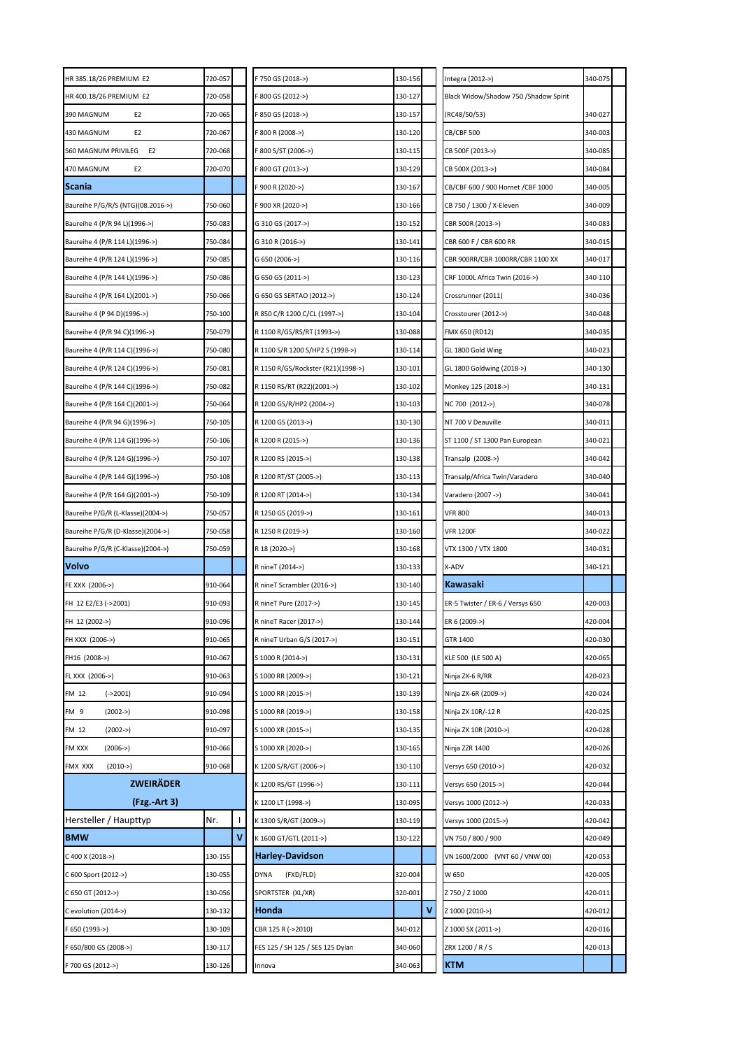| | | |
|---|---|---|
| HR 385.18/26 PREMIUM E2 | 720-057 | |
| HR 400.18/26 PREMIUM E2 | 720-058 | |
| 390 MAGNUM E2 | 720-065 | |
| 430 MAGNUM E2 | 720-067 | |
| 560 MAGNUM PRIVILEG E2 | 720-068 | |
| 470 MAGNUM E2 | 720-070 | |
| **Scania** | | |
| Baureihe P/G/R/S (NTG)(08.2016->) | 750-060 | |
| Baureihe 4 (P/R 94 L)(1996->) | 750-083 | |
| Baureihe 4 (P/R 114 L)(1996->) | 750-084 | |
| Baureihe 4 (P/R 124 L)(1996->) | 750-085 | |
| Baureihe 4 (P/R 144 L)(1996->) | 750-086 | |
| Baureihe 4 (P/R 164 L)(2001->) | 750-066 | |
| Baureihe 4 (P 94 D)(1996->) | 750-100 | |
| Baureihe 4 (P/R 94 C)(1996->) | 750-079 | |
| Baureihe 4 (P/R 114 C)(1996->) | 750-080 | |
| Baureihe 4 (P/R 124 C)(1996->) | 750-081 | |
| Baureihe 4 (P/R 144 C)(1996->) | 750-082 | |
| Baureihe 4 (P/R 164 C)(2001->) | 750-064 | |
| Baureihe 4 (P/R 94 G)(1996->) | 750-105 | |
| Baureihe 4 (P/R 114 G)(1996->) | 750-106 | |
| Baureihe 4 (P/R 124 G)(1996->) | 750-107 | |
| Baureihe 4 (P/R 144 G)(1996->) | 750-108 | |
| Baureihe 4 (P/R 164 G)(2001->) | 750-109 | |
| Baureihe P/G/R (L-Klasse)(2004->) | 750-057 | |
| Baureihe P/G/R (D-Klasse)(2004->) | 750-058 | |
| Baureihe P/G/R (C-Klasse)(2004->) | 750-059 | |
| **Volvo** | | |
| FE XXX (2006->) | 910-064 | |
| FH 12 E2/E3 (->2001) | 910-093 | |
| FH 12 (2002->) | 910-096 | |
| FH XXX (2006->) | 910-065 | |
| FH16 (2008->) | 910-067 | |
| FL XXX (2006->) | 910-063 | |
| FM 12 (->2001) | 910-094 | |
| FM 9 (2002->) | 910-098 | |
| FM 12 (2002->) | 910-097 | |
| FM XXX (2006->) | 910-066 | |
| FMX XXX (2010->) | 910-068 | |
| **ZWEIRÄDER (Fzg.-Art 3)** | | |
| Hersteller / Haupttyp | Nr. | I |
| **BMW** | | **V** |
| C 400 X (2018->) | 130-155 | |
| C 600 Sport (2012->) | 130-055 | |
| C 650 GT (2012->) | 130-056 | |
| C evolution (2014->) | 130-132 | |
| F 650 (1993->) | 130-109 | |
| F 650/800 GS (2008->) | 130-117 | |
| F 700 GS (2012->) | 130-126 | |
| F 750 GS (2018->) | 130-156 | |
| F 800 GS (2012->) | 130-127 | |
| F 850 GS (2018->) | 130-157 | |
| F 800 R (2008->) | 130-120 | |
| F 800 S/ST (2006->) | 130-115 | |
| F 800 GT (2013->) | 130-129 | |
| F 900 R (2020->) | 130-167 | |
| F 900 XR (2020->) | 130-166 | |
| G 310 GS (2017->) | 130-152 | |
| G 310 R (2016->) | 130-141 | |
| G 650 (2006->) | 130-116 | |
| G 650 GS (2011->) | 130-123 | |
| G 650 GS SERTAO (2012->) | 130-124 | |
| R 850 C/R 1200 C/CL (1997->) | 130-104 | |
| R 1100 R/GS/RS/RT (1993->) | 130-088 | |
| R 1100 S/R 1200 S/HP2 S (1998->) | 130-114 | |
| R 1150 R/GS/Rockster (R21)(1998->) | 130-101 | |
| R 1150 RS/RT (R22)(2001->) | 130-102 | |
| R 1200 GS/R/HP2 (2004->) | 130-103 | |
| R 1200 GS (2013->) | 130-130 | |
| R 1200 R (2015->) | 130-136 | |
| R 1200 RS (2015->) | 130-138 | |
| R 1200 RT/ST (2005->) | 130-113 | |
| R 1200 RT (2014->) | 130-134 | |
| R 1250 GS (2019->) | 130-161 | |
| R 1250 R (2019->) | 130-160 | |
| R 18 (2020->) | 130-168 | |
| R nineT (2014->) | 130-133 | |
| R nineT Scrambler (2016->) | 130-140 | |
| R nineT Pure (2017->) | 130-145 | |
| R nineT Racer (2017->) | 130-144 | |
| R nineT Urban G/S (2017->) | 130-151 | |
| S 1000 R (2014->) | 130-131 | |
| S 1000 RR (2009->) | 130-121 | |
| S 1000 RR (2015->) | 130-139 | |
| S 1000 RR (2019->) | 130-158 | |
| S 1000 XR (2015->) | 130-135 | |
| S 1000 XR (2020->) | 130-165 | |
| K 1200 S/R/GT (2006->) | 130-110 | |
| K 1200 RS/GT (1996->) | 130-111 | |
| K 1200 LT (1998->) | 130-095 | |
| K 1300 S/R/GT (2009->) | 130-119 | |
| K 1600 GT/GTL (2011->) | 130-122 | |
| **Harley-Davidson** | | |
| DYNA (FXD/FLD) | 320-004 | |
| SPORTSTER (XL/XR) | 320-001 | |
| **Honda** | | **V** |
| CBR 125 R (->2010) | 340-012 | |
| FES 125 / SH 125 / SES 125 Dylan | 340-060 | |
| Innova | 340-063 | |
| Integra (2012->) | 340-075 | |
| Black Widow/Shadow 750 /Shadow Spirit (RC48/50/53) | 340-027 | |
| CB/CBF 500 | 340-003 | |
| CB 500F (2013->) | 340-085 | |
| CB 500X (2013->) | 340-084 | |
| CB/CBF 600 / 900 Hornet /CBF 1000 | 340-005 | |
| CB 750 / 1300 / X-Eleven | 340-009 | |
| CBR 500R (2013->) | 340-083 | |
| CBR 600 F / CBR 600 RR | 340-015 | |
| CBR 900RR/CBR 1000RR/CBR 1100 XX | 340-017 | |
| CRF 1000L Africa Twin (2016->) | 340-110 | |
| Crossrunner (2011) | 340-036 | |
| Crosstourer (2012->) | 340-048 | |
| FMX 650 (RD12) | 340-035 | |
| GL 1800 Gold Wing | 340-023 | |
| GL 1800 Goldwing (2018->) | 340-130 | |
| Monkey 125 (2018->) | 340-131 | |
| NC 700 (2012->) | 340-078 | |
| NT 700 V Deauville | 340-011 | |
| ST 1100 / ST 1300 Pan European | 340-021 | |
| Transalp (2008->) | 340-042 | |
| Transalp/Africa Twin/Varadero | 340-040 | |
| Varadero (2007 ->) | 340-041 | |
| VFR 800 | 340-013 | |
| VFR 1200F | 340-022 | |
| VTX 1300 / VTX 1800 | 340-031 | |
| X-ADV | 340-121 | |
| **Kawasaki** | | |
| ER-5 Twister / ER-6 / Versys 650 | 420-003 | |
| ER 6 (2009->) | 420-004 | |
| GTR 1400 | 420-030 | |
| KLE 500 (LE 500 A) | 420-065 | |
| Ninja ZX-6 R/RR | 420-023 | |
| Ninja ZX-6R (2009->) | 420-024 | |
| Ninja ZX 10R/-12 R | 420-025 | |
| Ninja ZX 10R (2010->) | 420-028 | |
| Ninja ZZR 1400 | 420-026 | |
| Versys 650 (2010->) | 420-032 | |
| Versys 650 (2015->) | 420-044 | |
| Versys 1000 (2012->) | 420-033 | |
| Versys 1000 (2015->) | 420-042 | |
| VN 750 / 800 / 900 | 420-049 | |
| VN 1600/2000 (VNT 60 / VNW 00) | 420-053 | |
| W 650 | 420-005 | |
| Z 750 / Z 1000 | 420-011 | |
| Z 1000 (2010->) | 420-012 | |
| Z 1000 SX (2011->) | 420-016 | |
| ZRX 1200 / R / S | 420-013 | |
| **KTM** | | |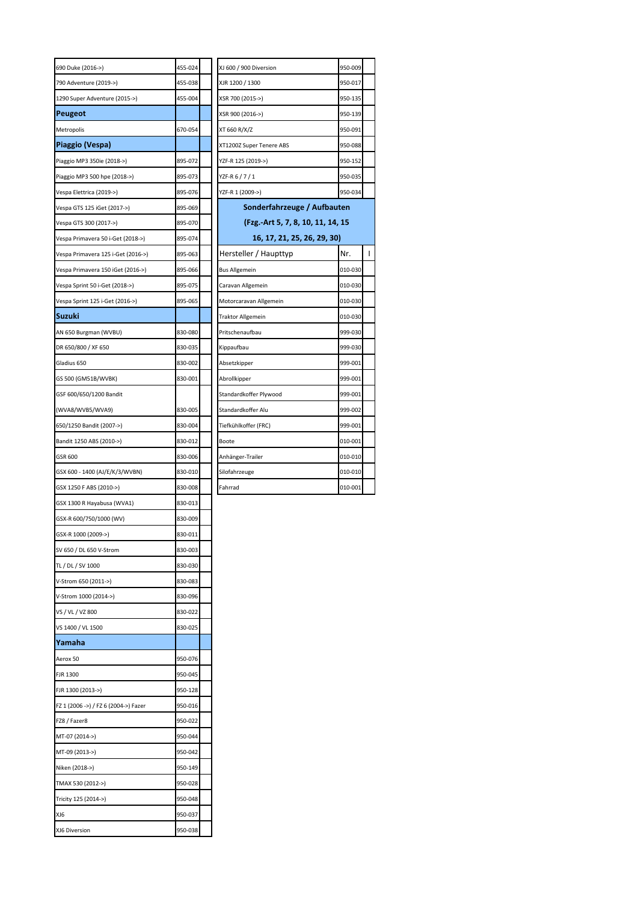| | | |
|---|---|---|
| 690 Duke (2016->) | 455-024 | |
| 790 Adventure (2019->) | 455-038 | |
| 1290 Super Adventure (2015->) | 455-004 | |
| **Peugeot** | | |
| Metropolis | 670-054 | |
| **Piaggio (Vespa)** | | |
| Piaggio MP3 350ie (2018->) | 895-072 | |
| Piaggio MP3 500 hpe (2018->) | 895-073 | |
| Vespa Elettrica (2019->) | 895-076 | |
| Vespa GTS 125 iGet (2017->) | 895-069 | |
| Vespa GTS 300 (2017->) | 895-070 | |
| Vespa Primavera 50 i-Get (2018->) | 895-074 | |
| Vespa Primavera 125 i-Get (2016->) | 895-063 | |
| Vespa Primavera 150 iGet (2016->) | 895-066 | |
| Vespa Sprint 50 i-Get (2018->) | 895-075 | |
| Vespa Sprint 125 i-Get (2016->) | 895-065 | |
| **Suzuki** | | |
| AN 650 Burgman (WVBU) | 830-080 | |
| DR 650/800 / XF 650 | 830-035 | |
| Gladius 650 | 830-002 | |
| GS 500 (GM51B/WVBK) | 830-001 | |
| GSF 600/650/1200 Bandit | | |
| (WVA8/WVB5/WVA9) | 830-005 | |
| 650/1250 Bandit (2007->) | 830-004 | |
| Bandit 1250 ABS (2010->) | 830-012 | |
| GSR 600 | 830-006 | |
| GSX 600 - 1400 (AJ/E/K/3/WVBN) | 830-010 | |
| GSX 1250 F ABS (2010->) | 830-008 | |
| GSX 1300 R Hayabusa (WVA1) | 830-013 | |
| GSX-R 600/750/1000 (WV) | 830-009 | |
| GSX-R 1000 (2009->) | 830-011 | |
| SV 650 / DL 650 V-Strom | 830-003 | |
| TL / DL / SV 1000 | 830-030 | |
| V-Strom 650 (2011->) | 830-083 | |
| V-Strom 1000 (2014->) | 830-096 | |
| VS / VL / VZ 800 | 830-022 | |
| VS 1400 / VL 1500 | 830-025 | |
| **Yamaha** | | |
| Aerox 50 | 950-076 | |
| FJR 1300 | 950-045 | |
| FJR 1300 (2013->) | 950-128 | |
| FZ 1 (2006 ->) / FZ 6 (2004->) Fazer | 950-016 | |
| FZ8 / Fazer8 | 950-022 | |
| MT-07 (2014->) | 950-044 | |
| MT-09 (2013->) | 950-042 | |
| Niken (2018->) | 950-149 | |
| TMAX 530 (2012->) | 950-028 | |
| Tricity 125 (2014->) | 950-048 | |
| XJ6 | 950-037 | |
| XJ6 Diversion | 950-038 | |
| XJ 600 / 900 Diversion | 950-009 | |
| XJR 1200 / 1300 | 950-017 | |
| XSR 700 (2015->) | 950-135 | |
| XSR 900 (2016->) | 950-139 | |
| XT 660 R/X/Z | 950-091 | |
| XT1200Z Super Tenere ABS | 950-088 | |
| YZF-R 125 (2019->) | 950-152 | |
| YZF-R 6 / 7 / 1 | 950-035 | |
| YZF-R 1 (2009->) | 950-034 | |

**Sonderfahrzeuge / Aufbauten**

**(Fzg.-Art 5, 7, 8, 10, 11, 14, 15 16, 17, 21, 25, 26, 29, 30)**

| Hersteller / Haupttyp | Nr. | I |
|---|---|---|
| Bus Allgemein | 010-030 | |
| Caravan Allgemein | 010-030 | |
| Motorcaravan Allgemein | 010-030 | |
| Traktor Allgemein | 010-030 | |
| Pritschenaufbau | 999-030 | |
| Kippaufbau | 999-030 | |
| Absetzkipper | 999-001 | |
| Abrollkipper | 999-001 | |
| Standardkoffer Plywood | 999-001 | |
| Standardkoffer Alu | 999-002 | |
| Tiefkühlkoffer (FRC) | 999-001 | |
| Boote | 010-001 | |
| Anhänger-Trailer | 010-010 | |
| Silofahrzeuge | 010-010 | |
| Fahrrad | 010-001 | |